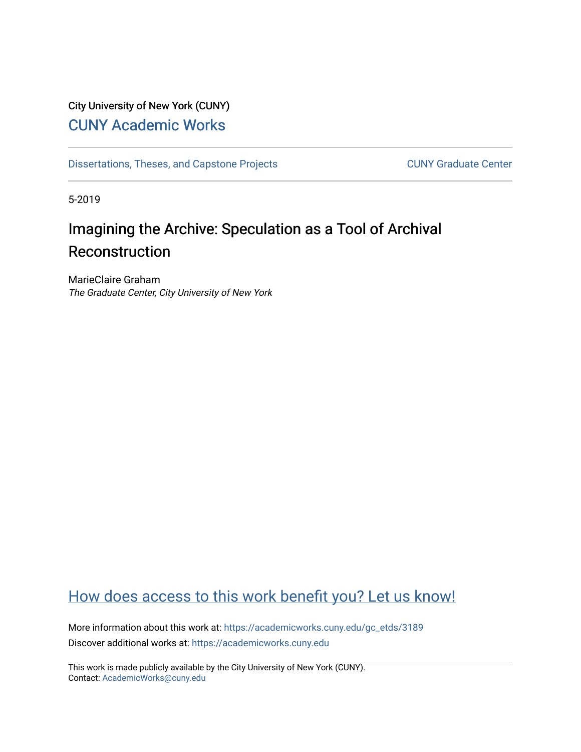City University of New York (CUNY)

[CUNY Academic Works](https://academicworks.cuny.edu)

---

Dissertations, Theses, and Capstone Projects | CUNY Graduate Center

---

5-2019

# Imagining the Archive: Speculation as a Tool of Archival Reconstruction

MarieClaire Graham
*The Graduate Center, City University of New York*

## How does access to this work benefit you? Let us know!

More information about this work at: https://academicworks.cuny.edu/gc_etds/3189
Discover additional works at: https://academicworks.cuny.edu

This work is made publicly available by the City University of New York (CUNY).
Contact: AcademicWorks@cuny.edu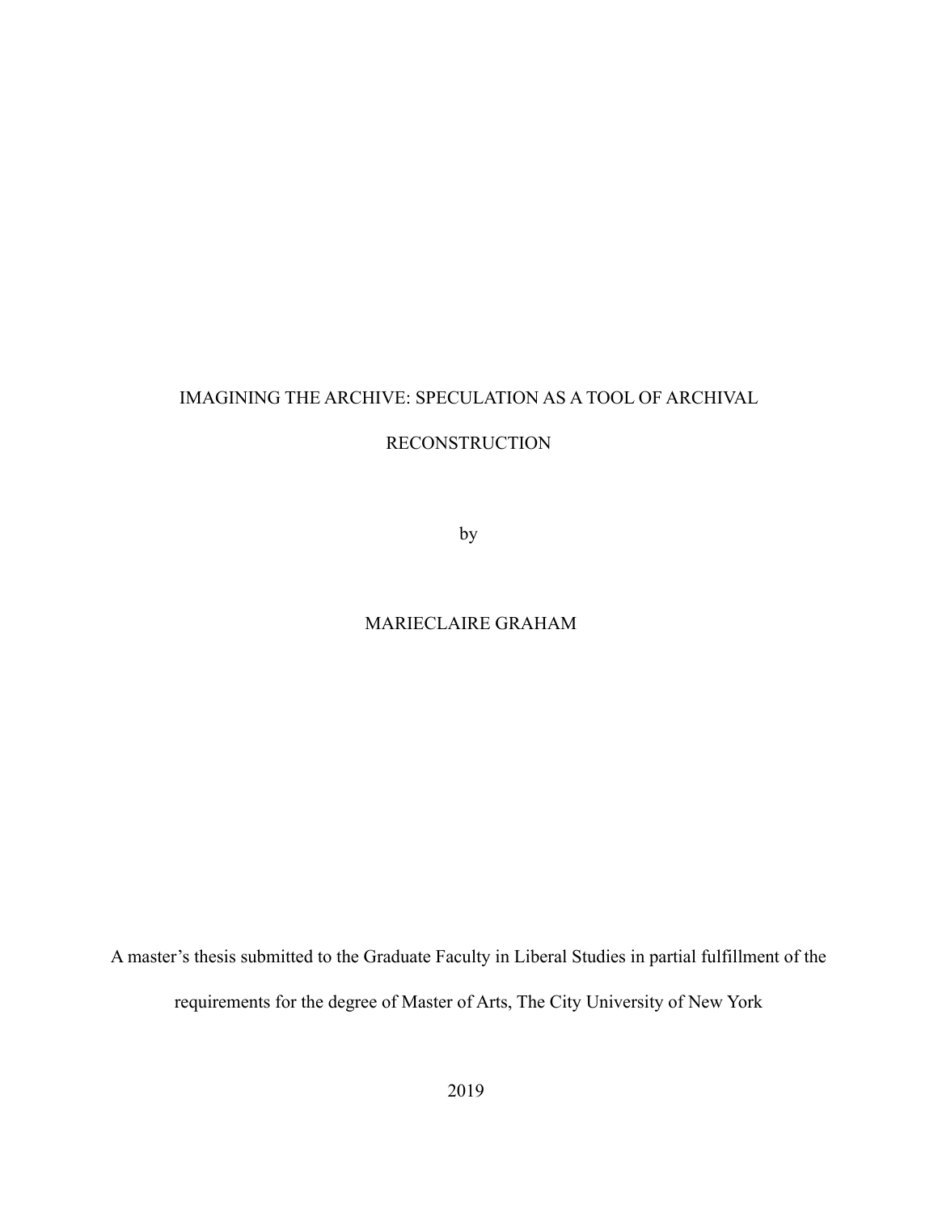IMAGINING THE ARCHIVE: SPECULATION AS A TOOL OF ARCHIVAL RECONSTRUCTION

by

MARIECLAIRE GRAHAM

A master's thesis submitted to the Graduate Faculty in Liberal Studies in partial fulfillment of the requirements for the degree of Master of Arts, The City University of New York

2019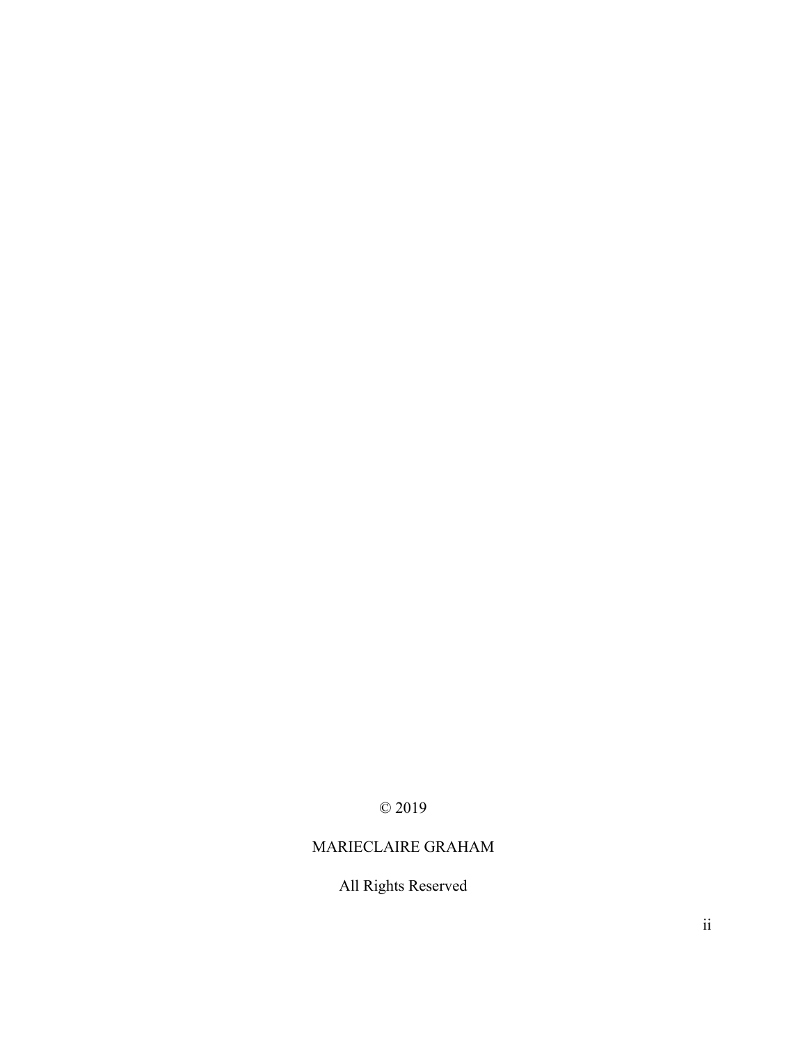© 2019

MARIECLAIRE GRAHAM

All Rights Reserved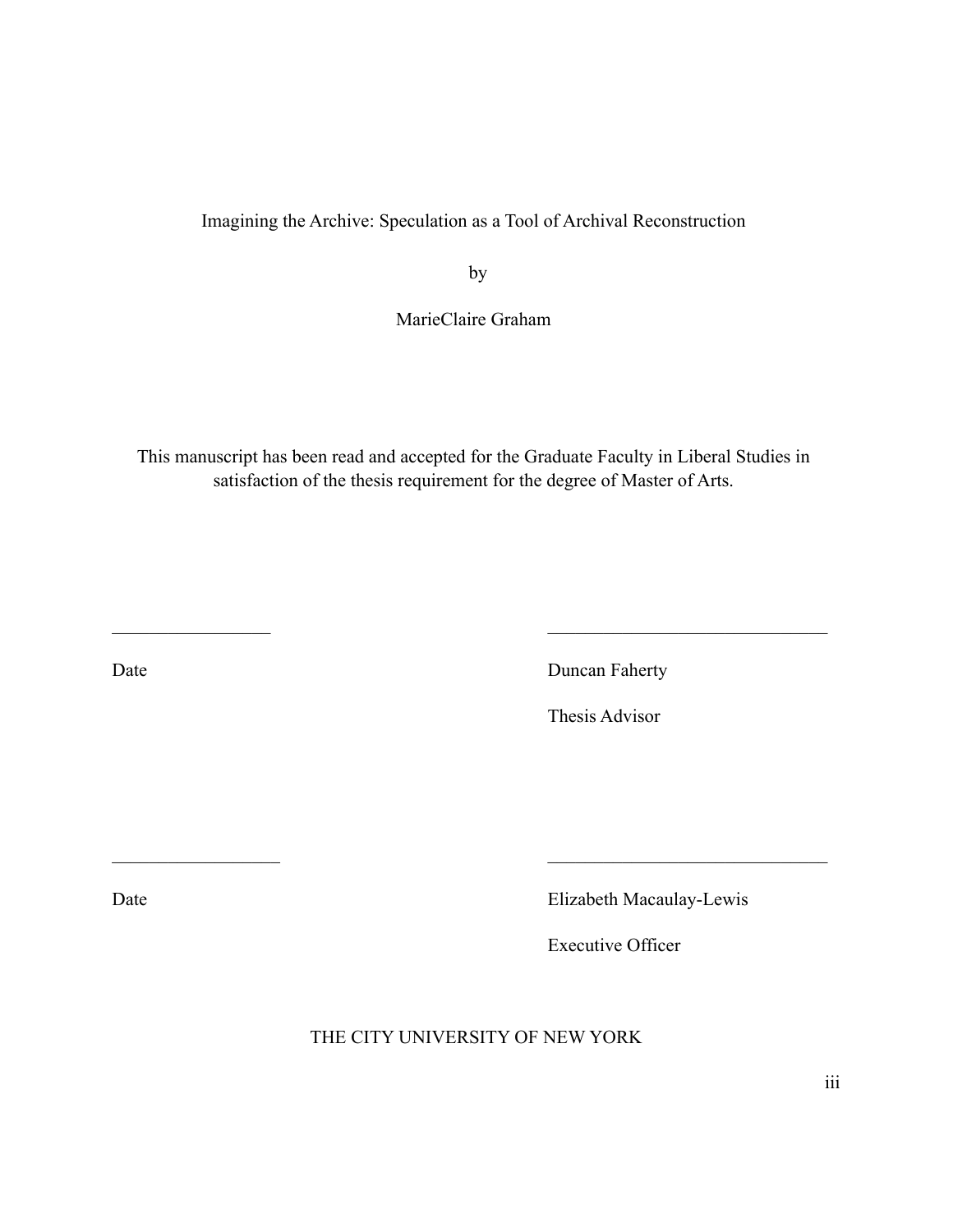Imagining the Archive: Speculation as a Tool of Archival Reconstruction

by

MarieClaire Graham

This manuscript has been read and accepted for the Graduate Faculty in Liberal Studies in satisfaction of the thesis requirement for the degree of Master of Arts.

_________________ _______________________________

Date Duncan Faherty

Thesis Advisor

__________________ _______________________________

Date Elizabeth Macaulay-Lewis

Executive Officer

THE CITY UNIVERSITY OF NEW YORK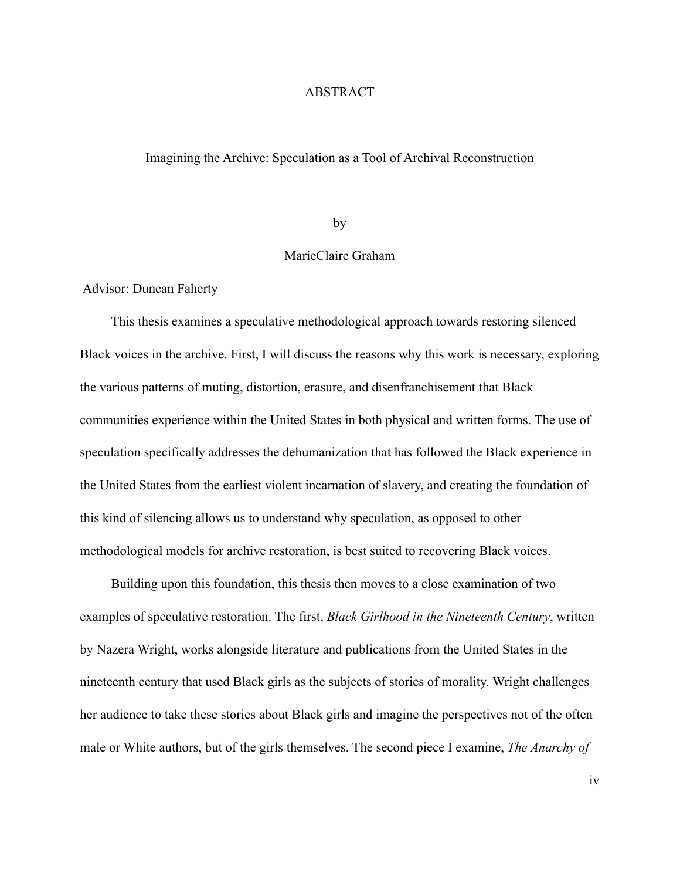# ABSTRACT

## Imagining the Archive: Speculation as a Tool of Archival Reconstruction

by

MarieClaire Graham

Advisor: Duncan Faherty

This thesis examines a speculative methodological approach towards restoring silenced Black voices in the archive. First, I will discuss the reasons why this work is necessary, exploring the various patterns of muting, distortion, erasure, and disenfranchisement that Black communities experience within the United States in both physical and written forms. The use of speculation specifically addresses the dehumanization that has followed the Black experience in the United States from the earliest violent incarnation of slavery, and creating the foundation of this kind of silencing allows us to understand why speculation, as opposed to other methodological models for archive restoration, is best suited to recovering Black voices.

Building upon this foundation, this thesis then moves to a close examination of two examples of speculative restoration. The first, *Black Girlhood in the Nineteenth Century*, written by Nazera Wright, works alongside literature and publications from the United States in the nineteenth century that used Black girls as the subjects of stories of morality. Wright challenges her audience to take these stories about Black girls and imagine the perspectives not of the often male or White authors, but of the girls themselves. The second piece I examine, *The Anarchy of*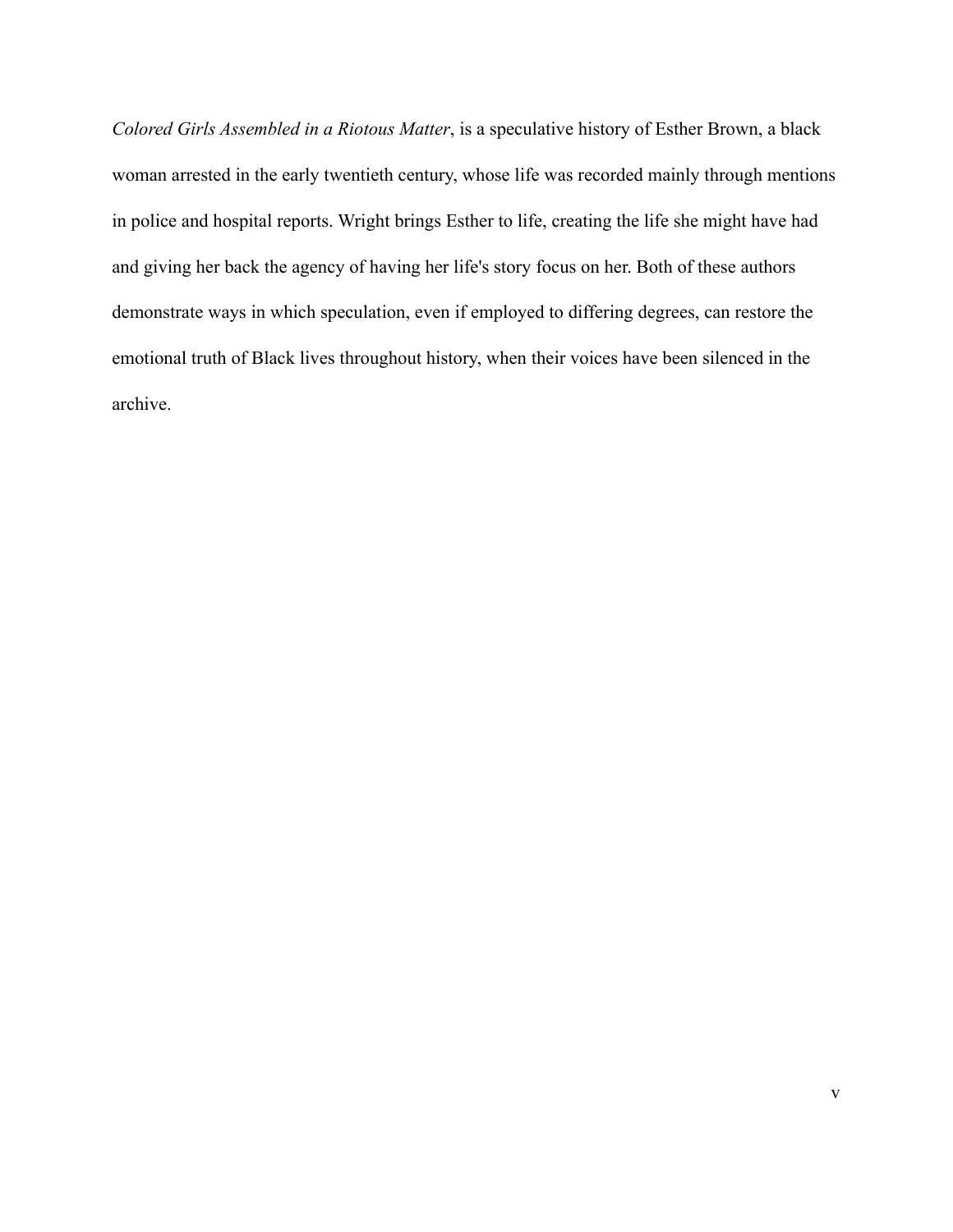*Colored Girls Assembled in a Riotous Matter*, is a speculative history of Esther Brown, a black woman arrested in the early twentieth century, whose life was recorded mainly through mentions in police and hospital reports. Wright brings Esther to life, creating the life she might have had and giving her back the agency of having her life's story focus on her. Both of these authors demonstrate ways in which speculation, even if employed to differing degrees, can restore the emotional truth of Black lives throughout history, when their voices have been silenced in the archive.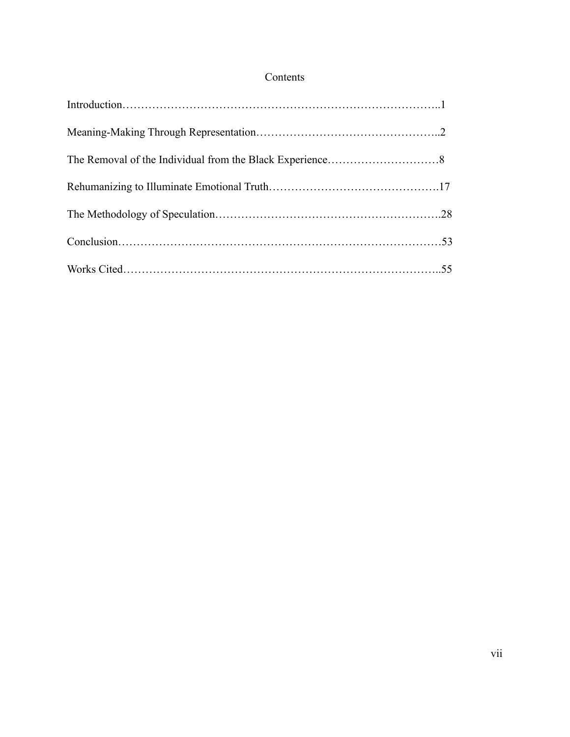# Contents

Introduction……………………………………………………………………………..1

Meaning-Making Through Representation…………………………………………..2

The Removal of the Individual from the Black Experience…………………………8

Rehumanizing to Illuminate Emotional Truth……………………………………….17

The Methodology of Speculation…………………………………………………..28

Conclusion…………………………………………………………………………53

Works Cited………………………………………………………………………..55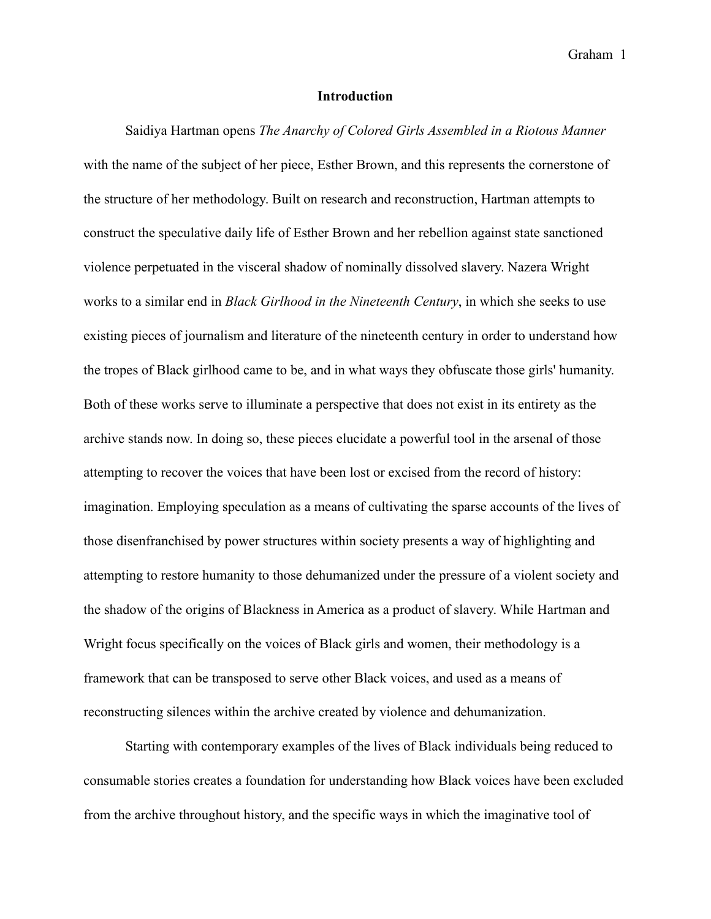## Introduction

Saidiya Hartman opens *The Anarchy of Colored Girls Assembled in a Riotous Manner* with the name of the subject of her piece, Esther Brown, and this represents the cornerstone of the structure of her methodology. Built on research and reconstruction, Hartman attempts to construct the speculative daily life of Esther Brown and her rebellion against state sanctioned violence perpetuated in the visceral shadow of nominally dissolved slavery. Nazera Wright works to a similar end in *Black Girlhood in the Nineteenth Century*, in which she seeks to use existing pieces of journalism and literature of the nineteenth century in order to understand how the tropes of Black girlhood came to be, and in what ways they obfuscate those girls' humanity. Both of these works serve to illuminate a perspective that does not exist in its entirety as the archive stands now. In doing so, these pieces elucidate a powerful tool in the arsenal of those attempting to recover the voices that have been lost or excised from the record of history: imagination. Employing speculation as a means of cultivating the sparse accounts of the lives of those disenfranchised by power structures within society presents a way of highlighting and attempting to restore humanity to those dehumanized under the pressure of a violent society and the shadow of the origins of Blackness in America as a product of slavery. While Hartman and Wright focus specifically on the voices of Black girls and women, their methodology is a framework that can be transposed to serve other Black voices, and used as a means of reconstructing silences within the archive created by violence and dehumanization.

Starting with contemporary examples of the lives of Black individuals being reduced to consumable stories creates a foundation for understanding how Black voices have been excluded from the archive throughout history, and the specific ways in which the imaginative tool of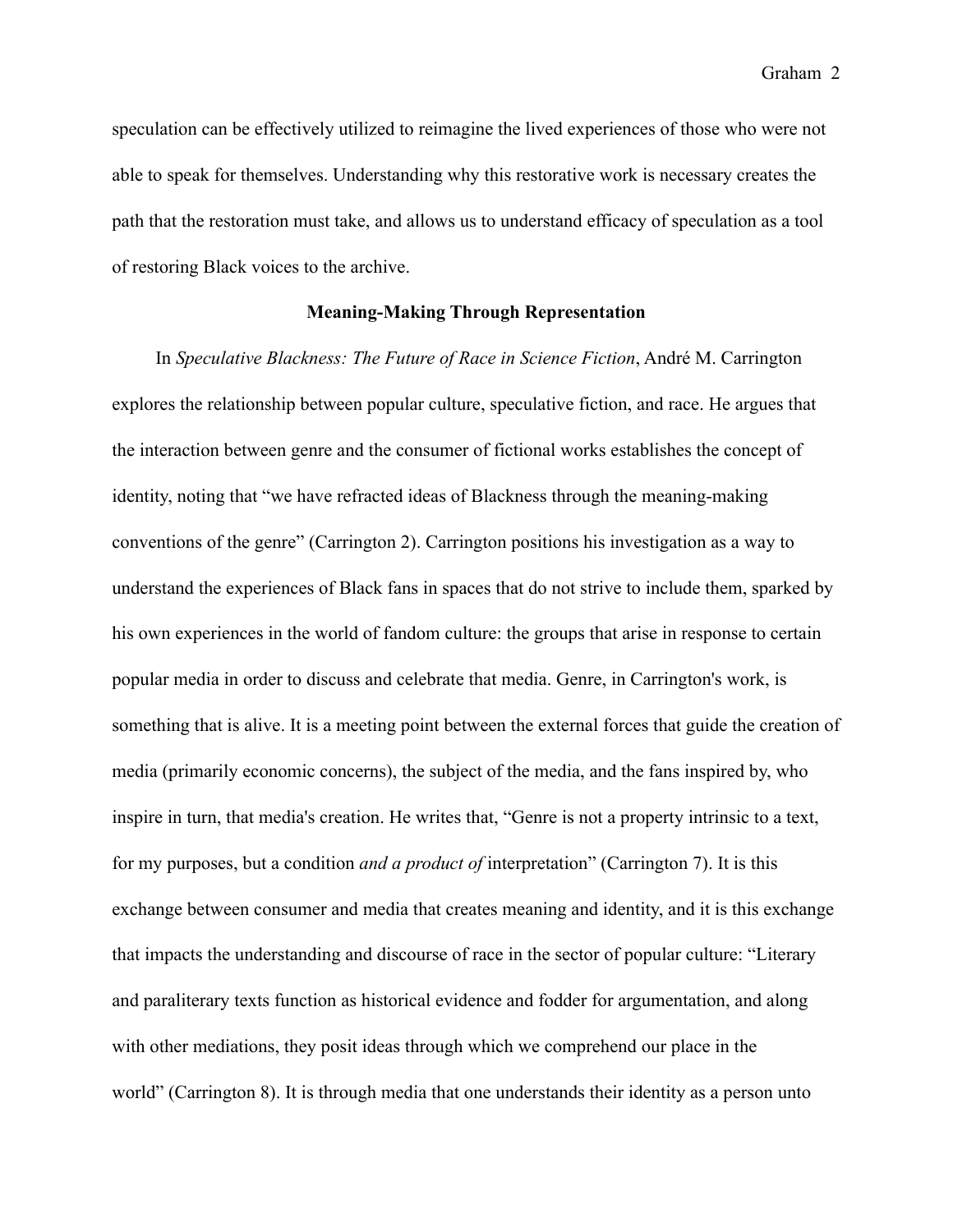speculation can be effectively utilized to reimagine the lived experiences of those who were not able to speak for themselves. Understanding why this restorative work is necessary creates the path that the restoration must take, and allows us to understand efficacy of speculation as a tool of restoring Black voices to the archive.

## Meaning-Making Through Representation

In *Speculative Blackness: The Future of Race in Science Fiction*, André M. Carrington explores the relationship between popular culture, speculative fiction, and race. He argues that the interaction between genre and the consumer of fictional works establishes the concept of identity, noting that "we have refracted ideas of Blackness through the meaning-making conventions of the genre" (Carrington 2). Carrington positions his investigation as a way to understand the experiences of Black fans in spaces that do not strive to include them, sparked by his own experiences in the world of fandom culture: the groups that arise in response to certain popular media in order to discuss and celebrate that media. Genre, in Carrington's work, is something that is alive. It is a meeting point between the external forces that guide the creation of media (primarily economic concerns), the subject of the media, and the fans inspired by, who inspire in turn, that media's creation. He writes that, "Genre is not a property intrinsic to a text, for my purposes, but a condition *and a product of* interpretation" (Carrington 7). It is this exchange between consumer and media that creates meaning and identity, and it is this exchange that impacts the understanding and discourse of race in the sector of popular culture: "Literary and paraliterary texts function as historical evidence and fodder for argumentation, and along with other mediations, they posit ideas through which we comprehend our place in the world" (Carrington 8). It is through media that one understands their identity as a person unto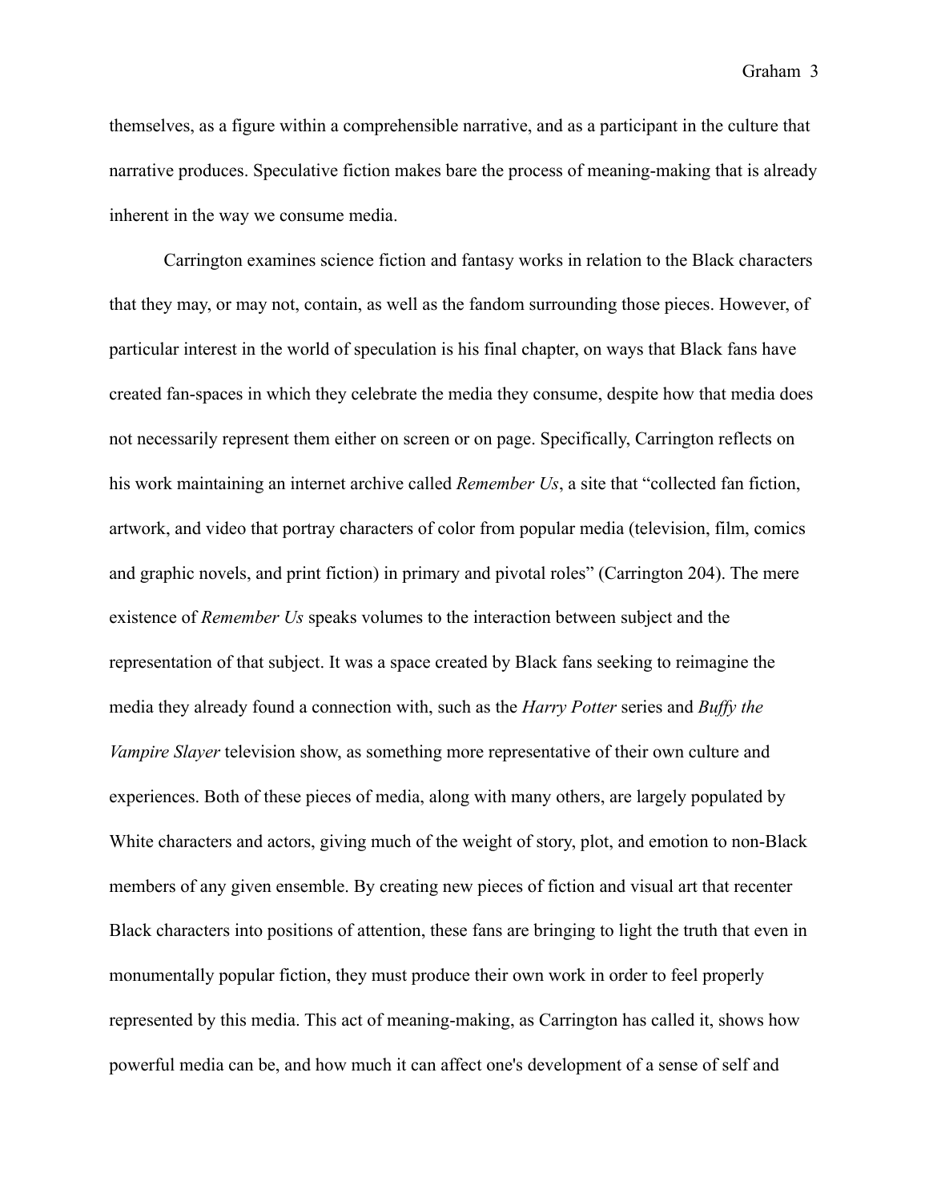themselves, as a figure within a comprehensible narrative, and as a participant in the culture that narrative produces. Speculative fiction makes bare the process of meaning-making that is already inherent in the way we consume media.

Carrington examines science fiction and fantasy works in relation to the Black characters that they may, or may not, contain, as well as the fandom surrounding those pieces. However, of particular interest in the world of speculation is his final chapter, on ways that Black fans have created fan-spaces in which they celebrate the media they consume, despite how that media does not necessarily represent them either on screen or on page. Specifically, Carrington reflects on his work maintaining an internet archive called *Remember Us*, a site that "collected fan fiction, artwork, and video that portray characters of color from popular media (television, film, comics and graphic novels, and print fiction) in primary and pivotal roles" (Carrington 204). The mere existence of *Remember Us* speaks volumes to the interaction between subject and the representation of that subject. It was a space created by Black fans seeking to reimagine the media they already found a connection with, such as the *Harry Potter* series and *Buffy the Vampire Slayer* television show, as something more representative of their own culture and experiences. Both of these pieces of media, along with many others, are largely populated by White characters and actors, giving much of the weight of story, plot, and emotion to non-Black members of any given ensemble. By creating new pieces of fiction and visual art that recenter Black characters into positions of attention, these fans are bringing to light the truth that even in monumentally popular fiction, they must produce their own work in order to feel properly represented by this media. This act of meaning-making, as Carrington has called it, shows how powerful media can be, and how much it can affect one's development of a sense of self and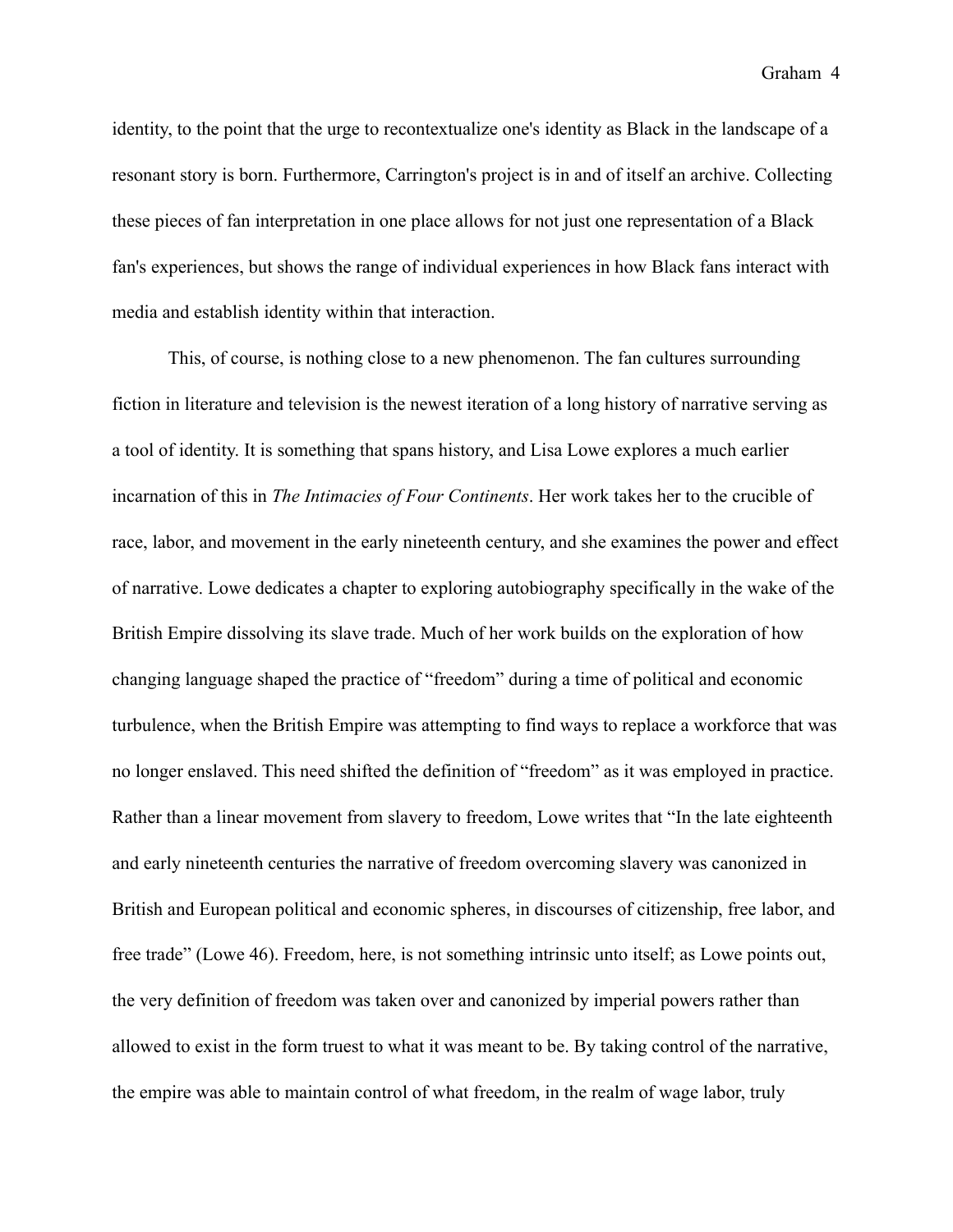identity, to the point that the urge to recontextualize one's identity as Black in the landscape of a resonant story is born. Furthermore, Carrington's project is in and of itself an archive. Collecting these pieces of fan interpretation in one place allows for not just one representation of a Black fan's experiences, but shows the range of individual experiences in how Black fans interact with media and establish identity within that interaction.

This, of course, is nothing close to a new phenomenon. The fan cultures surrounding fiction in literature and television is the newest iteration of a long history of narrative serving as a tool of identity. It is something that spans history, and Lisa Lowe explores a much earlier incarnation of this in *The Intimacies of Four Continents*. Her work takes her to the crucible of race, labor, and movement in the early nineteenth century, and she examines the power and effect of narrative. Lowe dedicates a chapter to exploring autobiography specifically in the wake of the British Empire dissolving its slave trade. Much of her work builds on the exploration of how changing language shaped the practice of "freedom" during a time of political and economic turbulence, when the British Empire was attempting to find ways to replace a workforce that was no longer enslaved. This need shifted the definition of "freedom" as it was employed in practice. Rather than a linear movement from slavery to freedom, Lowe writes that "In the late eighteenth and early nineteenth centuries the narrative of freedom overcoming slavery was canonized in British and European political and economic spheres, in discourses of citizenship, free labor, and free trade" (Lowe 46). Freedom, here, is not something intrinsic unto itself; as Lowe points out, the very definition of freedom was taken over and canonized by imperial powers rather than allowed to exist in the form truest to what it was meant to be. By taking control of the narrative, the empire was able to maintain control of what freedom, in the realm of wage labor, truly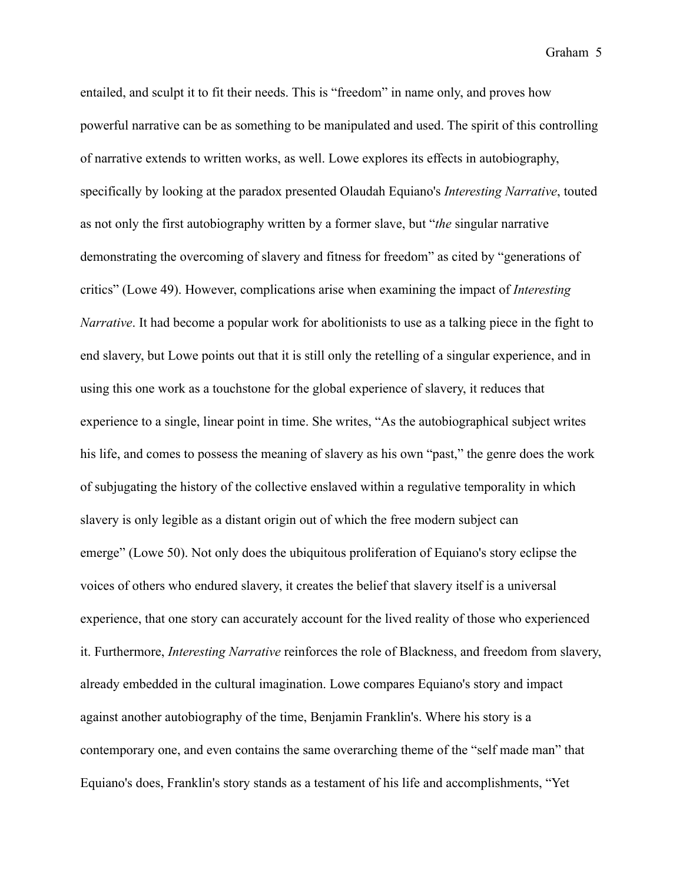entailed, and sculpt it to fit their needs. This is "freedom" in name only, and proves how powerful narrative can be as something to be manipulated and used. The spirit of this controlling of narrative extends to written works, as well. Lowe explores its effects in autobiography, specifically by looking at the paradox presented Olaudah Equiano's *Interesting Narrative*, touted as not only the first autobiography written by a former slave, but "*the* singular narrative demonstrating the overcoming of slavery and fitness for freedom" as cited by "generations of critics" (Lowe 49). However, complications arise when examining the impact of *Interesting Narrative*. It had become a popular work for abolitionists to use as a talking piece in the fight to end slavery, but Lowe points out that it is still only the retelling of a singular experience, and in using this one work as a touchstone for the global experience of slavery, it reduces that experience to a single, linear point in time. She writes, "As the autobiographical subject writes his life, and comes to possess the meaning of slavery as his own "past," the genre does the work of subjugating the history of the collective enslaved within a regulative temporality in which slavery is only legible as a distant origin out of which the free modern subject can emerge" (Lowe 50). Not only does the ubiquitous proliferation of Equiano's story eclipse the voices of others who endured slavery, it creates the belief that slavery itself is a universal experience, that one story can accurately account for the lived reality of those who experienced it. Furthermore, *Interesting Narrative* reinforces the role of Blackness, and freedom from slavery, already embedded in the cultural imagination. Lowe compares Equiano's story and impact against another autobiography of the time, Benjamin Franklin's. Where his story is a contemporary one, and even contains the same overarching theme of the "self made man" that Equiano's does, Franklin's story stands as a testament of his life and accomplishments, "Yet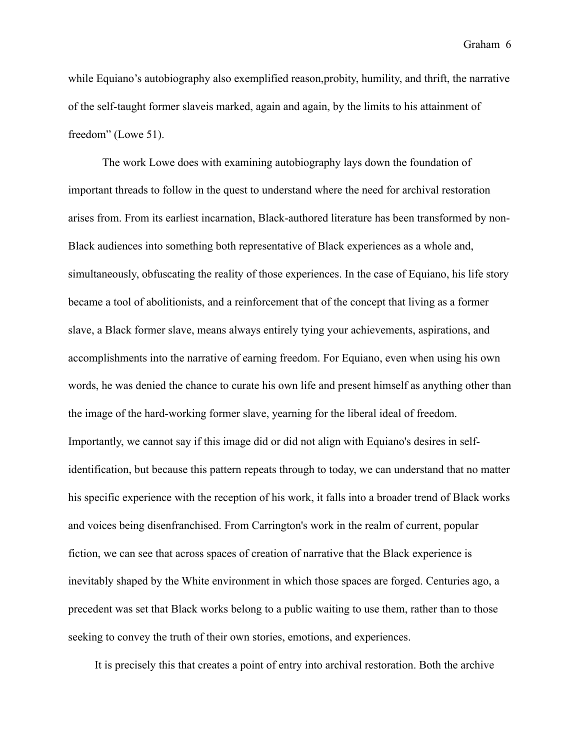while Equiano's autobiography also exemplified reason,probity, humility, and thrift, the narrative of the self-taught former slaveis marked, again and again, by the limits to his attainment of freedom" (Lowe 51).

The work Lowe does with examining autobiography lays down the foundation of important threads to follow in the quest to understand where the need for archival restoration arises from. From its earliest incarnation, Black-authored literature has been transformed by non-Black audiences into something both representative of Black experiences as a whole and, simultaneously, obfuscating the reality of those experiences. In the case of Equiano, his life story became a tool of abolitionists, and a reinforcement that of the concept that living as a former slave, a Black former slave, means always entirely tying your achievements, aspirations, and accomplishments into the narrative of earning freedom. For Equiano, even when using his own words, he was denied the chance to curate his own life and present himself as anything other than the image of the hard-working former slave, yearning for the liberal ideal of freedom. Importantly, we cannot say if this image did or did not align with Equiano's desires in self-identification, but because this pattern repeats through to today, we can understand that no matter his specific experience with the reception of his work, it falls into a broader trend of Black works and voices being disenfranchised. From Carrington's work in the realm of current, popular fiction, we can see that across spaces of creation of narrative that the Black experience is inevitably shaped by the White environment in which those spaces are forged. Centuries ago, a precedent was set that Black works belong to a public waiting to use them, rather than to those seeking to convey the truth of their own stories, emotions, and experiences.

It is precisely this that creates a point of entry into archival restoration. Both the archive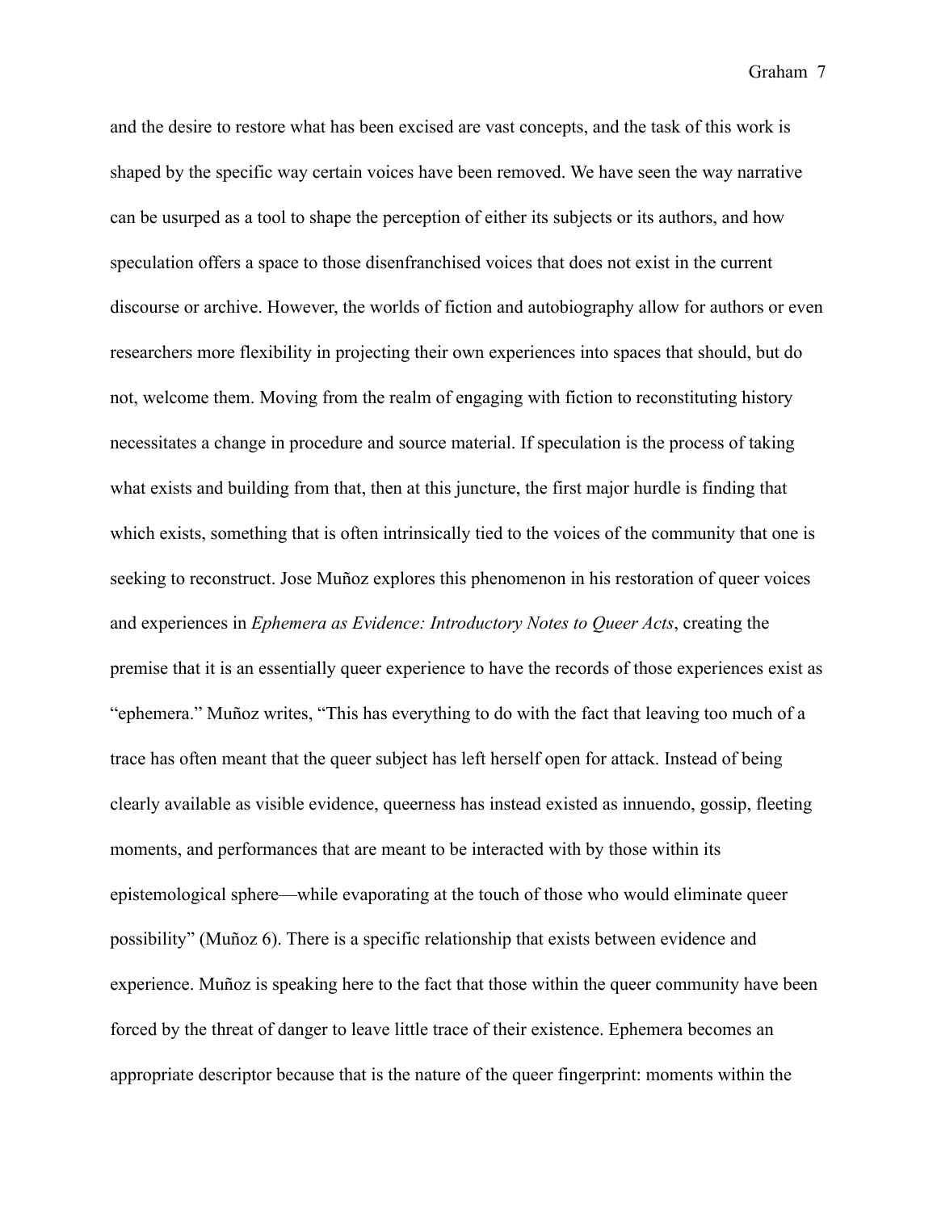and the desire to restore what has been excised are vast concepts, and the task of this work is shaped by the specific way certain voices have been removed. We have seen the way narrative can be usurped as a tool to shape the perception of either its subjects or its authors, and how speculation offers a space to those disenfranchised voices that does not exist in the current discourse or archive. However, the worlds of fiction and autobiography allow for authors or even researchers more flexibility in projecting their own experiences into spaces that should, but do not, welcome them. Moving from the realm of engaging with fiction to reconstituting history necessitates a change in procedure and source material. If speculation is the process of taking what exists and building from that, then at this juncture, the first major hurdle is finding that which exists, something that is often intrinsically tied to the voices of the community that one is seeking to reconstruct. Jose Muñoz explores this phenomenon in his restoration of queer voices and experiences in *Ephemera as Evidence: Introductory Notes to Queer Acts*, creating the premise that it is an essentially queer experience to have the records of those experiences exist as "ephemera." Muñoz writes, "This has everything to do with the fact that leaving too much of a trace has often meant that the queer subject has left herself open for attack. Instead of being clearly available as visible evidence, queerness has instead existed as innuendo, gossip, fleeting moments, and performances that are meant to be interacted with by those within its epistemological sphere—while evaporating at the touch of those who would eliminate queer possibility" (Muñoz 6). There is a specific relationship that exists between evidence and experience. Muñoz is speaking here to the fact that those within the queer community have been forced by the threat of danger to leave little trace of their existence. Ephemera becomes an appropriate descriptor because that is the nature of the queer fingerprint: moments within the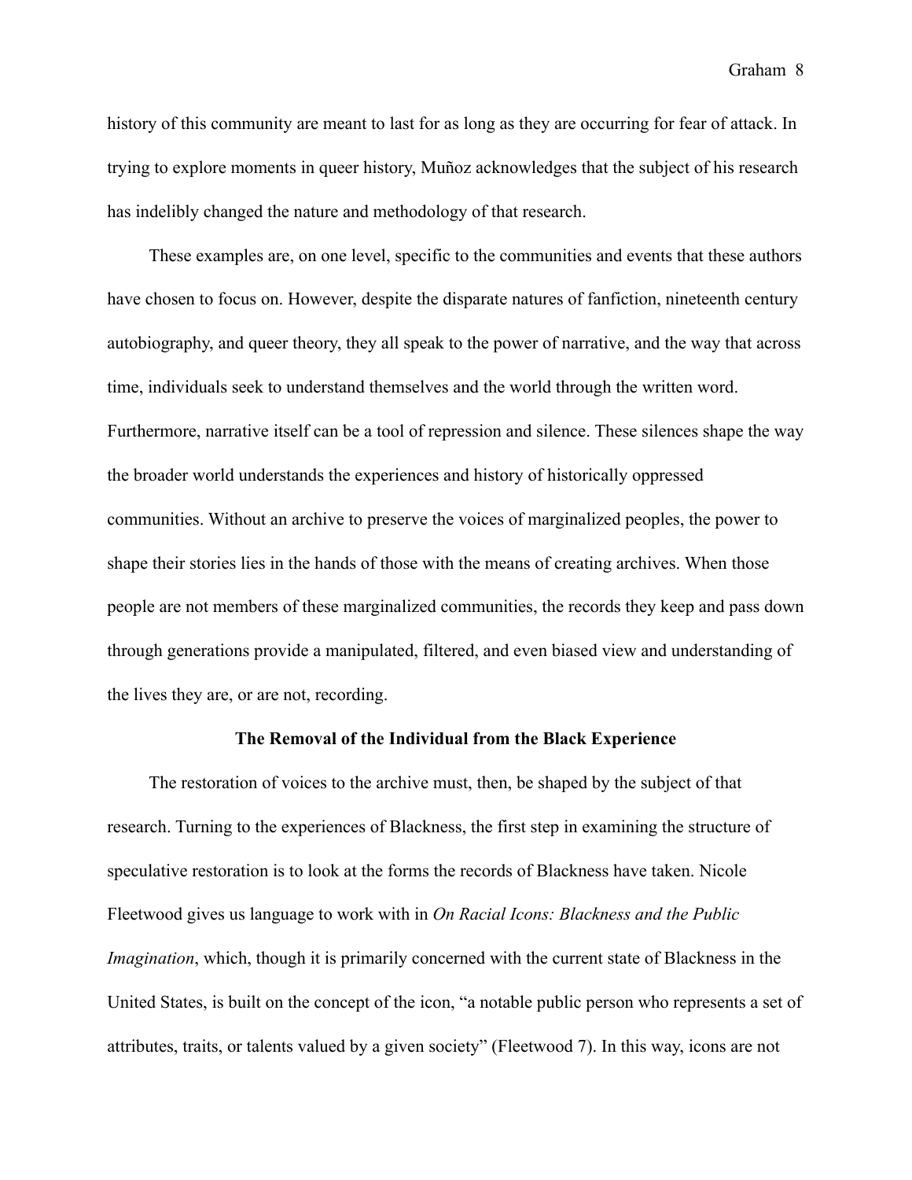history of this community are meant to last for as long as they are occurring for fear of attack. In trying to explore moments in queer history, Muñoz acknowledges that the subject of his research has indelibly changed the nature and methodology of that research.

These examples are, on one level, specific to the communities and events that these authors have chosen to focus on. However, despite the disparate natures of fanfiction, nineteenth century autobiography, and queer theory, they all speak to the power of narrative, and the way that across time, individuals seek to understand themselves and the world through the written word. Furthermore, narrative itself can be a tool of repression and silence. These silences shape the way the broader world understands the experiences and history of historically oppressed communities. Without an archive to preserve the voices of marginalized peoples, the power to shape their stories lies in the hands of those with the means of creating archives. When those people are not members of these marginalized communities, the records they keep and pass down through generations provide a manipulated, filtered, and even biased view and understanding of the lives they are, or are not, recording.

## The Removal of the Individual from the Black Experience

The restoration of voices to the archive must, then, be shaped by the subject of that research. Turning to the experiences of Blackness, the first step in examining the structure of speculative restoration is to look at the forms the records of Blackness have taken. Nicole Fleetwood gives us language to work with in *On Racial Icons: Blackness and the Public Imagination*, which, though it is primarily concerned with the current state of Blackness in the United States, is built on the concept of the icon, "a notable public person who represents a set of attributes, traits, or talents valued by a given society" (Fleetwood 7). In this way, icons are not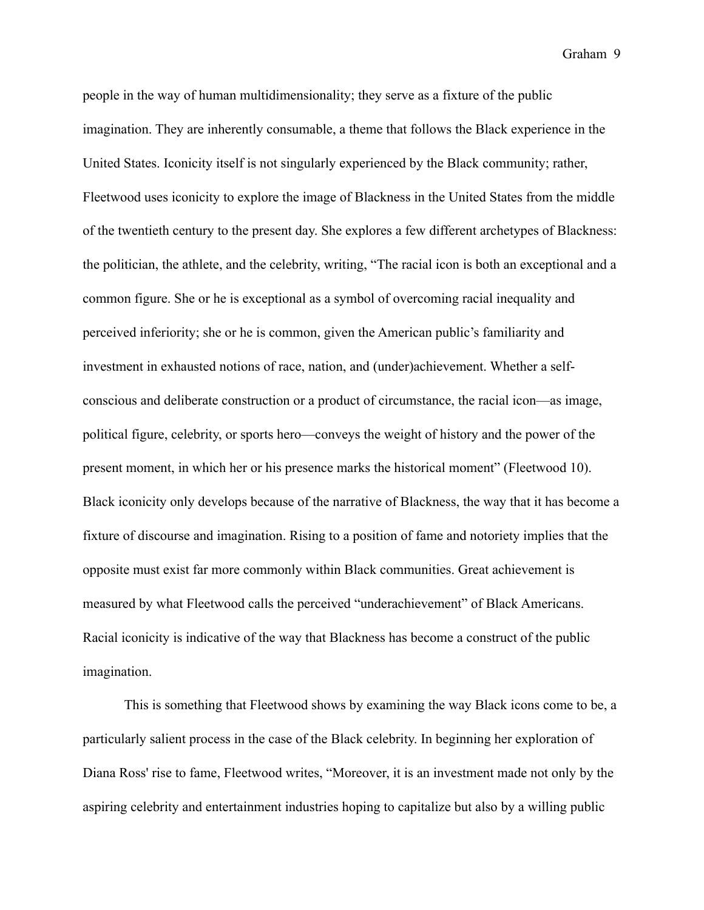people in the way of human multidimensionality; they serve as a fixture of the public imagination. They are inherently consumable, a theme that follows the Black experience in the United States. Iconicity itself is not singularly experienced by the Black community; rather, Fleetwood uses iconicity to explore the image of Blackness in the United States from the middle of the twentieth century to the present day. She explores a few different archetypes of Blackness: the politician, the athlete, and the celebrity, writing, "The racial icon is both an exceptional and a common figure. She or he is exceptional as a symbol of overcoming racial inequality and perceived inferiority; she or he is common, given the American public's familiarity and investment in exhausted notions of race, nation, and (under)achievement. Whether a self-conscious and deliberate construction or a product of circumstance, the racial icon—as image, political figure, celebrity, or sports hero—conveys the weight of history and the power of the present moment, in which her or his presence marks the historical moment" (Fleetwood 10). Black iconicity only develops because of the narrative of Blackness, the way that it has become a fixture of discourse and imagination. Rising to a position of fame and notoriety implies that the opposite must exist far more commonly within Black communities. Great achievement is measured by what Fleetwood calls the perceived "underachievement" of Black Americans. Racial iconicity is indicative of the way that Blackness has become a construct of the public imagination.

This is something that Fleetwood shows by examining the way Black icons come to be, a particularly salient process in the case of the Black celebrity. In beginning her exploration of Diana Ross' rise to fame, Fleetwood writes, "Moreover, it is an investment made not only by the aspiring celebrity and entertainment industries hoping to capitalize but also by a willing public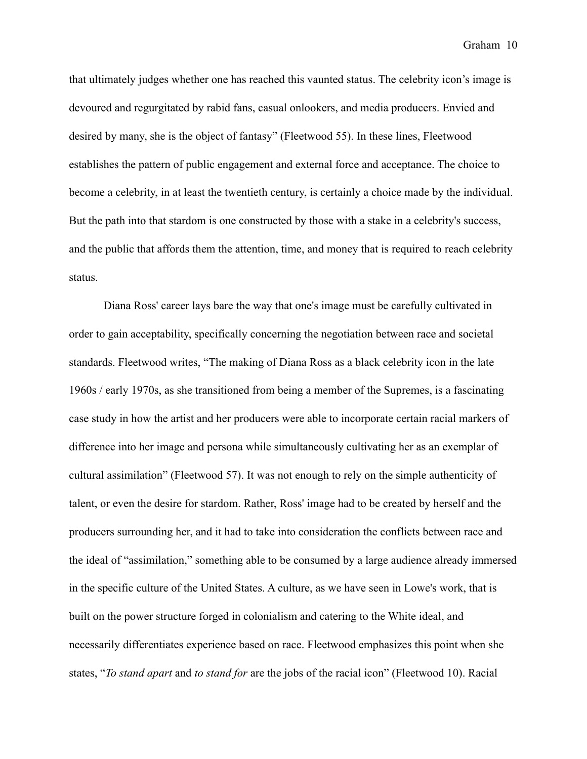that ultimately judges whether one has reached this vaunted status. The celebrity icon's image is devoured and regurgitated by rabid fans, casual onlookers, and media producers. Envied and desired by many, she is the object of fantasy" (Fleetwood 55). In these lines, Fleetwood establishes the pattern of public engagement and external force and acceptance. The choice to become a celebrity, in at least the twentieth century, is certainly a choice made by the individual. But the path into that stardom is one constructed by those with a stake in a celebrity's success, and the public that affords them the attention, time, and money that is required to reach celebrity status.

Diana Ross' career lays bare the way that one's image must be carefully cultivated in order to gain acceptability, specifically concerning the negotiation between race and societal standards. Fleetwood writes, "The making of Diana Ross as a black celebrity icon in the late 1960s / early 1970s, as she transitioned from being a member of the Supremes, is a fascinating case study in how the artist and her producers were able to incorporate certain racial markers of difference into her image and persona while simultaneously cultivating her as an exemplar of cultural assimilation" (Fleetwood 57). It was not enough to rely on the simple authenticity of talent, or even the desire for stardom. Rather, Ross' image had to be created by herself and the producers surrounding her, and it had to take into consideration the conflicts between race and the ideal of "assimilation," something able to be consumed by a large audience already immersed in the specific culture of the United States. A culture, as we have seen in Lowe's work, that is built on the power structure forged in colonialism and catering to the White ideal, and necessarily differentiates experience based on race. Fleetwood emphasizes this point when she states, "*To stand apart* and *to stand for* are the jobs of the racial icon" (Fleetwood 10). Racial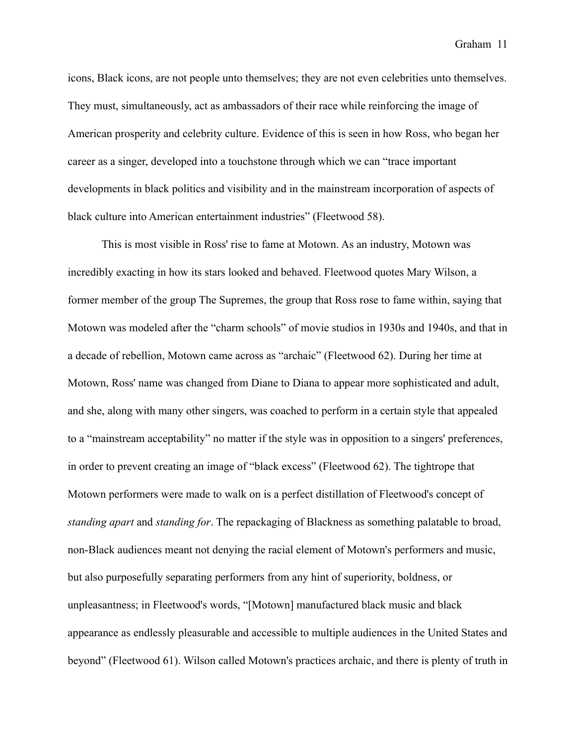icons, Black icons, are not people unto themselves; they are not even celebrities unto themselves. They must, simultaneously, act as ambassadors of their race while reinforcing the image of American prosperity and celebrity culture. Evidence of this is seen in how Ross, who began her career as a singer, developed into a touchstone through which we can "trace important developments in black politics and visibility and in the mainstream incorporation of aspects of black culture into American entertainment industries" (Fleetwood 58).

This is most visible in Ross' rise to fame at Motown. As an industry, Motown was incredibly exacting in how its stars looked and behaved. Fleetwood quotes Mary Wilson, a former member of the group The Supremes, the group that Ross rose to fame within, saying that Motown was modeled after the "charm schools" of movie studios in 1930s and 1940s, and that in a decade of rebellion, Motown came across as "archaic" (Fleetwood 62). During her time at Motown, Ross' name was changed from Diane to Diana to appear more sophisticated and adult, and she, along with many other singers, was coached to perform in a certain style that appealed to a "mainstream acceptability" no matter if the style was in opposition to a singers' preferences, in order to prevent creating an image of "black excess" (Fleetwood 62). The tightrope that Motown performers were made to walk on is a perfect distillation of Fleetwood's concept of *standing apart* and *standing for*. The repackaging of Blackness as something palatable to broad, non-Black audiences meant not denying the racial element of Motown's performers and music, but also purposefully separating performers from any hint of superiority, boldness, or unpleasantness; in Fleetwood's words, "[Motown] manufactured black music and black appearance as endlessly pleasurable and accessible to multiple audiences in the United States and beyond" (Fleetwood 61). Wilson called Motown's practices archaic, and there is plenty of truth in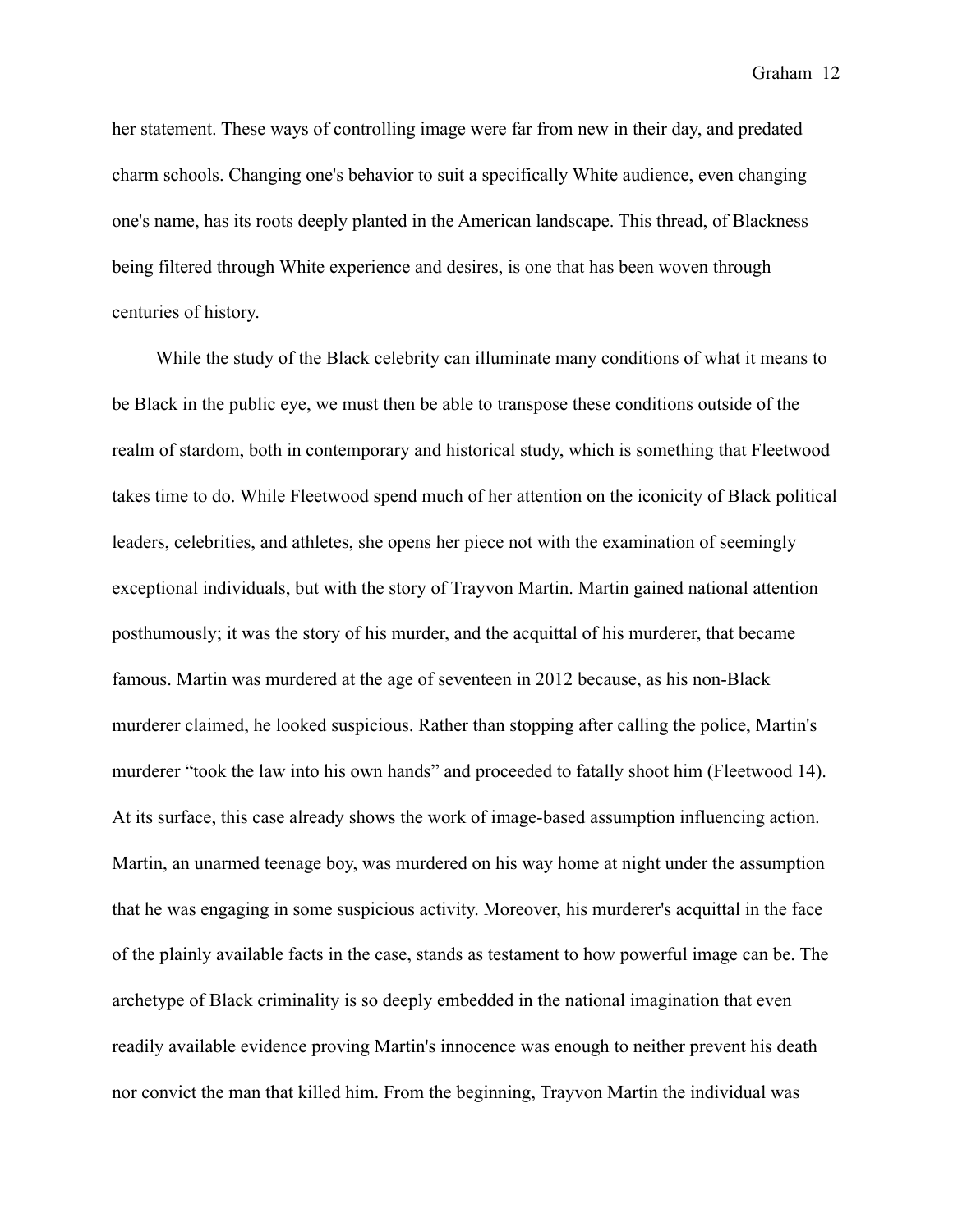her statement. These ways of controlling image were far from new in their day, and predated charm schools. Changing one's behavior to suit a specifically White audience, even changing one's name, has its roots deeply planted in the American landscape. This thread, of Blackness being filtered through White experience and desires, is one that has been woven through centuries of history.

While the study of the Black celebrity can illuminate many conditions of what it means to be Black in the public eye, we must then be able to transpose these conditions outside of the realm of stardom, both in contemporary and historical study, which is something that Fleetwood takes time to do. While Fleetwood spend much of her attention on the iconicity of Black political leaders, celebrities, and athletes, she opens her piece not with the examination of seemingly exceptional individuals, but with the story of Trayvon Martin. Martin gained national attention posthumously; it was the story of his murder, and the acquittal of his murderer, that became famous. Martin was murdered at the age of seventeen in 2012 because, as his non-Black murderer claimed, he looked suspicious. Rather than stopping after calling the police, Martin's murderer "took the law into his own hands" and proceeded to fatally shoot him (Fleetwood 14). At its surface, this case already shows the work of image-based assumption influencing action. Martin, an unarmed teenage boy, was murdered on his way home at night under the assumption that he was engaging in some suspicious activity. Moreover, his murderer's acquittal in the face of the plainly available facts in the case, stands as testament to how powerful image can be. The archetype of Black criminality is so deeply embedded in the national imagination that even readily available evidence proving Martin's innocence was enough to neither prevent his death nor convict the man that killed him. From the beginning, Trayvon Martin the individual was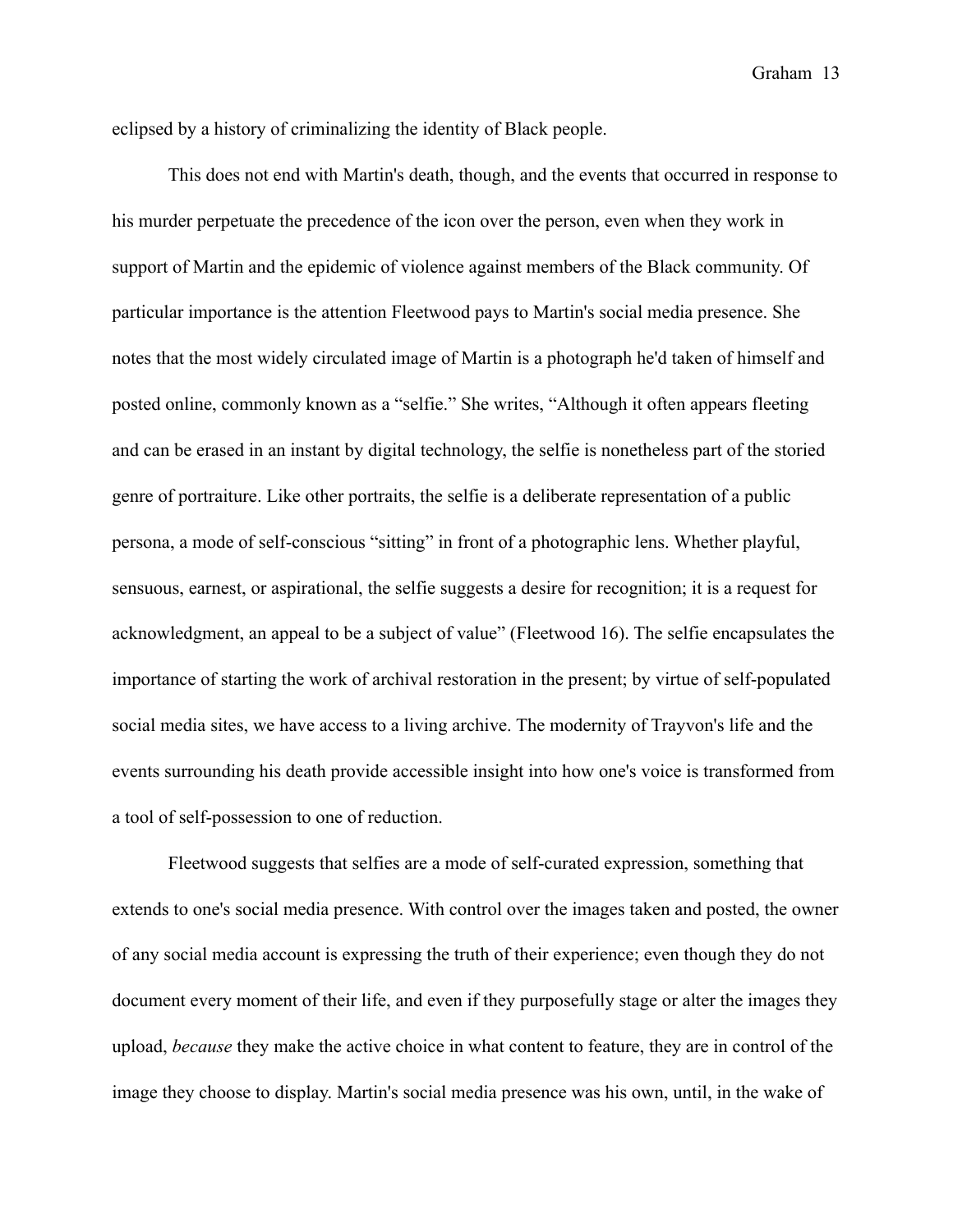eclipsed by a history of criminalizing the identity of Black people.

This does not end with Martin's death, though, and the events that occurred in response to his murder perpetuate the precedence of the icon over the person, even when they work in support of Martin and the epidemic of violence against members of the Black community. Of particular importance is the attention Fleetwood pays to Martin's social media presence. She notes that the most widely circulated image of Martin is a photograph he'd taken of himself and posted online, commonly known as a "selfie." She writes, "Although it often appears fleeting and can be erased in an instant by digital technology, the selfie is nonetheless part of the storied genre of portraiture. Like other portraits, the selfie is a deliberate representation of a public persona, a mode of self-conscious "sitting" in front of a photographic lens. Whether playful, sensuous, earnest, or aspirational, the selfie suggests a desire for recognition; it is a request for acknowledgment, an appeal to be a subject of value" (Fleetwood 16). The selfie encapsulates the importance of starting the work of archival restoration in the present; by virtue of self-populated social media sites, we have access to a living archive. The modernity of Trayvon's life and the events surrounding his death provide accessible insight into how one's voice is transformed from a tool of self-possession to one of reduction.

Fleetwood suggests that selfies are a mode of self-curated expression, something that extends to one's social media presence. With control over the images taken and posted, the owner of any social media account is expressing the truth of their experience; even though they do not document every moment of their life, and even if they purposefully stage or alter the images they upload, *because* they make the active choice in what content to feature, they are in control of the image they choose to display. Martin's social media presence was his own, until, in the wake of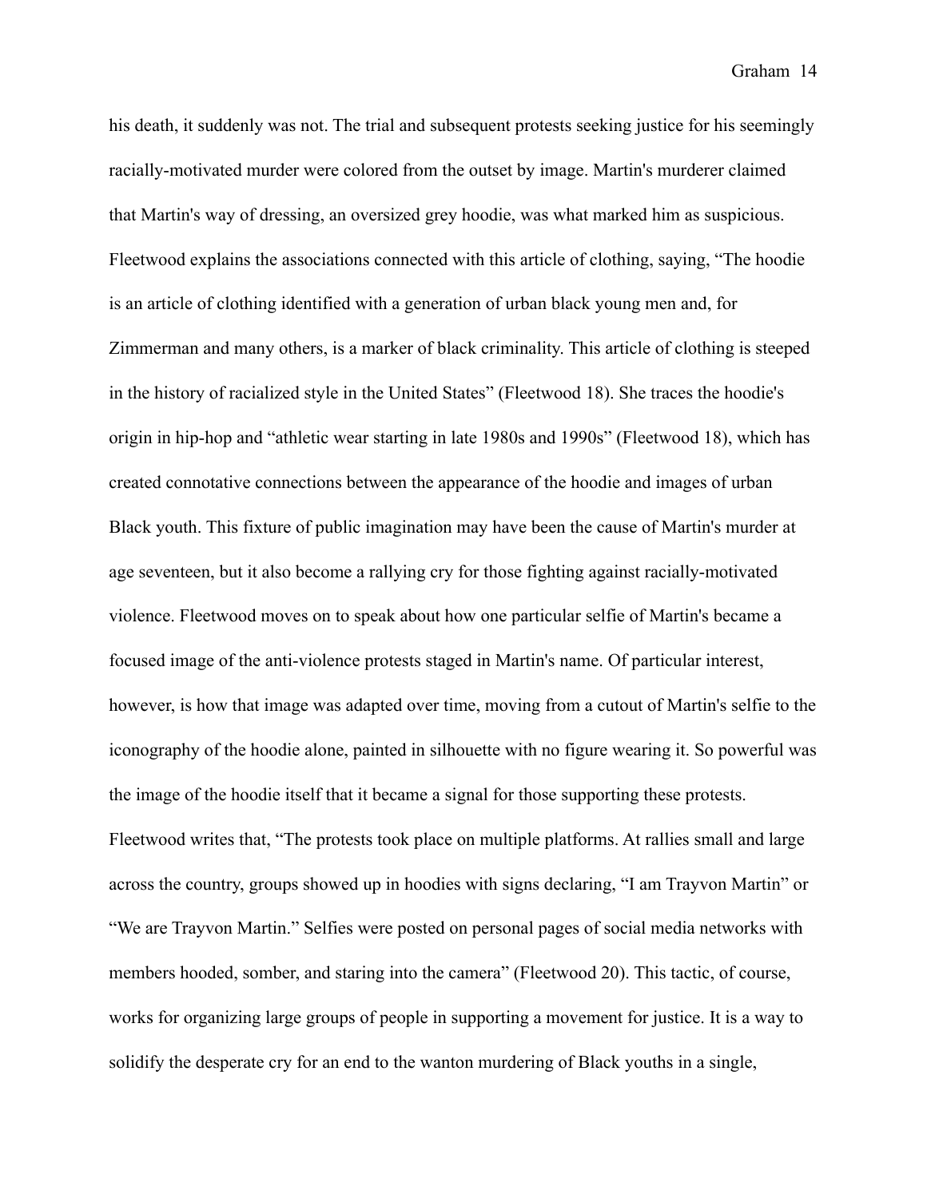his death, it suddenly was not. The trial and subsequent protests seeking justice for his seemingly racially-motivated murder were colored from the outset by image. Martin's murderer claimed that Martin's way of dressing, an oversized grey hoodie, was what marked him as suspicious. Fleetwood explains the associations connected with this article of clothing, saying, "The hoodie is an article of clothing identified with a generation of urban black young men and, for Zimmerman and many others, is a marker of black criminality. This article of clothing is steeped in the history of racialized style in the United States" (Fleetwood 18). She traces the hoodie's origin in hip-hop and "athletic wear starting in late 1980s and 1990s" (Fleetwood 18), which has created connotative connections between the appearance of the hoodie and images of urban Black youth. This fixture of public imagination may have been the cause of Martin's murder at age seventeen, but it also become a rallying cry for those fighting against racially-motivated violence. Fleetwood moves on to speak about how one particular selfie of Martin's became a focused image of the anti-violence protests staged in Martin's name. Of particular interest, however, is how that image was adapted over time, moving from a cutout of Martin's selfie to the iconography of the hoodie alone, painted in silhouette with no figure wearing it. So powerful was the image of the hoodie itself that it became a signal for those supporting these protests. Fleetwood writes that, "The protests took place on multiple platforms. At rallies small and large across the country, groups showed up in hoodies with signs declaring, "I am Trayvon Martin" or "We are Trayvon Martin." Selfies were posted on personal pages of social media networks with members hooded, somber, and staring into the camera" (Fleetwood 20). This tactic, of course, works for organizing large groups of people in supporting a movement for justice. It is a way to solidify the desperate cry for an end to the wanton murdering of Black youths in a single,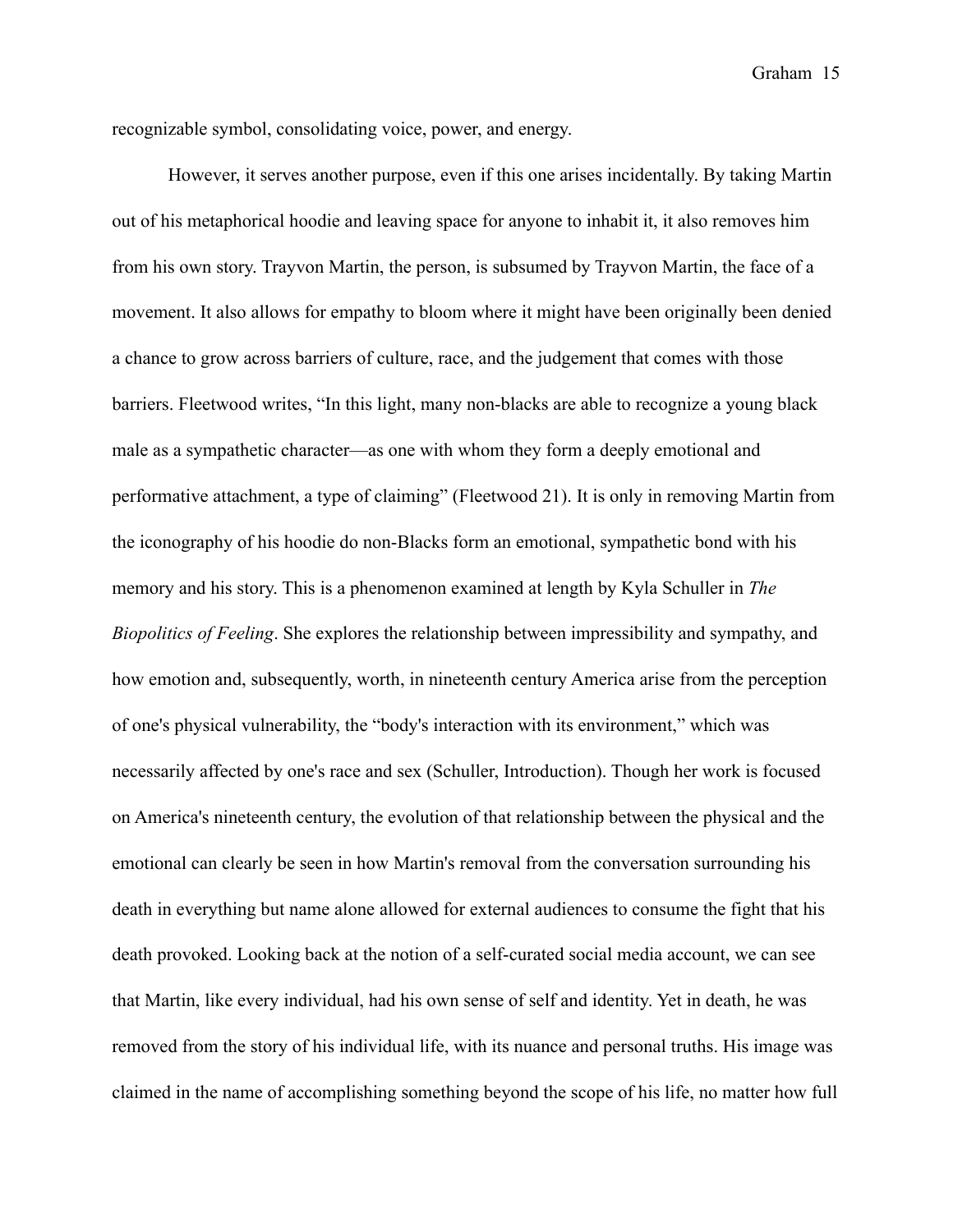recognizable symbol, consolidating voice, power, and energy.

However, it serves another purpose, even if this one arises incidentally. By taking Martin out of his metaphorical hoodie and leaving space for anyone to inhabit it, it also removes him from his own story. Trayvon Martin, the person, is subsumed by Trayvon Martin, the face of a movement. It also allows for empathy to bloom where it might have been originally been denied a chance to grow across barriers of culture, race, and the judgement that comes with those barriers. Fleetwood writes, "In this light, many non-blacks are able to recognize a young black male as a sympathetic character—as one with whom they form a deeply emotional and performative attachment, a type of claiming" (Fleetwood 21). It is only in removing Martin from the iconography of his hoodie do non-Blacks form an emotional, sympathetic bond with his memory and his story. This is a phenomenon examined at length by Kyla Schuller in *The Biopolitics of Feeling*. She explores the relationship between impressibility and sympathy, and how emotion and, subsequently, worth, in nineteenth century America arise from the perception of one's physical vulnerability, the "body's interaction with its environment," which was necessarily affected by one's race and sex (Schuller, Introduction). Though her work is focused on America's nineteenth century, the evolution of that relationship between the physical and the emotional can clearly be seen in how Martin's removal from the conversation surrounding his death in everything but name alone allowed for external audiences to consume the fight that his death provoked. Looking back at the notion of a self-curated social media account, we can see that Martin, like every individual, had his own sense of self and identity. Yet in death, he was removed from the story of his individual life, with its nuance and personal truths. His image was claimed in the name of accomplishing something beyond the scope of his life, no matter how full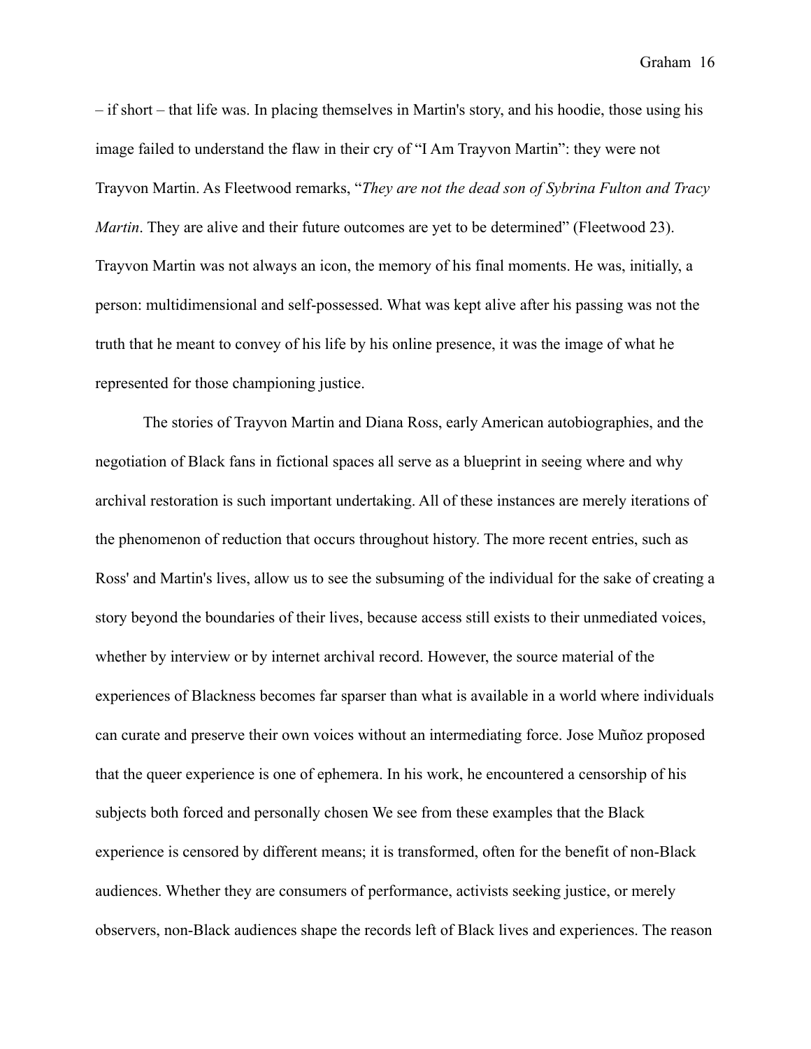– if short – that life was. In placing themselves in Martin's story, and his hoodie, those using his image failed to understand the flaw in their cry of "I Am Trayvon Martin": they were not Trayvon Martin. As Fleetwood remarks, "*They are not the dead son of Sybrina Fulton and Tracy Martin*. They are alive and their future outcomes are yet to be determined" (Fleetwood 23). Trayvon Martin was not always an icon, the memory of his final moments. He was, initially, a person: multidimensional and self-possessed. What was kept alive after his passing was not the truth that he meant to convey of his life by his online presence, it was the image of what he represented for those championing justice.

The stories of Trayvon Martin and Diana Ross, early American autobiographies, and the negotiation of Black fans in fictional spaces all serve as a blueprint in seeing where and why archival restoration is such important undertaking. All of these instances are merely iterations of the phenomenon of reduction that occurs throughout history. The more recent entries, such as Ross' and Martin's lives, allow us to see the subsuming of the individual for the sake of creating a story beyond the boundaries of their lives, because access still exists to their unmediated voices, whether by interview or by internet archival record. However, the source material of the experiences of Blackness becomes far sparser than what is available in a world where individuals can curate and preserve their own voices without an intermediating force. Jose Muñoz proposed that the queer experience is one of ephemera. In his work, he encountered a censorship of his subjects both forced and personally chosen We see from these examples that the Black experience is censored by different means; it is transformed, often for the benefit of non-Black audiences. Whether they are consumers of performance, activists seeking justice, or merely observers, non-Black audiences shape the records left of Black lives and experiences. The reason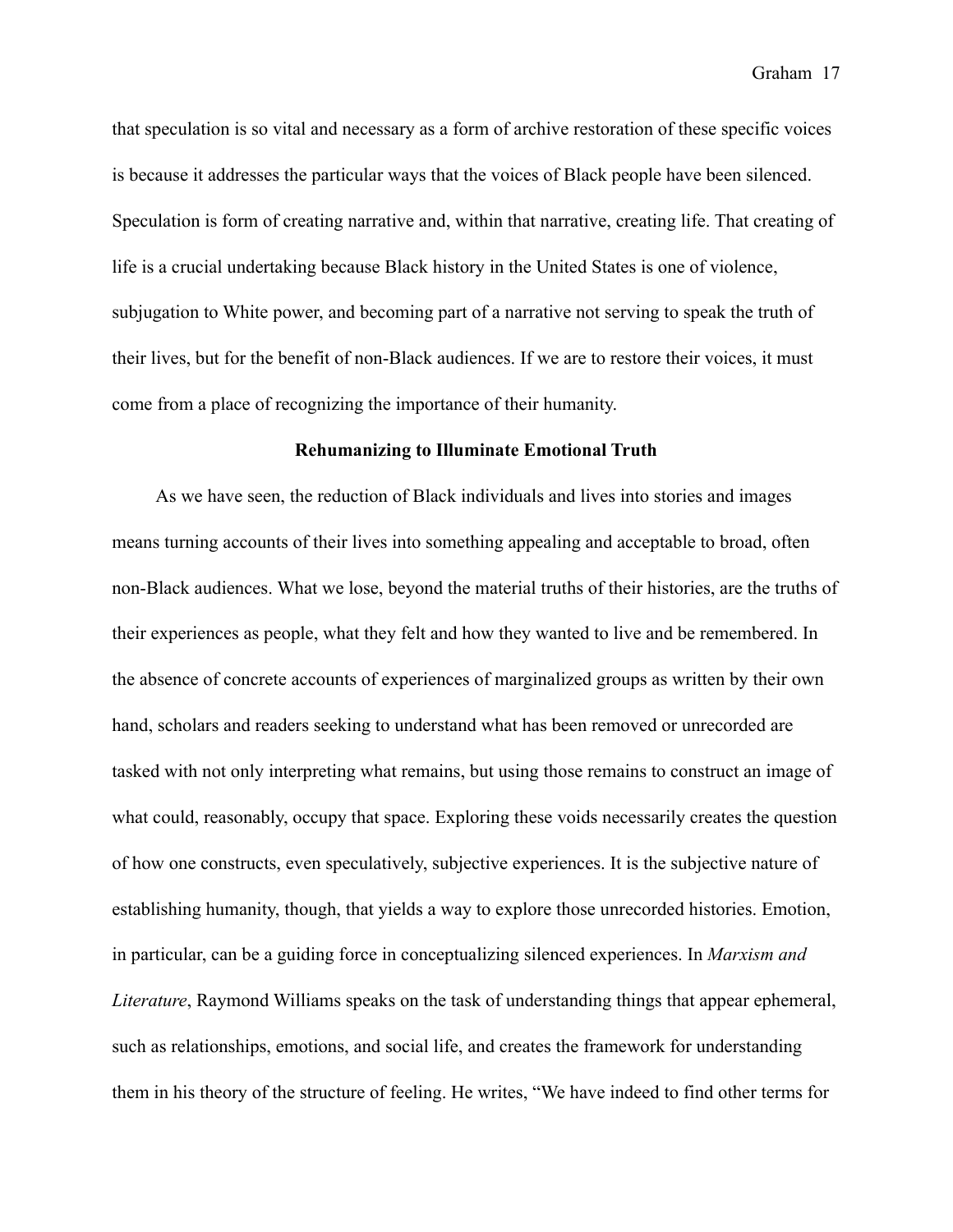that speculation is so vital and necessary as a form of archive restoration of these specific voices is because it addresses the particular ways that the voices of Black people have been silenced. Speculation is form of creating narrative and, within that narrative, creating life. That creating of life is a crucial undertaking because Black history in the United States is one of violence, subjugation to White power, and becoming part of a narrative not serving to speak the truth of their lives, but for the benefit of non-Black audiences. If we are to restore their voices, it must come from a place of recognizing the importance of their humanity.

## Rehumanizing to Illuminate Emotional Truth

As we have seen, the reduction of Black individuals and lives into stories and images means turning accounts of their lives into something appealing and acceptable to broad, often non-Black audiences. What we lose, beyond the material truths of their histories, are the truths of their experiences as people, what they felt and how they wanted to live and be remembered. In the absence of concrete accounts of experiences of marginalized groups as written by their own hand, scholars and readers seeking to understand what has been removed or unrecorded are tasked with not only interpreting what remains, but using those remains to construct an image of what could, reasonably, occupy that space. Exploring these voids necessarily creates the question of how one constructs, even speculatively, subjective experiences. It is the subjective nature of establishing humanity, though, that yields a way to explore those unrecorded histories. Emotion, in particular, can be a guiding force in conceptualizing silenced experiences. In *Marxism and Literature*, Raymond Williams speaks on the task of understanding things that appear ephemeral, such as relationships, emotions, and social life, and creates the framework for understanding them in his theory of the structure of feeling. He writes, "We have indeed to find other terms for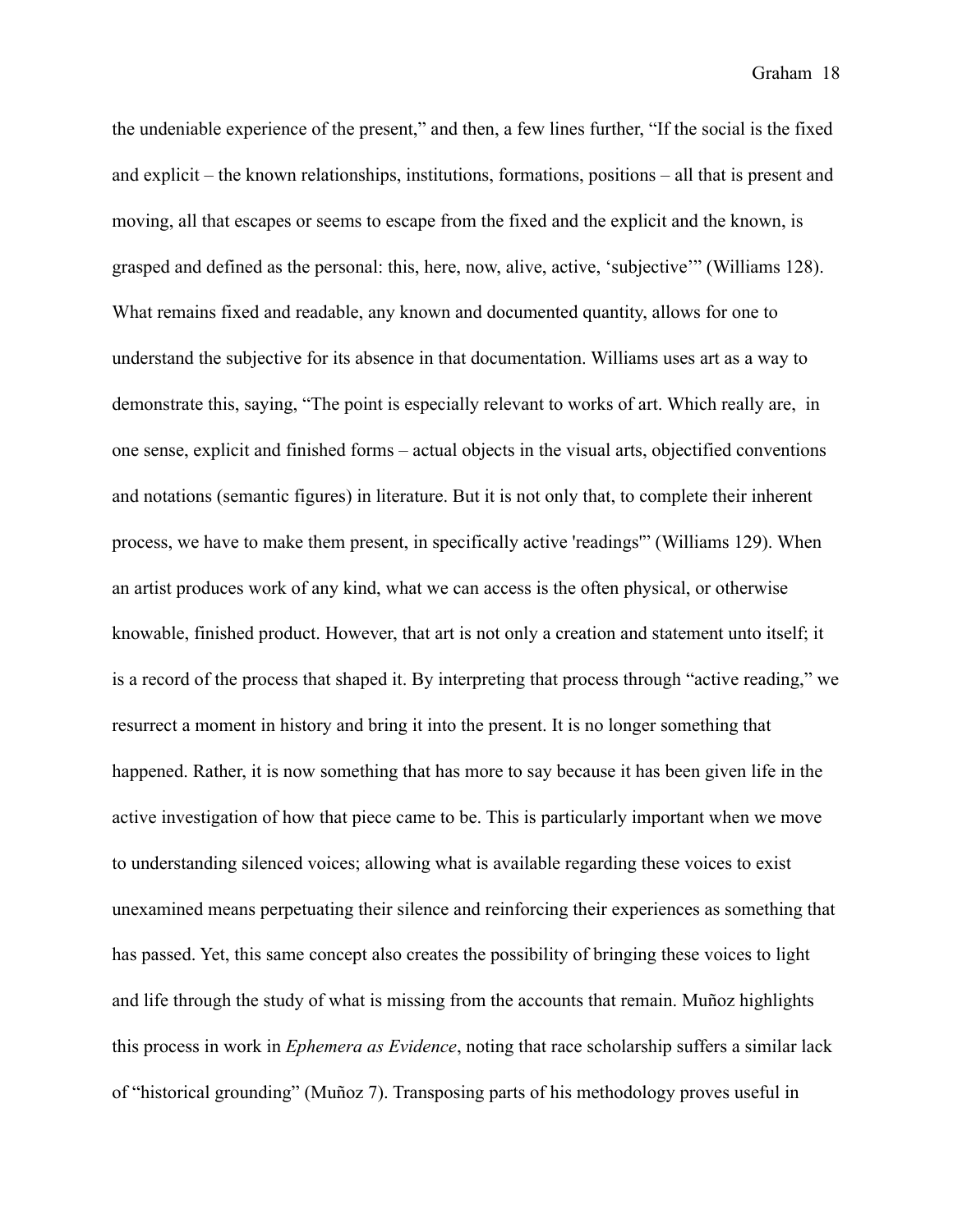the undeniable experience of the present," and then, a few lines further, "If the social is the fixed and explicit – the known relationships, institutions, formations, positions – all that is present and moving, all that escapes or seems to escape from the fixed and the explicit and the known, is grasped and defined as the personal: this, here, now, alive, active, 'subjective'" (Williams 128). What remains fixed and readable, any known and documented quantity, allows for one to understand the subjective for its absence in that documentation. Williams uses art as a way to demonstrate this, saying, "The point is especially relevant to works of art. Which really are,  in one sense, explicit and finished forms – actual objects in the visual arts, objectified conventions and notations (semantic figures) in literature. But it is not only that, to complete their inherent process, we have to make them present, in specifically active 'readings'" (Williams 129). When an artist produces work of any kind, what we can access is the often physical, or otherwise knowable, finished product. However, that art is not only a creation and statement unto itself; it is a record of the process that shaped it. By interpreting that process through "active reading," we resurrect a moment in history and bring it into the present. It is no longer something that happened. Rather, it is now something that has more to say because it has been given life in the active investigation of how that piece came to be. This is particularly important when we move to understanding silenced voices; allowing what is available regarding these voices to exist unexamined means perpetuating their silence and reinforcing their experiences as something that has passed. Yet, this same concept also creates the possibility of bringing these voices to light and life through the study of what is missing from the accounts that remain. Muñoz highlights this process in work in *Ephemera as Evidence*, noting that race scholarship suffers a similar lack of "historical grounding" (Muñoz 7). Transposing parts of his methodology proves useful in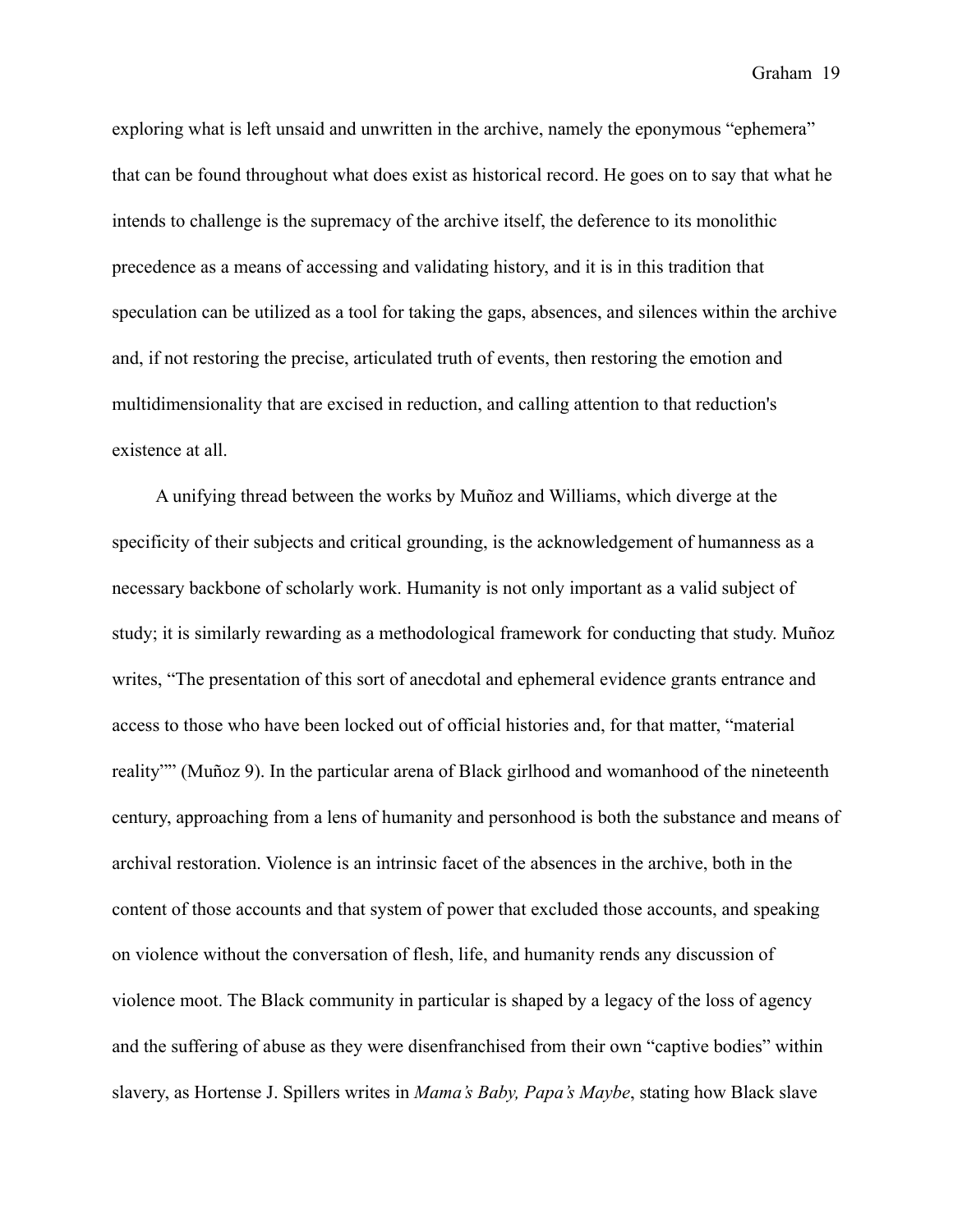exploring what is left unsaid and unwritten in the archive, namely the eponymous "ephemera" that can be found throughout what does exist as historical record. He goes on to say that what he intends to challenge is the supremacy of the archive itself, the deference to its monolithic precedence as a means of accessing and validating history, and it is in this tradition that speculation can be utilized as a tool for taking the gaps, absences, and silences within the archive and, if not restoring the precise, articulated truth of events, then restoring the emotion and multidimensionality that are excised in reduction, and calling attention to that reduction's existence at all.

A unifying thread between the works by Muñoz and Williams, which diverge at the specificity of their subjects and critical grounding, is the acknowledgement of humanness as a necessary backbone of scholarly work. Humanity is not only important as a valid subject of study; it is similarly rewarding as a methodological framework for conducting that study. Muñoz writes, "The presentation of this sort of anecdotal and ephemeral evidence grants entrance and access to those who have been locked out of official histories and, for that matter, "material reality"" (Muñoz 9). In the particular arena of Black girlhood and womanhood of the nineteenth century, approaching from a lens of humanity and personhood is both the substance and means of archival restoration. Violence is an intrinsic facet of the absences in the archive, both in the content of those accounts and that system of power that excluded those accounts, and speaking on violence without the conversation of flesh, life, and humanity rends any discussion of violence moot. The Black community in particular is shaped by a legacy of the loss of agency and the suffering of abuse as they were disenfranchised from their own "captive bodies" within slavery, as Hortense J. Spillers writes in *Mama's Baby, Papa's Maybe*, stating how Black slave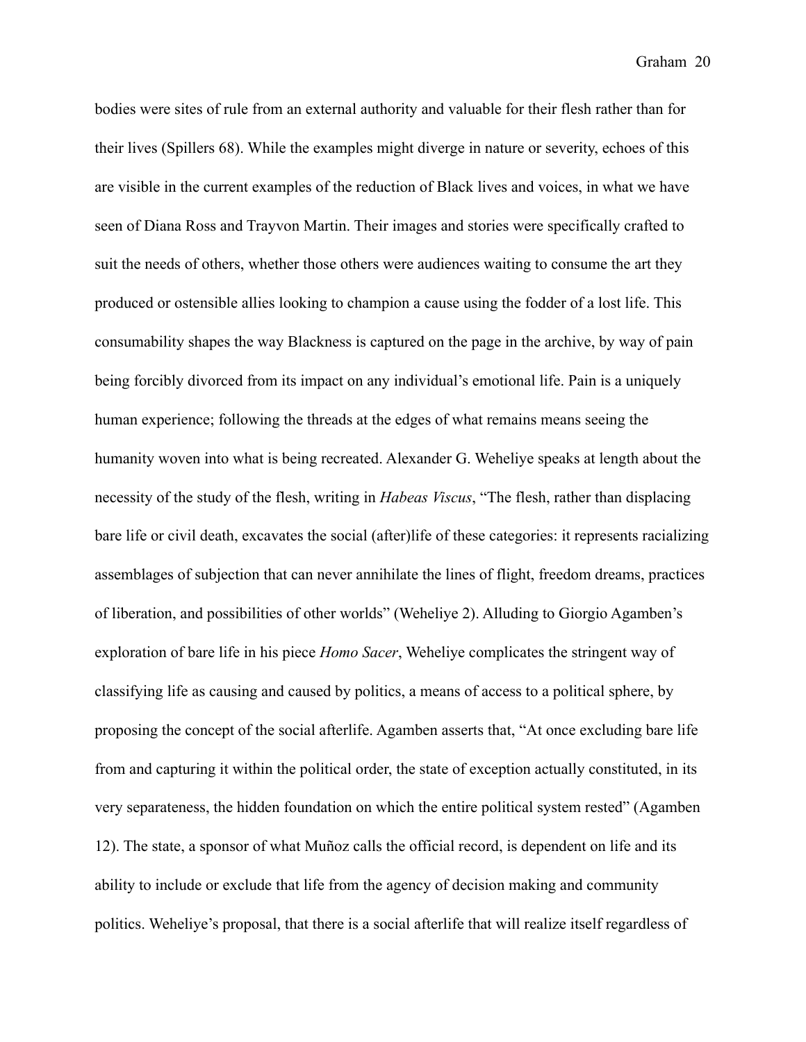bodies were sites of rule from an external authority and valuable for their flesh rather than for their lives (Spillers 68). While the examples might diverge in nature or severity, echoes of this are visible in the current examples of the reduction of Black lives and voices, in what we have seen of Diana Ross and Trayvon Martin. Their images and stories were specifically crafted to suit the needs of others, whether those others were audiences waiting to consume the art they produced or ostensible allies looking to champion a cause using the fodder of a lost life. This consumability shapes the way Blackness is captured on the page in the archive, by way of pain being forcibly divorced from its impact on any individual's emotional life. Pain is a uniquely human experience; following the threads at the edges of what remains means seeing the humanity woven into what is being recreated. Alexander G. Weheliye speaks at length about the necessity of the study of the flesh, writing in *Habeas Viscus*, "The flesh, rather than displacing bare life or civil death, excavates the social (after)life of these categories: it represents racializing assemblages of subjection that can never annihilate the lines of flight, freedom dreams, practices of liberation, and possibilities of other worlds" (Weheliye 2). Alluding to Giorgio Agamben's exploration of bare life in his piece *Homo Sacer*, Weheliye complicates the stringent way of classifying life as causing and caused by politics, a means of access to a political sphere, by proposing the concept of the social afterlife. Agamben asserts that, "At once excluding bare life from and capturing it within the political order, the state of exception actually constituted, in its very separateness, the hidden foundation on which the entire political system rested" (Agamben 12). The state, a sponsor of what Muñoz calls the official record, is dependent on life and its ability to include or exclude that life from the agency of decision making and community politics. Weheliye's proposal, that there is a social afterlife that will realize itself regardless of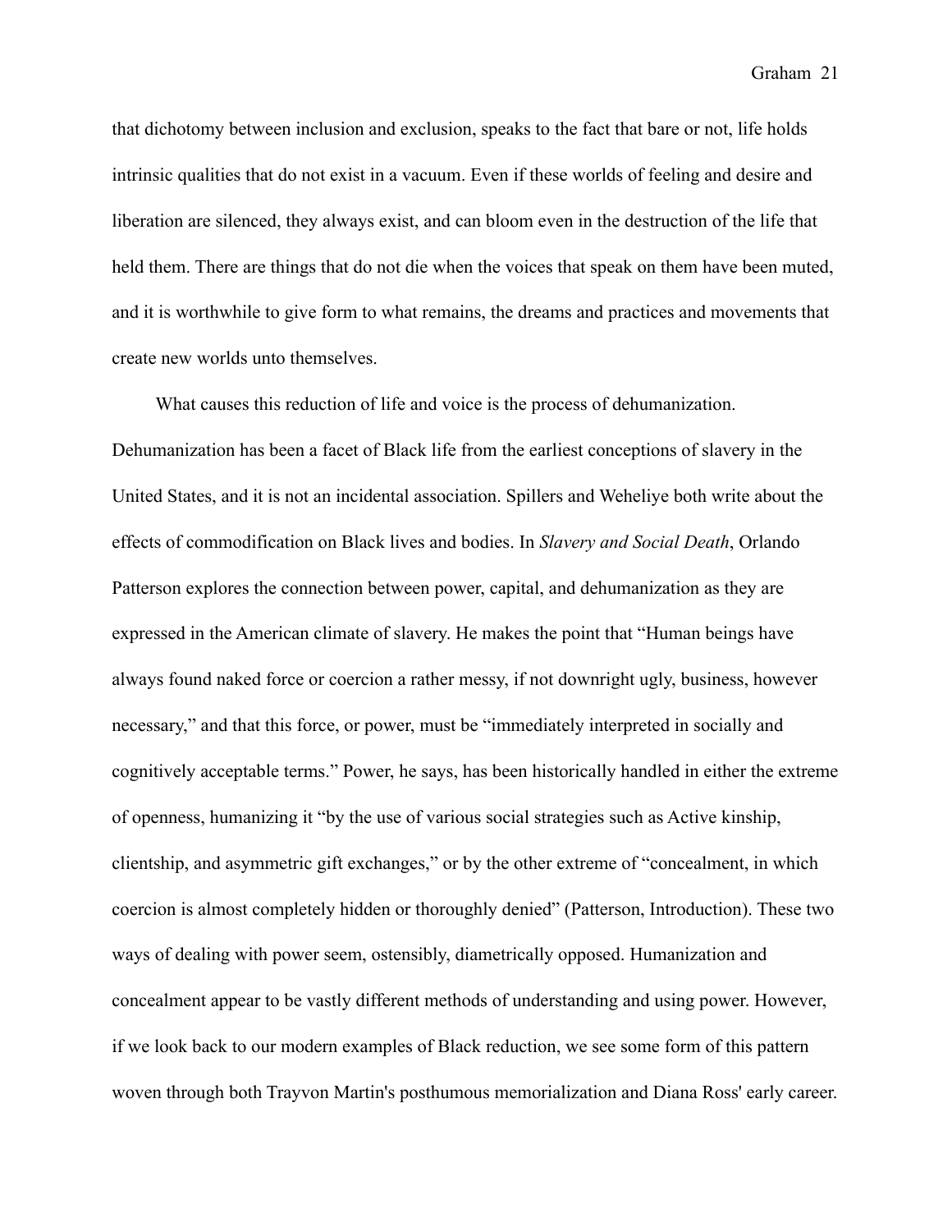that dichotomy between inclusion and exclusion, speaks to the fact that bare or not, life holds intrinsic qualities that do not exist in a vacuum. Even if these worlds of feeling and desire and liberation are silenced, they always exist, and can bloom even in the destruction of the life that held them. There are things that do not die when the voices that speak on them have been muted, and it is worthwhile to give form to what remains, the dreams and practices and movements that create new worlds unto themselves.

What causes this reduction of life and voice is the process of dehumanization. Dehumanization has been a facet of Black life from the earliest conceptions of slavery in the United States, and it is not an incidental association. Spillers and Weheliye both write about the effects of commodification on Black lives and bodies. In *Slavery and Social Death*, Orlando Patterson explores the connection between power, capital, and dehumanization as they are expressed in the American climate of slavery. He makes the point that "Human beings have always found naked force or coercion a rather messy, if not downright ugly, business, however necessary," and that this force, or power, must be "immediately interpreted in socially and cognitively acceptable terms." Power, he says, has been historically handled in either the extreme of openness, humanizing it "by the use of various social strategies such as Active kinship, clientship, and asymmetric gift exchanges," or by the other extreme of "concealment, in which coercion is almost completely hidden or thoroughly denied" (Patterson, Introduction). These two ways of dealing with power seem, ostensibly, diametrically opposed. Humanization and concealment appear to be vastly different methods of understanding and using power. However, if we look back to our modern examples of Black reduction, we see some form of this pattern woven through both Trayvon Martin's posthumous memorialization and Diana Ross' early career.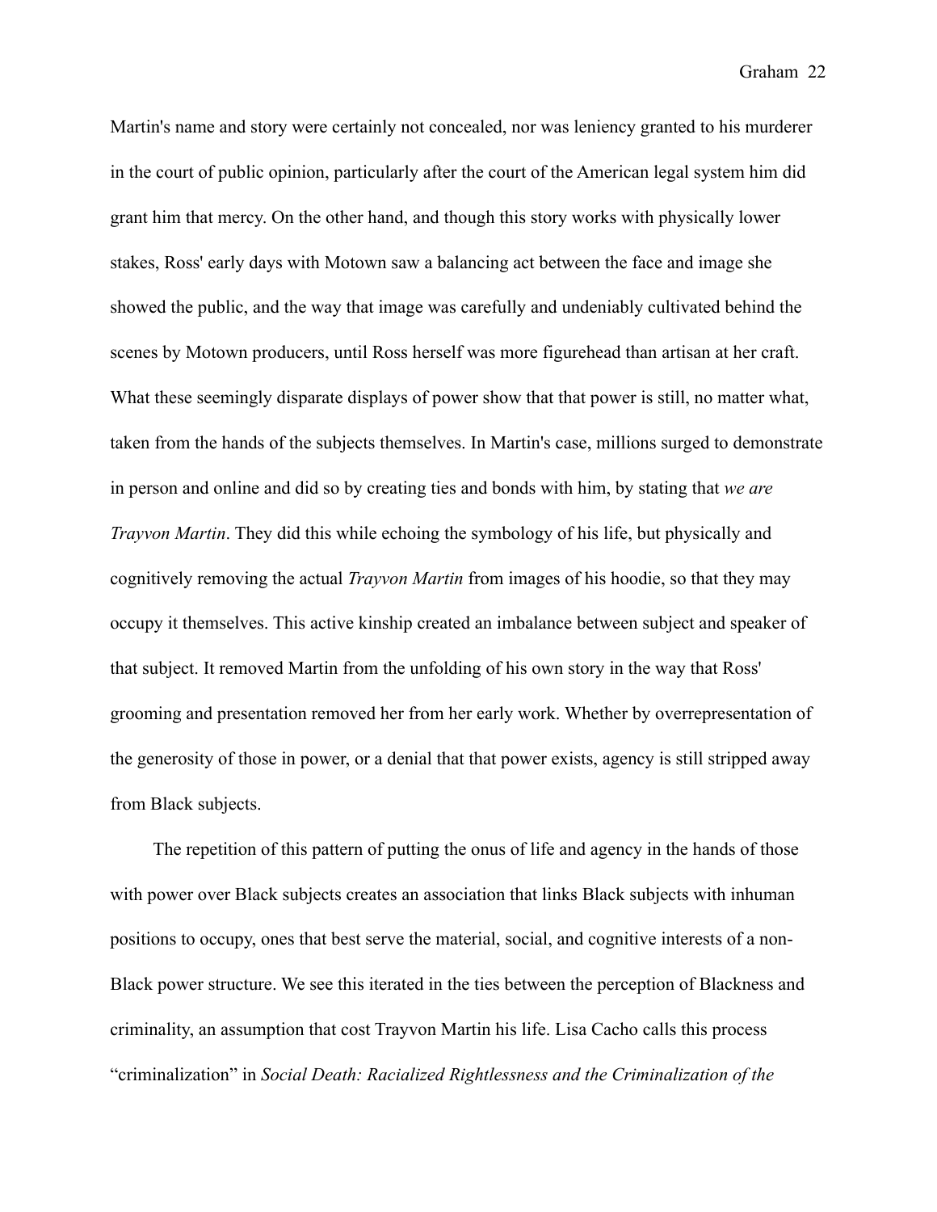Martin's name and story were certainly not concealed, nor was leniency granted to his murderer in the court of public opinion, particularly after the court of the American legal system him did grant him that mercy. On the other hand, and though this story works with physically lower stakes, Ross' early days with Motown saw a balancing act between the face and image she showed the public, and the way that image was carefully and undeniably cultivated behind the scenes by Motown producers, until Ross herself was more figurehead than artisan at her craft. What these seemingly disparate displays of power show that that power is still, no matter what, taken from the hands of the subjects themselves. In Martin's case, millions surged to demonstrate in person and online and did so by creating ties and bonds with him, by stating that *we are Trayvon Martin*. They did this while echoing the symbology of his life, but physically and cognitively removing the actual *Trayvon Martin* from images of his hoodie, so that they may occupy it themselves. This active kinship created an imbalance between subject and speaker of that subject. It removed Martin from the unfolding of his own story in the way that Ross' grooming and presentation removed her from her early work. Whether by overrepresentation of the generosity of those in power, or a denial that that power exists, agency is still stripped away from Black subjects.

The repetition of this pattern of putting the onus of life and agency in the hands of those with power over Black subjects creates an association that links Black subjects with inhuman positions to occupy, ones that best serve the material, social, and cognitive interests of a non-Black power structure. We see this iterated in the ties between the perception of Blackness and criminality, an assumption that cost Trayvon Martin his life. Lisa Cacho calls this process "criminalization" in *Social Death: Racialized Rightlessness and the Criminalization of the*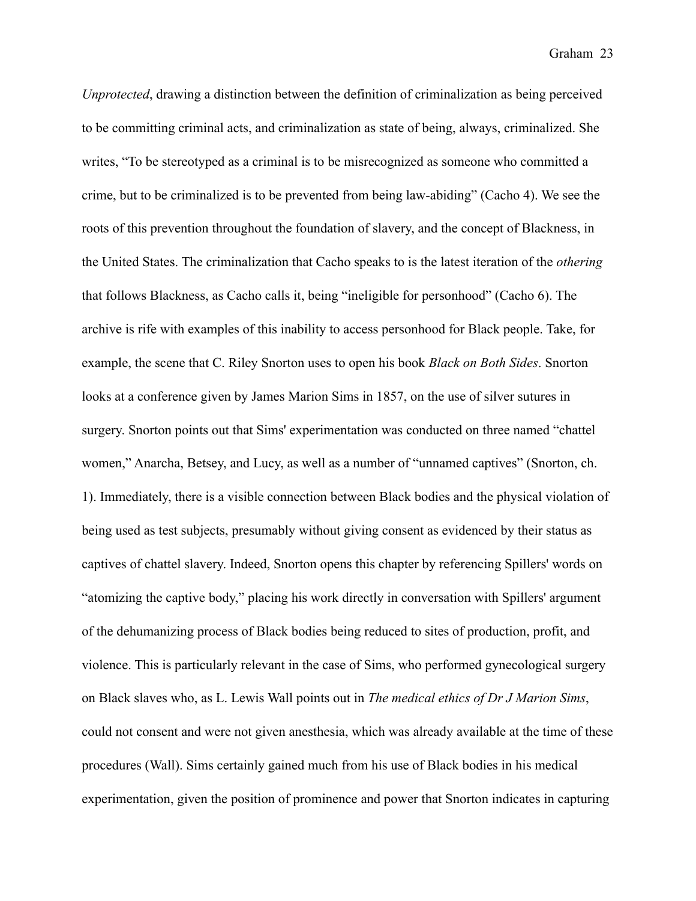*Unprotected*, drawing a distinction between the definition of criminalization as being perceived to be committing criminal acts, and criminalization as state of being, always, criminalized. She writes, "To be stereotyped as a criminal is to be misrecognized as someone who committed a crime, but to be criminalized is to be prevented from being law-abiding" (Cacho 4). We see the roots of this prevention throughout the foundation of slavery, and the concept of Blackness, in the United States. The criminalization that Cacho speaks to is the latest iteration of the *othering* that follows Blackness, as Cacho calls it, being "ineligible for personhood" (Cacho 6). The archive is rife with examples of this inability to access personhood for Black people. Take, for example, the scene that C. Riley Snorton uses to open his book *Black on Both Sides*. Snorton looks at a conference given by James Marion Sims in 1857, on the use of silver sutures in surgery. Snorton points out that Sims' experimentation was conducted on three named "chattel women," Anarcha, Betsey, and Lucy, as well as a number of "unnamed captives" (Snorton, ch. 1). Immediately, there is a visible connection between Black bodies and the physical violation of being used as test subjects, presumably without giving consent as evidenced by their status as captives of chattel slavery. Indeed, Snorton opens this chapter by referencing Spillers' words on "atomizing the captive body," placing his work directly in conversation with Spillers' argument of the dehumanizing process of Black bodies being reduced to sites of production, profit, and violence. This is particularly relevant in the case of Sims, who performed gynecological surgery on Black slaves who, as L. Lewis Wall points out in *The medical ethics of Dr J Marion Sims*, could not consent and were not given anesthesia, which was already available at the time of these procedures (Wall). Sims certainly gained much from his use of Black bodies in his medical experimentation, given the position of prominence and power that Snorton indicates in capturing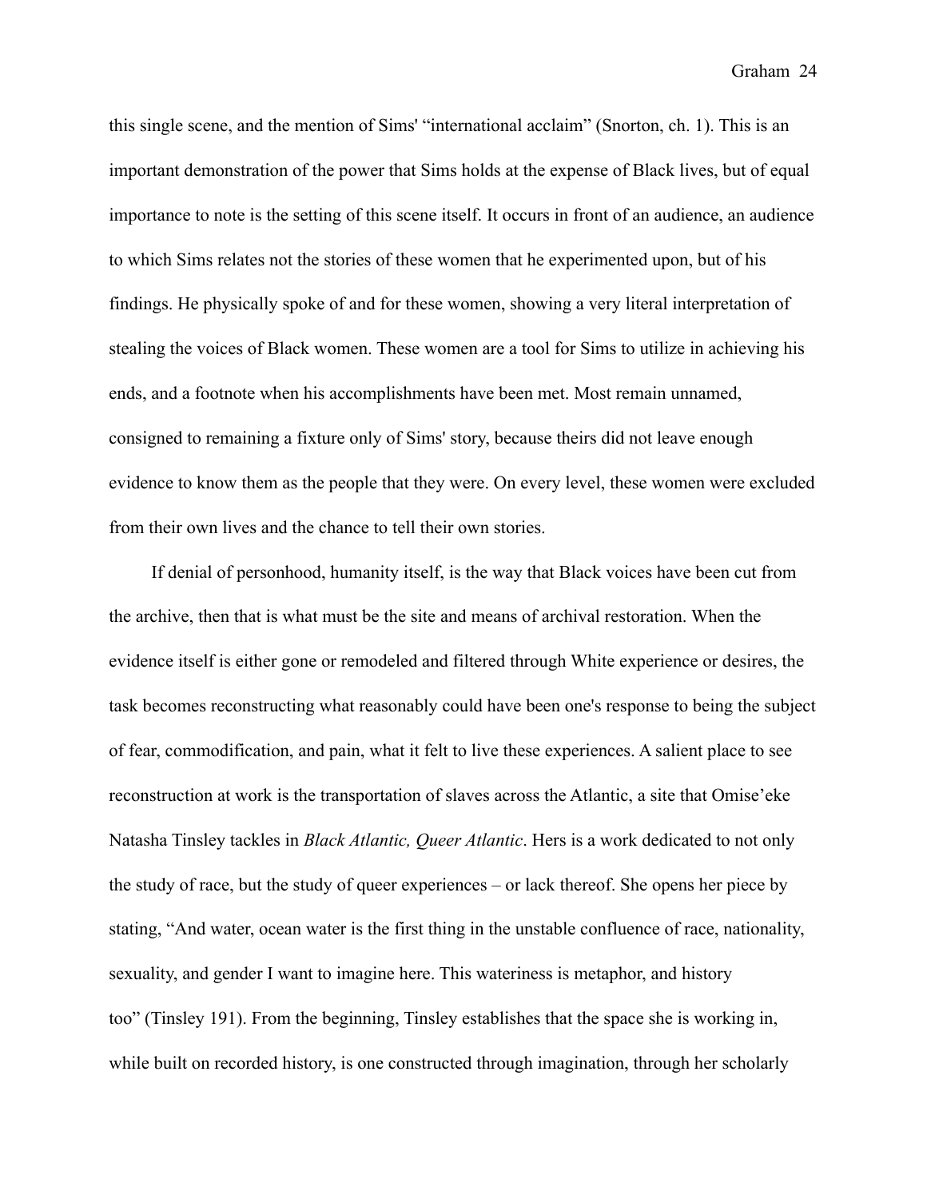this single scene, and the mention of Sims' "international acclaim" (Snorton, ch. 1). This is an important demonstration of the power that Sims holds at the expense of Black lives, but of equal importance to note is the setting of this scene itself. It occurs in front of an audience, an audience to which Sims relates not the stories of these women that he experimented upon, but of his findings. He physically spoke of and for these women, showing a very literal interpretation of stealing the voices of Black women. These women are a tool for Sims to utilize in achieving his ends, and a footnote when his accomplishments have been met. Most remain unnamed, consigned to remaining a fixture only of Sims' story, because theirs did not leave enough evidence to know them as the people that they were. On every level, these women were excluded from their own lives and the chance to tell their own stories.

If denial of personhood, humanity itself, is the way that Black voices have been cut from the archive, then that is what must be the site and means of archival restoration. When the evidence itself is either gone or remodeled and filtered through White experience or desires, the task becomes reconstructing what reasonably could have been one's response to being the subject of fear, commodification, and pain, what it felt to live these experiences. A salient place to see reconstruction at work is the transportation of slaves across the Atlantic, a site that Omise'eke Natasha Tinsley tackles in *Black Atlantic, Queer Atlantic*. Hers is a work dedicated to not only the study of race, but the study of queer experiences – or lack thereof. She opens her piece by stating, "And water, ocean water is the first thing in the unstable confluence of race, nationality, sexuality, and gender I want to imagine here. This wateriness is metaphor, and history too" (Tinsley 191). From the beginning, Tinsley establishes that the space she is working in, while built on recorded history, is one constructed through imagination, through her scholarly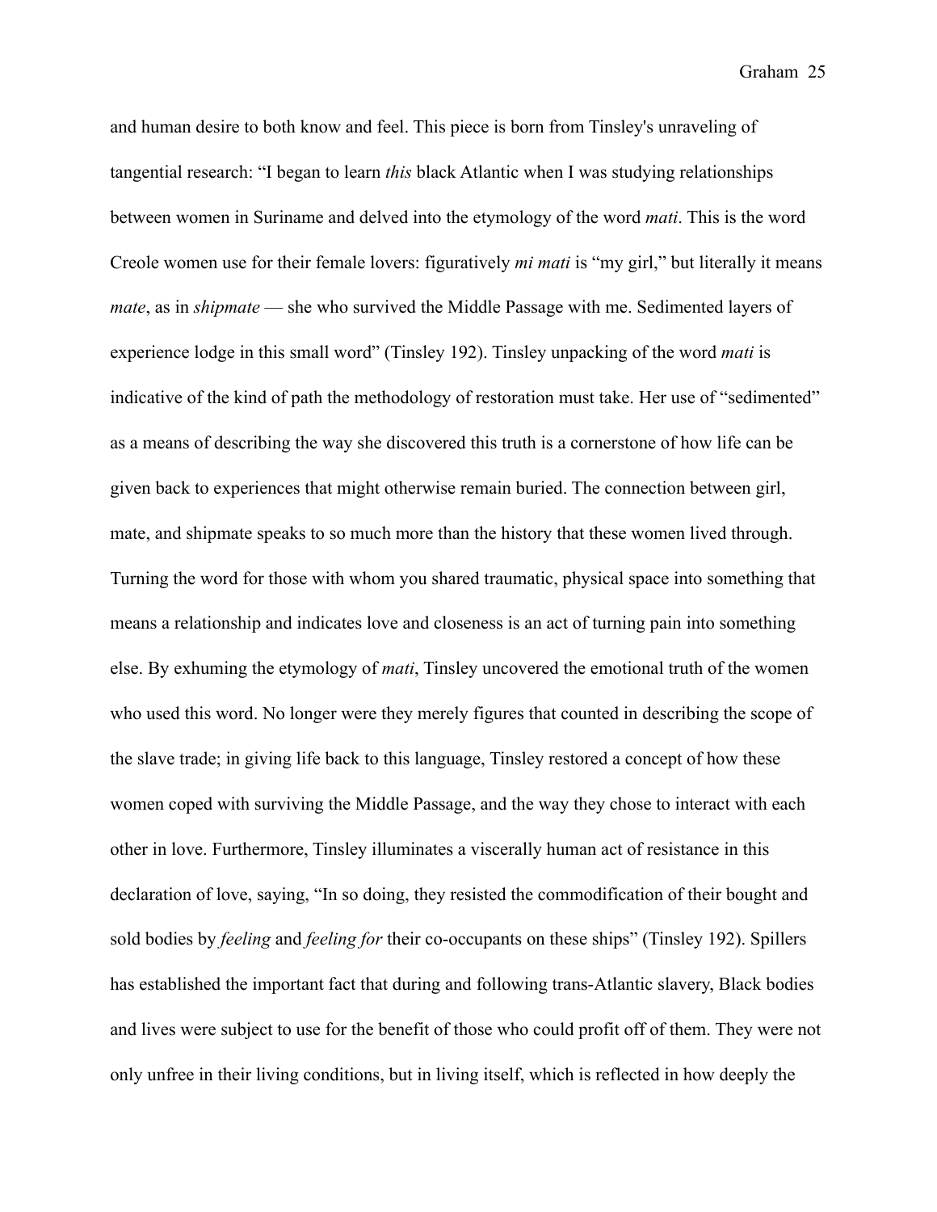and human desire to both know and feel. This piece is born from Tinsley's unraveling of tangential research: "I began to learn *this* black Atlantic when I was studying relationships between women in Suriname and delved into the etymology of the word *mati*. This is the word Creole women use for their female lovers: figuratively *mi mati* is "my girl," but literally it means *mate*, as in *shipmate* — she who survived the Middle Passage with me. Sedimented layers of experience lodge in this small word" (Tinsley 192). Tinsley unpacking of the word *mati* is indicative of the kind of path the methodology of restoration must take. Her use of "sedimented" as a means of describing the way she discovered this truth is a cornerstone of how life can be given back to experiences that might otherwise remain buried. The connection between girl, mate, and shipmate speaks to so much more than the history that these women lived through. Turning the word for those with whom you shared traumatic, physical space into something that means a relationship and indicates love and closeness is an act of turning pain into something else. By exhuming the etymology of *mati*, Tinsley uncovered the emotional truth of the women who used this word. No longer were they merely figures that counted in describing the scope of the slave trade; in giving life back to this language, Tinsley restored a concept of how these women coped with surviving the Middle Passage, and the way they chose to interact with each other in love. Furthermore, Tinsley illuminates a viscerally human act of resistance in this declaration of love, saying, "In so doing, they resisted the commodification of their bought and sold bodies by *feeling* and *feeling for* their co-occupants on these ships" (Tinsley 192). Spillers has established the important fact that during and following trans-Atlantic slavery, Black bodies and lives were subject to use for the benefit of those who could profit off of them. They were not only unfree in their living conditions, but in living itself, which is reflected in how deeply the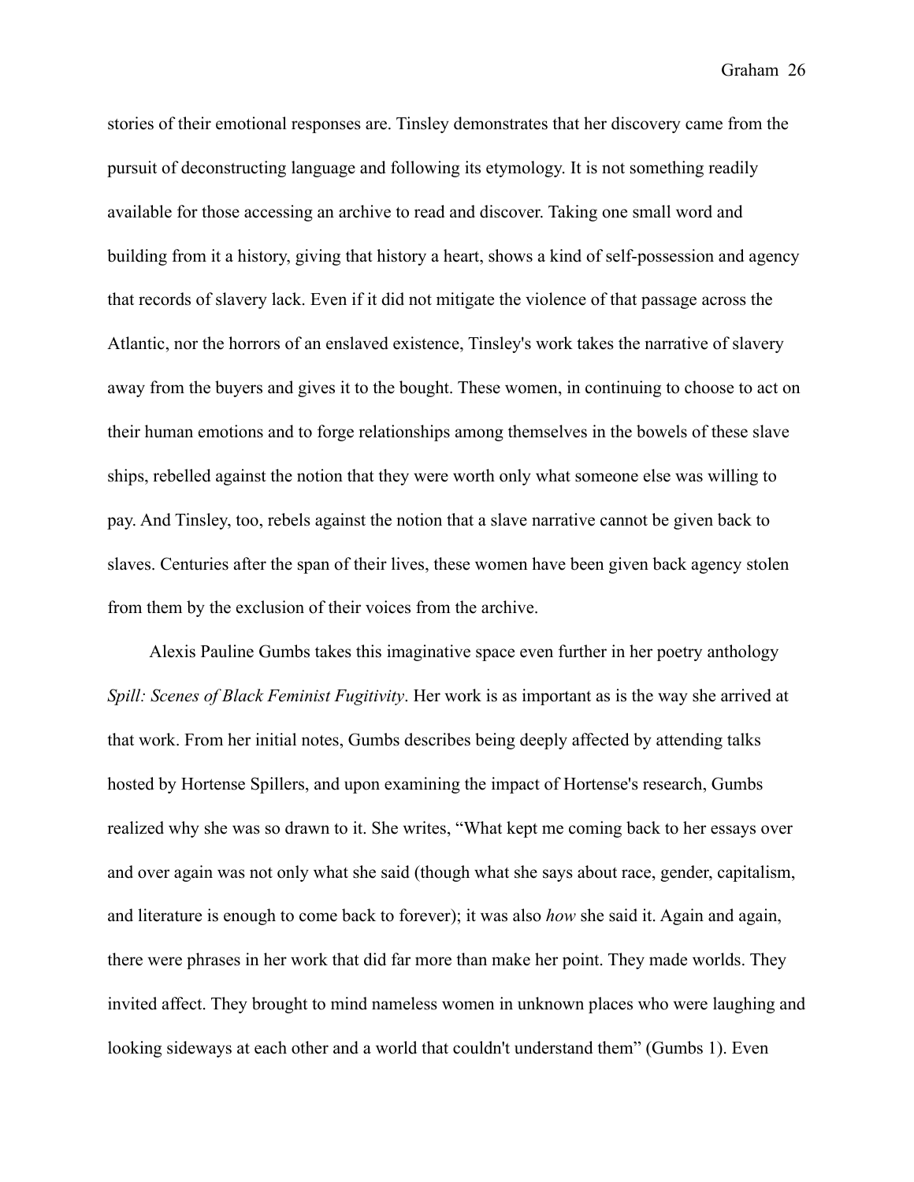stories of their emotional responses are. Tinsley demonstrates that her discovery came from the pursuit of deconstructing language and following its etymology. It is not something readily available for those accessing an archive to read and discover. Taking one small word and building from it a history, giving that history a heart, shows a kind of self-possession and agency that records of slavery lack. Even if it did not mitigate the violence of that passage across the Atlantic, nor the horrors of an enslaved existence, Tinsley's work takes the narrative of slavery away from the buyers and gives it to the bought. These women, in continuing to choose to act on their human emotions and to forge relationships among themselves in the bowels of these slave ships, rebelled against the notion that they were worth only what someone else was willing to pay. And Tinsley, too, rebels against the notion that a slave narrative cannot be given back to slaves. Centuries after the span of their lives, these women have been given back agency stolen from them by the exclusion of their voices from the archive.

Alexis Pauline Gumbs takes this imaginative space even further in her poetry anthology *Spill: Scenes of Black Feminist Fugitivity*. Her work is as important as is the way she arrived at that work. From her initial notes, Gumbs describes being deeply affected by attending talks hosted by Hortense Spillers, and upon examining the impact of Hortense's research, Gumbs realized why she was so drawn to it. She writes, "What kept me coming back to her essays over and over again was not only what she said (though what she says about race, gender, capitalism, and literature is enough to come back to forever); it was also *how* she said it. Again and again, there were phrases in her work that did far more than make her point. They made worlds. They invited affect. They brought to mind nameless women in unknown places who were laughing and looking sideways at each other and a world that couldn't understand them" (Gumbs 1). Even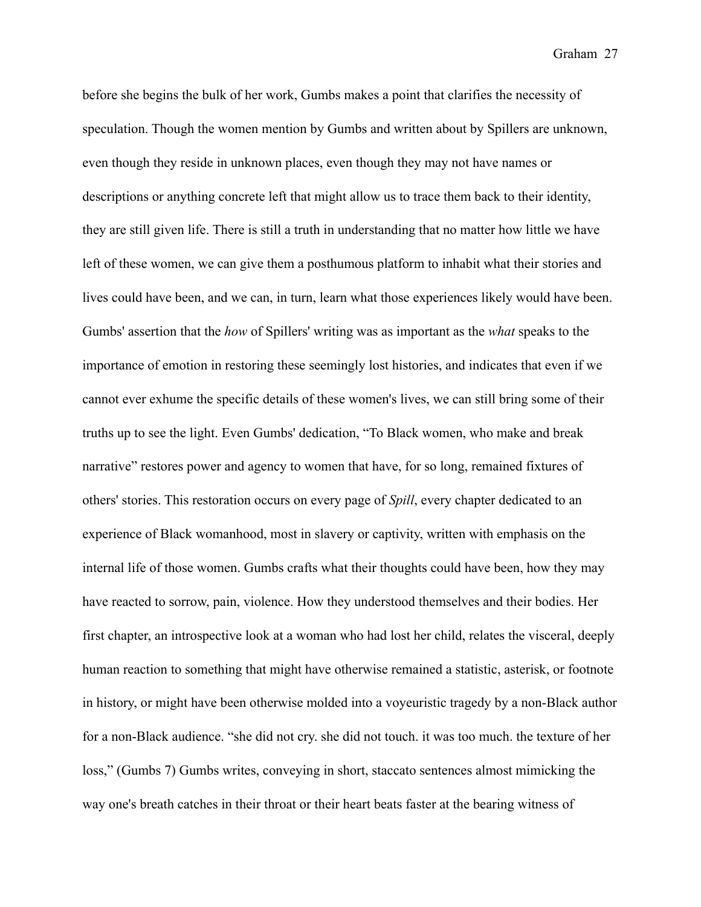before she begins the bulk of her work, Gumbs makes a point that clarifies the necessity of speculation. Though the women mention by Gumbs and written about by Spillers are unknown, even though they reside in unknown places, even though they may not have names or descriptions or anything concrete left that might allow us to trace them back to their identity, they are still given life. There is still a truth in understanding that no matter how little we have left of these women, we can give them a posthumous platform to inhabit what their stories and lives could have been, and we can, in turn, learn what those experiences likely would have been. Gumbs' assertion that the *how* of Spillers' writing was as important as the *what* speaks to the importance of emotion in restoring these seemingly lost histories, and indicates that even if we cannot ever exhume the specific details of these women's lives, we can still bring some of their truths up to see the light. Even Gumbs' dedication, "To Black women, who make and break narrative" restores power and agency to women that have, for so long, remained fixtures of others' stories. This restoration occurs on every page of *Spill*, every chapter dedicated to an experience of Black womanhood, most in slavery or captivity, written with emphasis on the internal life of those women. Gumbs crafts what their thoughts could have been, how they may have reacted to sorrow, pain, violence. How they understood themselves and their bodies. Her first chapter, an introspective look at a woman who had lost her child, relates the visceral, deeply human reaction to something that might have otherwise remained a statistic, asterisk, or footnote in history, or might have been otherwise molded into a voyeuristic tragedy by a non-Black author for a non-Black audience. "she did not cry. she did not touch. it was too much. the texture of her loss," (Gumbs 7) Gumbs writes, conveying in short, staccato sentences almost mimicking the way one's breath catches in their throat or their heart beats faster at the bearing witness of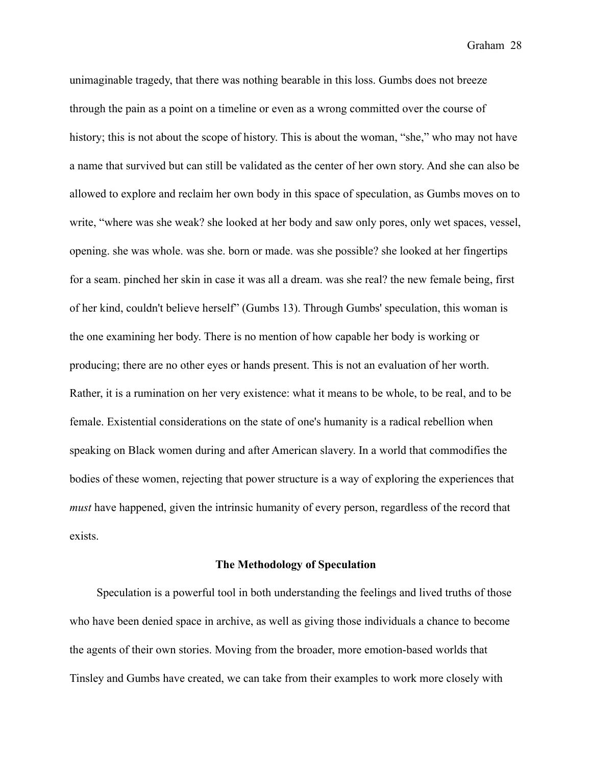unimaginable tragedy, that there was nothing bearable in this loss. Gumbs does not breeze through the pain as a point on a timeline or even as a wrong committed over the course of history; this is not about the scope of history. This is about the woman, "she," who may not have a name that survived but can still be validated as the center of her own story. And she can also be allowed to explore and reclaim her own body in this space of speculation, as Gumbs moves on to write, "where was she weak? she looked at her body and saw only pores, only wet spaces, vessel, opening. she was whole. was she. born or made. was she possible? she looked at her fingertips for a seam. pinched her skin in case it was all a dream. was she real? the new female being, first of her kind, couldn't believe herself" (Gumbs 13). Through Gumbs' speculation, this woman is the one examining her body. There is no mention of how capable her body is working or producing; there are no other eyes or hands present. This is not an evaluation of her worth. Rather, it is a rumination on her very existence: what it means to be whole, to be real, and to be female. Existential considerations on the state of one's humanity is a radical rebellion when speaking on Black women during and after American slavery. In a world that commodifies the bodies of these women, rejecting that power structure is a way of exploring the experiences that *must* have happened, given the intrinsic humanity of every person, regardless of the record that exists.

## The Methodology of Speculation

Speculation is a powerful tool in both understanding the feelings and lived truths of those who have been denied space in archive, as well as giving those individuals a chance to become the agents of their own stories. Moving from the broader, more emotion-based worlds that Tinsley and Gumbs have created, we can take from their examples to work more closely with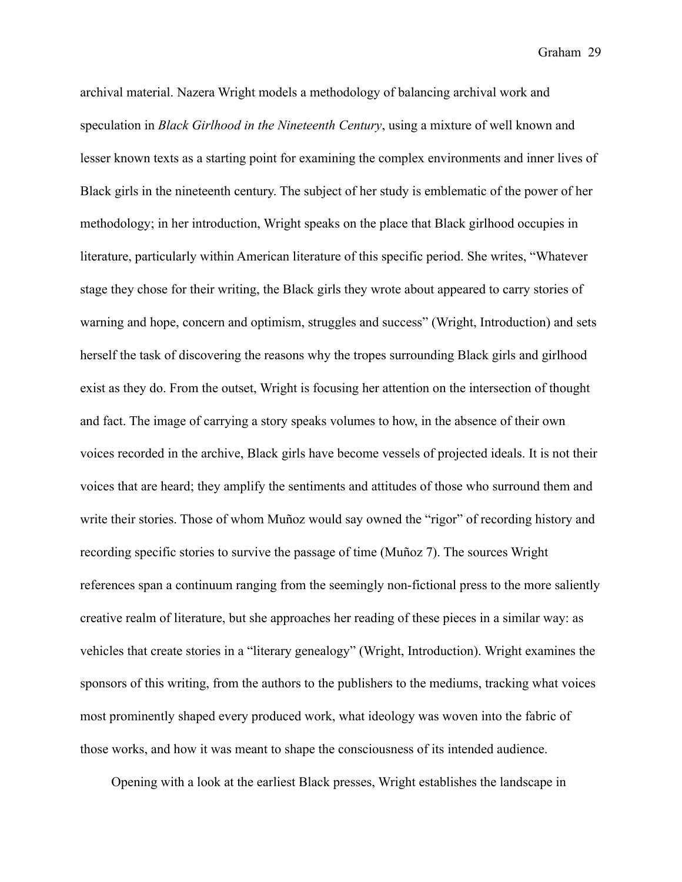archival material. Nazera Wright models a methodology of balancing archival work and speculation in *Black Girlhood in the Nineteenth Century*, using a mixture of well known and lesser known texts as a starting point for examining the complex environments and inner lives of Black girls in the nineteenth century. The subject of her study is emblematic of the power of her methodology; in her introduction, Wright speaks on the place that Black girlhood occupies in literature, particularly within American literature of this specific period. She writes, "Whatever stage they chose for their writing, the Black girls they wrote about appeared to carry stories of warning and hope, concern and optimism, struggles and success" (Wright, Introduction) and sets herself the task of discovering the reasons why the tropes surrounding Black girls and girlhood exist as they do. From the outset, Wright is focusing her attention on the intersection of thought and fact. The image of carrying a story speaks volumes to how, in the absence of their own voices recorded in the archive, Black girls have become vessels of projected ideals. It is not their voices that are heard; they amplify the sentiments and attitudes of those who surround them and write their stories. Those of whom Muñoz would say owned the "rigor" of recording history and recording specific stories to survive the passage of time (Muñoz 7). The sources Wright references span a continuum ranging from the seemingly non-fictional press to the more saliently creative realm of literature, but she approaches her reading of these pieces in a similar way: as vehicles that create stories in a "literary genealogy" (Wright, Introduction). Wright examines the sponsors of this writing, from the authors to the publishers to the mediums, tracking what voices most prominently shaped every produced work, what ideology was woven into the fabric of those works, and how it was meant to shape the consciousness of its intended audience.

Opening with a look at the earliest Black presses, Wright establishes the landscape in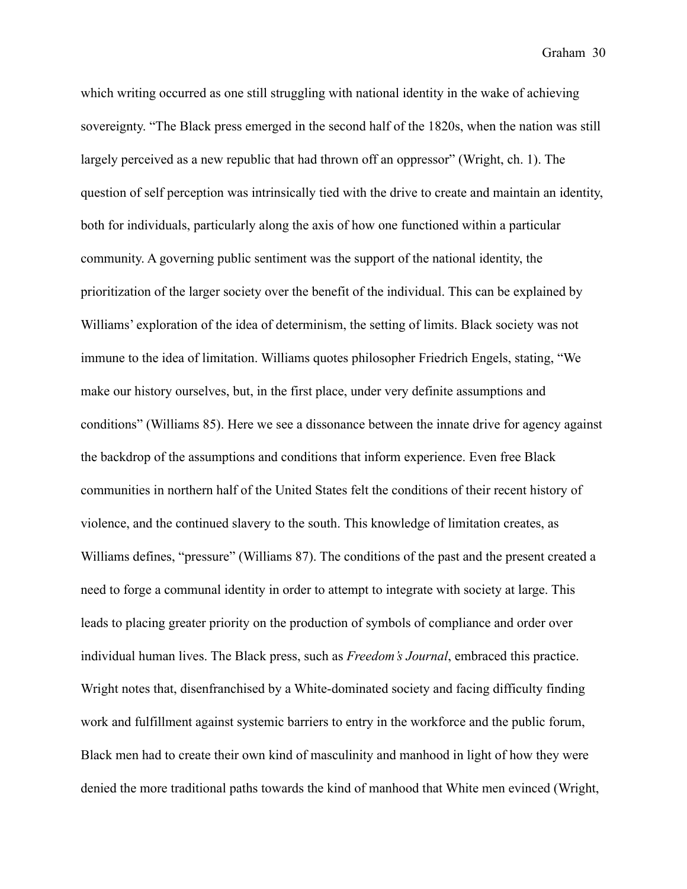which writing occurred as one still struggling with national identity in the wake of achieving sovereignty. “The Black press emerged in the second half of the 1820s, when the nation was still largely perceived as a new republic that had thrown off an oppressor” (Wright, ch. 1). The question of self perception was intrinsically tied with the drive to create and maintain an identity, both for individuals, particularly along the axis of how one functioned within a particular community. A governing public sentiment was the support of the national identity, the prioritization of the larger society over the benefit of the individual. This can be explained by Williams’ exploration of the idea of determinism, the setting of limits. Black society was not immune to the idea of limitation. Williams quotes philosopher Friedrich Engels, stating, “We make our history ourselves, but, in the first place, under very definite assumptions and conditions” (Williams 85). Here we see a dissonance between the innate drive for agency against the backdrop of the assumptions and conditions that inform experience. Even free Black communities in northern half of the United States felt the conditions of their recent history of violence, and the continued slavery to the south. This knowledge of limitation creates, as Williams defines, “pressure” (Williams 87). The conditions of the past and the present created a need to forge a communal identity in order to attempt to integrate with society at large. This leads to placing greater priority on the production of symbols of compliance and order over individual human lives. The Black press, such as *Freedom’s Journal*, embraced this practice. Wright notes that, disenfranchised by a White-dominated society and facing difficulty finding work and fulfillment against systemic barriers to entry in the workforce and the public forum, Black men had to create their own kind of masculinity and manhood in light of how they were denied the more traditional paths towards the kind of manhood that White men evinced (Wright,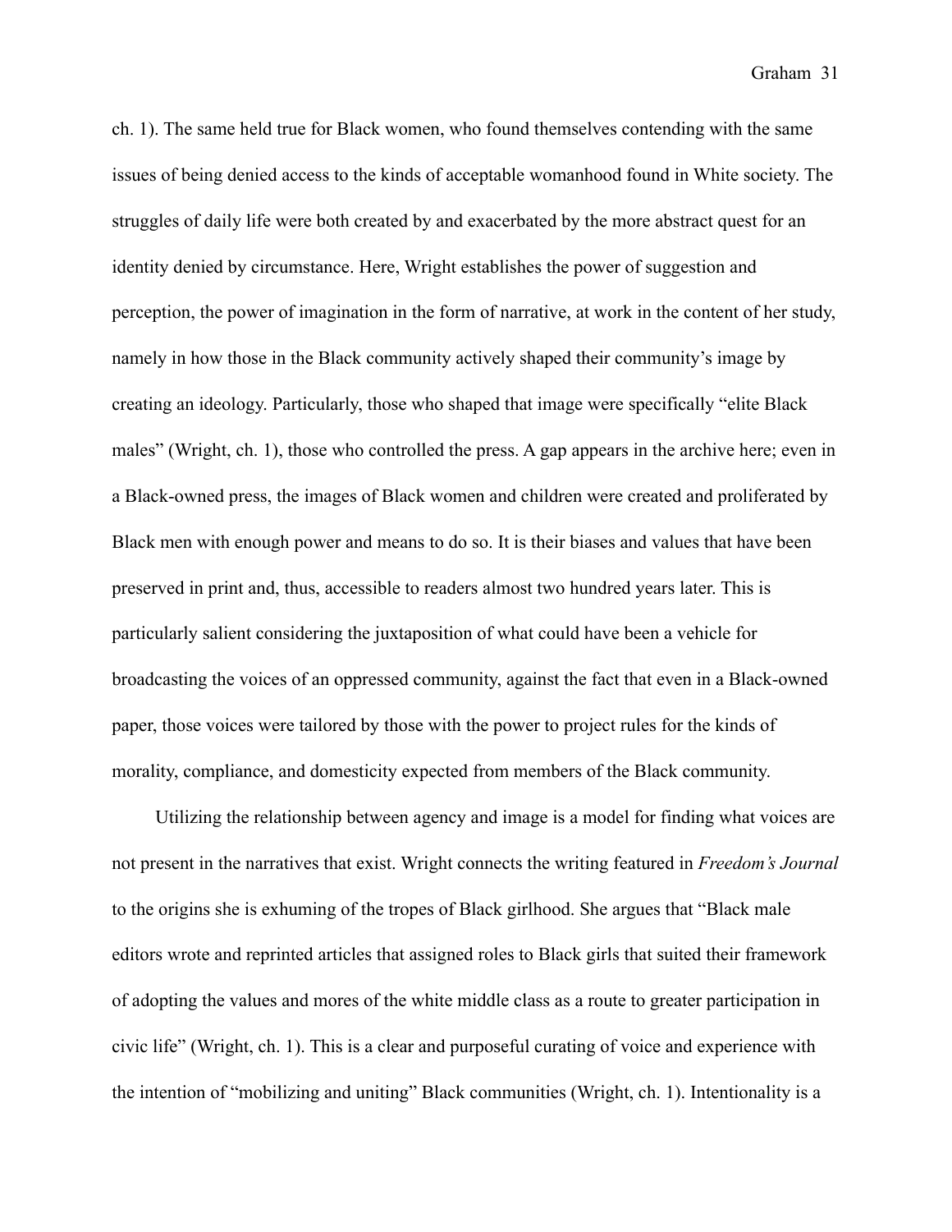ch. 1). The same held true for Black women, who found themselves contending with the same issues of being denied access to the kinds of acceptable womanhood found in White society. The struggles of daily life were both created by and exacerbated by the more abstract quest for an identity denied by circumstance. Here, Wright establishes the power of suggestion and perception, the power of imagination in the form of narrative, at work in the content of her study, namely in how those in the Black community actively shaped their community's image by creating an ideology. Particularly, those who shaped that image were specifically "elite Black males" (Wright, ch. 1), those who controlled the press. A gap appears in the archive here; even in a Black-owned press, the images of Black women and children were created and proliferated by Black men with enough power and means to do so. It is their biases and values that have been preserved in print and, thus, accessible to readers almost two hundred years later. This is particularly salient considering the juxtaposition of what could have been a vehicle for broadcasting the voices of an oppressed community, against the fact that even in a Black-owned paper, those voices were tailored by those with the power to project rules for the kinds of morality, compliance, and domesticity expected from members of the Black community.

Utilizing the relationship between agency and image is a model for finding what voices are not present in the narratives that exist. Wright connects the writing featured in *Freedom's Journal* to the origins she is exhuming of the tropes of Black girlhood. She argues that "Black male editors wrote and reprinted articles that assigned roles to Black girls that suited their framework of adopting the values and mores of the white middle class as a route to greater participation in civic life" (Wright, ch. 1). This is a clear and purposeful curating of voice and experience with the intention of "mobilizing and uniting" Black communities (Wright, ch. 1). Intentionality is a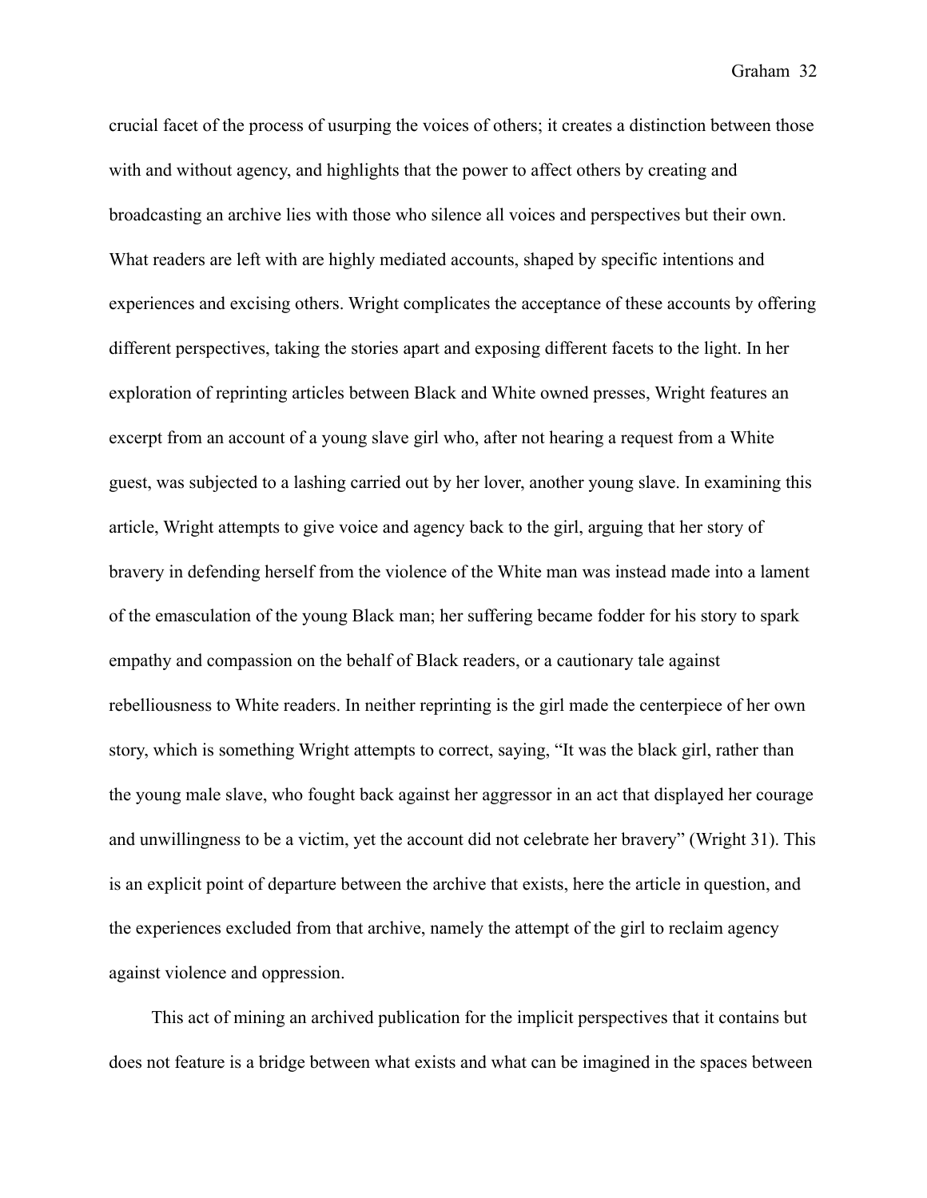crucial facet of the process of usurping the voices of others; it creates a distinction between those with and without agency, and highlights that the power to affect others by creating and broadcasting an archive lies with those who silence all voices and perspectives but their own. What readers are left with are highly mediated accounts, shaped by specific intentions and experiences and excising others. Wright complicates the acceptance of these accounts by offering different perspectives, taking the stories apart and exposing different facets to the light. In her exploration of reprinting articles between Black and White owned presses, Wright features an excerpt from an account of a young slave girl who, after not hearing a request from a White guest, was subjected to a lashing carried out by her lover, another young slave. In examining this article, Wright attempts to give voice and agency back to the girl, arguing that her story of bravery in defending herself from the violence of the White man was instead made into a lament of the emasculation of the young Black man; her suffering became fodder for his story to spark empathy and compassion on the behalf of Black readers, or a cautionary tale against rebelliousness to White readers. In neither reprinting is the girl made the centerpiece of her own story, which is something Wright attempts to correct, saying, "It was the black girl, rather than the young male slave, who fought back against her aggressor in an act that displayed her courage and unwillingness to be a victim, yet the account did not celebrate her bravery" (Wright 31). This is an explicit point of departure between the archive that exists, here the article in question, and the experiences excluded from that archive, namely the attempt of the girl to reclaim agency against violence and oppression.

This act of mining an archived publication for the implicit perspectives that it contains but does not feature is a bridge between what exists and what can be imagined in the spaces between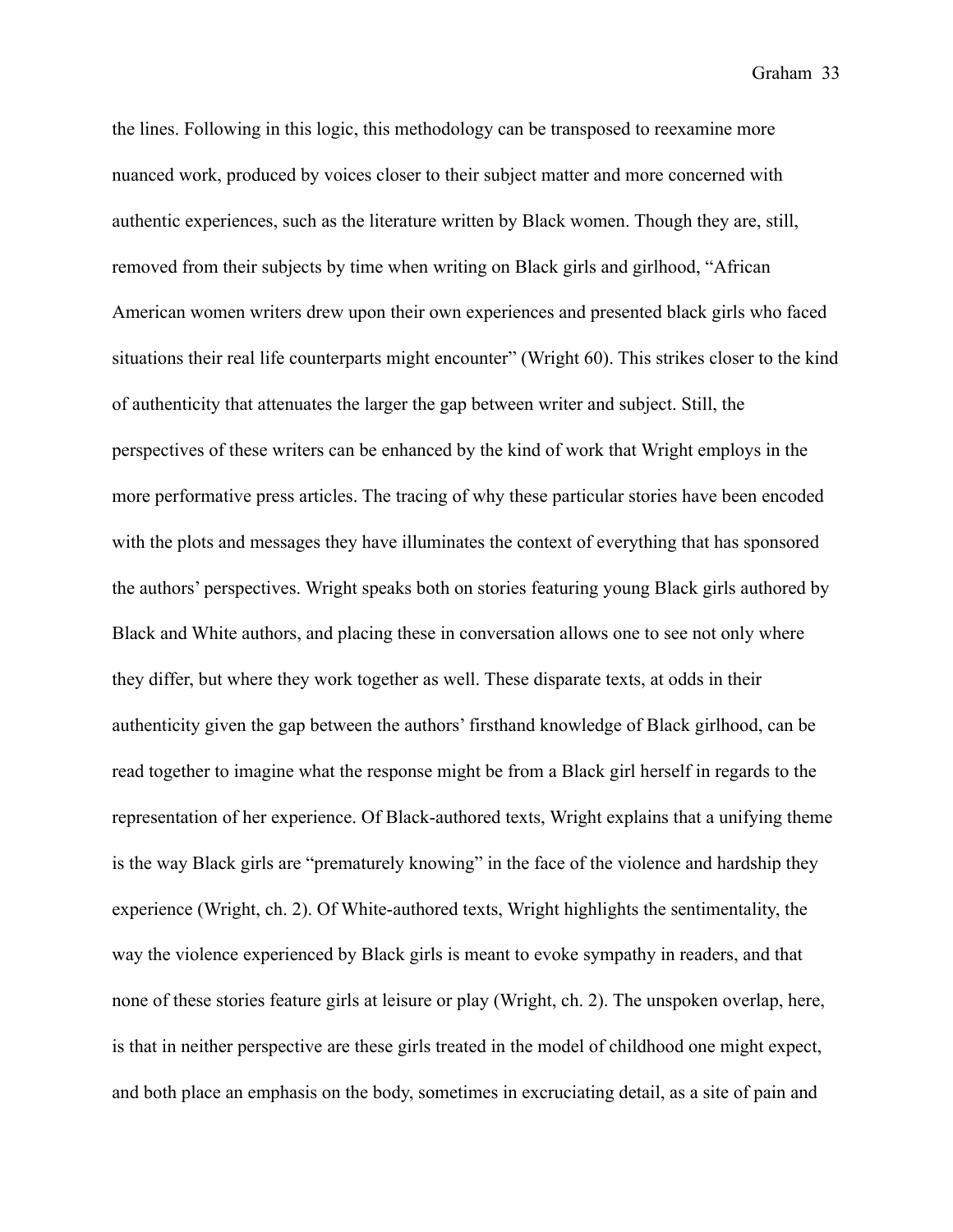the lines. Following in this logic, this methodology can be transposed to reexamine more nuanced work, produced by voices closer to their subject matter and more concerned with authentic experiences, such as the literature written by Black women. Though they are, still, removed from their subjects by time when writing on Black girls and girlhood, "African American women writers drew upon their own experiences and presented black girls who faced situations their real life counterparts might encounter" (Wright 60). This strikes closer to the kind of authenticity that attenuates the larger the gap between writer and subject. Still, the perspectives of these writers can be enhanced by the kind of work that Wright employs in the more performative press articles. The tracing of why these particular stories have been encoded with the plots and messages they have illuminates the context of everything that has sponsored the authors' perspectives. Wright speaks both on stories featuring young Black girls authored by Black and White authors, and placing these in conversation allows one to see not only where they differ, but where they work together as well. These disparate texts, at odds in their authenticity given the gap between the authors' firsthand knowledge of Black girlhood, can be read together to imagine what the response might be from a Black girl herself in regards to the representation of her experience. Of Black-authored texts, Wright explains that a unifying theme is the way Black girls are "prematurely knowing" in the face of the violence and hardship they experience (Wright, ch. 2). Of White-authored texts, Wright highlights the sentimentality, the way the violence experienced by Black girls is meant to evoke sympathy in readers, and that none of these stories feature girls at leisure or play (Wright, ch. 2). The unspoken overlap, here, is that in neither perspective are these girls treated in the model of childhood one might expect, and both place an emphasis on the body, sometimes in excruciating detail, as a site of pain and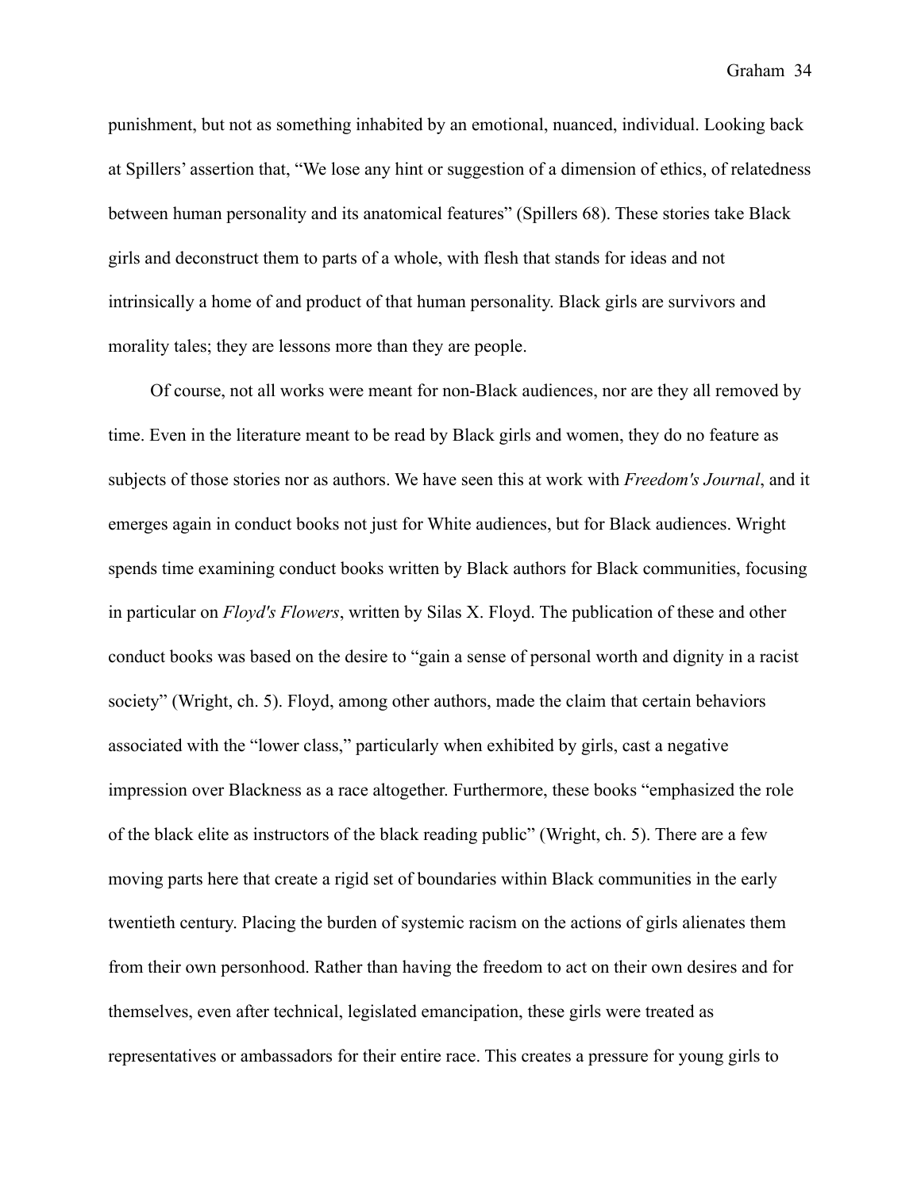punishment, but not as something inhabited by an emotional, nuanced, individual. Looking back at Spillers' assertion that, "We lose any hint or suggestion of a dimension of ethics, of relatedness between human personality and its anatomical features" (Spillers 68). These stories take Black girls and deconstruct them to parts of a whole, with flesh that stands for ideas and not intrinsically a home of and product of that human personality. Black girls are survivors and morality tales; they are lessons more than they are people.

Of course, not all works were meant for non-Black audiences, nor are they all removed by time. Even in the literature meant to be read by Black girls and women, they do no feature as subjects of those stories nor as authors. We have seen this at work with *Freedom's Journal*, and it emerges again in conduct books not just for White audiences, but for Black audiences. Wright spends time examining conduct books written by Black authors for Black communities, focusing in particular on *Floyd's Flowers*, written by Silas X. Floyd. The publication of these and other conduct books was based on the desire to "gain a sense of personal worth and dignity in a racist society" (Wright, ch. 5). Floyd, among other authors, made the claim that certain behaviors associated with the "lower class," particularly when exhibited by girls, cast a negative impression over Blackness as a race altogether. Furthermore, these books "emphasized the role of the black elite as instructors of the black reading public" (Wright, ch. 5). There are a few moving parts here that create a rigid set of boundaries within Black communities in the early twentieth century. Placing the burden of systemic racism on the actions of girls alienates them from their own personhood. Rather than having the freedom to act on their own desires and for themselves, even after technical, legislated emancipation, these girls were treated as representatives or ambassadors for their entire race. This creates a pressure for young girls to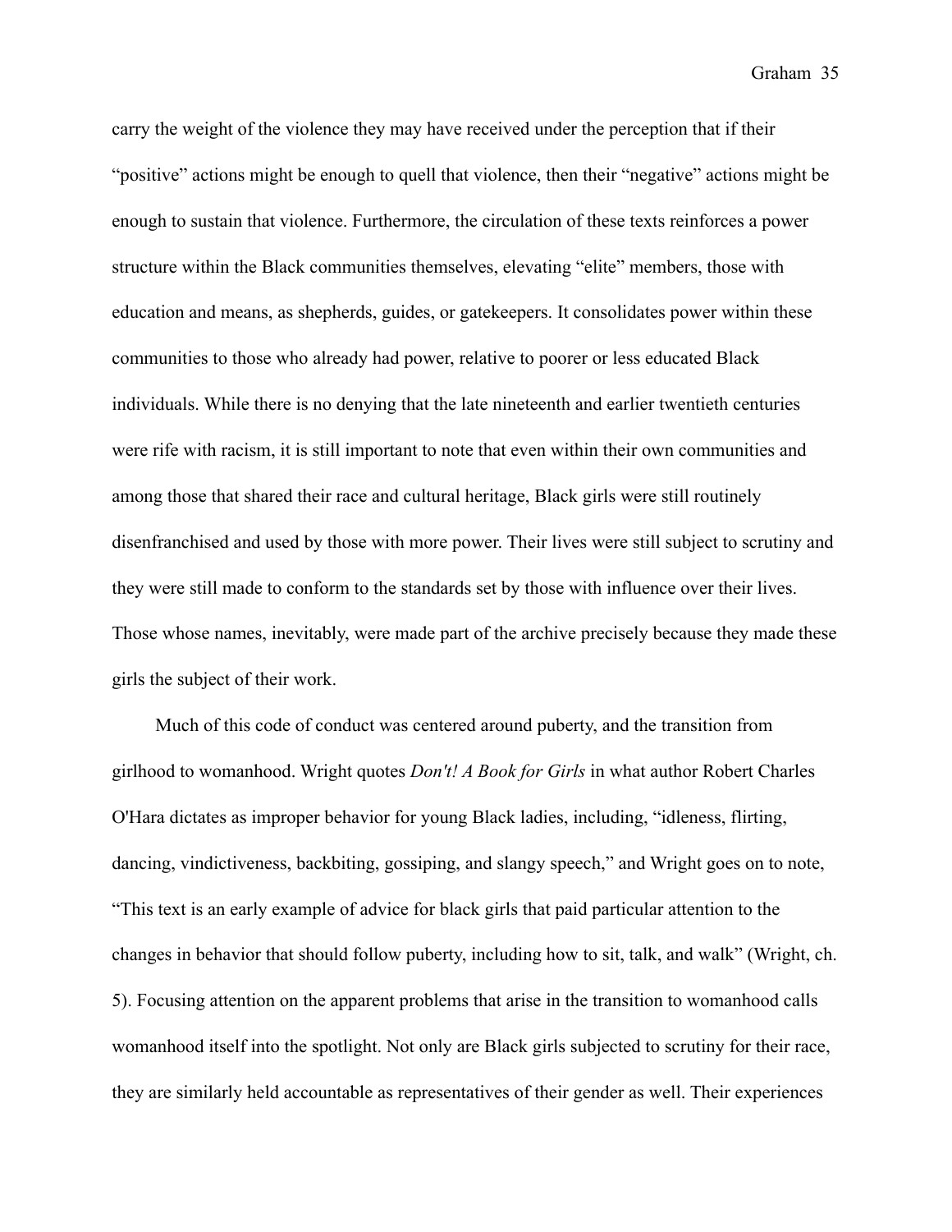carry the weight of the violence they may have received under the perception that if their "positive" actions might be enough to quell that violence, then their "negative" actions might be enough to sustain that violence. Furthermore, the circulation of these texts reinforces a power structure within the Black communities themselves, elevating "elite" members, those with education and means, as shepherds, guides, or gatekeepers. It consolidates power within these communities to those who already had power, relative to poorer or less educated Black individuals. While there is no denying that the late nineteenth and earlier twentieth centuries were rife with racism, it is still important to note that even within their own communities and among those that shared their race and cultural heritage, Black girls were still routinely disenfranchised and used by those with more power. Their lives were still subject to scrutiny and they were still made to conform to the standards set by those with influence over their lives. Those whose names, inevitably, were made part of the archive precisely because they made these girls the subject of their work.

Much of this code of conduct was centered around puberty, and the transition from girlhood to womanhood. Wright quotes *Don't! A Book for Girls* in what author Robert Charles O'Hara dictates as improper behavior for young Black ladies, including, "idleness, flirting, dancing, vindictiveness, backbiting, gossiping, and slangy speech," and Wright goes on to note, "This text is an early example of advice for black girls that paid particular attention to the changes in behavior that should follow puberty, including how to sit, talk, and walk" (Wright, ch. 5). Focusing attention on the apparent problems that arise in the transition to womanhood calls womanhood itself into the spotlight. Not only are Black girls subjected to scrutiny for their race, they are similarly held accountable as representatives of their gender as well. Their experiences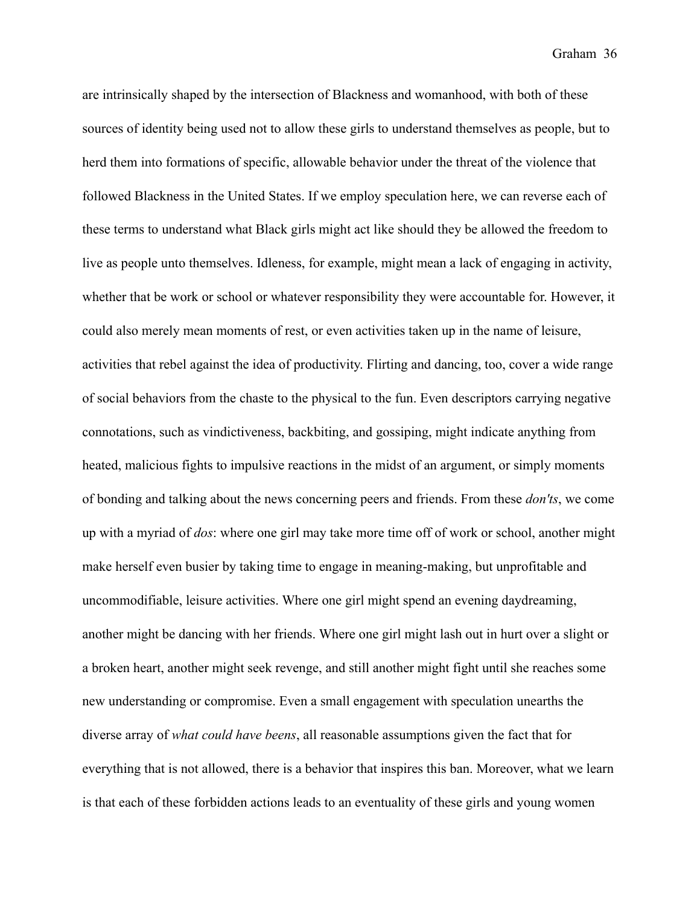are intrinsically shaped by the intersection of Blackness and womanhood, with both of these sources of identity being used not to allow these girls to understand themselves as people, but to herd them into formations of specific, allowable behavior under the threat of the violence that followed Blackness in the United States. If we employ speculation here, we can reverse each of these terms to understand what Black girls might act like should they be allowed the freedom to live as people unto themselves. Idleness, for example, might mean a lack of engaging in activity, whether that be work or school or whatever responsibility they were accountable for. However, it could also merely mean moments of rest, or even activities taken up in the name of leisure, activities that rebel against the idea of productivity. Flirting and dancing, too, cover a wide range of social behaviors from the chaste to the physical to the fun. Even descriptors carrying negative connotations, such as vindictiveness, backbiting, and gossiping, might indicate anything from heated, malicious fights to impulsive reactions in the midst of an argument, or simply moments of bonding and talking about the news concerning peers and friends. From these *don'ts*, we come up with a myriad of *dos*: where one girl may take more time off of work or school, another might make herself even busier by taking time to engage in meaning-making, but unprofitable and uncommodifiable, leisure activities. Where one girl might spend an evening daydreaming, another might be dancing with her friends. Where one girl might lash out in hurt over a slight or a broken heart, another might seek revenge, and still another might fight until she reaches some new understanding or compromise. Even a small engagement with speculation unearths the diverse array of *what could have beens*, all reasonable assumptions given the fact that for everything that is not allowed, there is a behavior that inspires this ban. Moreover, what we learn is that each of these forbidden actions leads to an eventuality of these girls and young women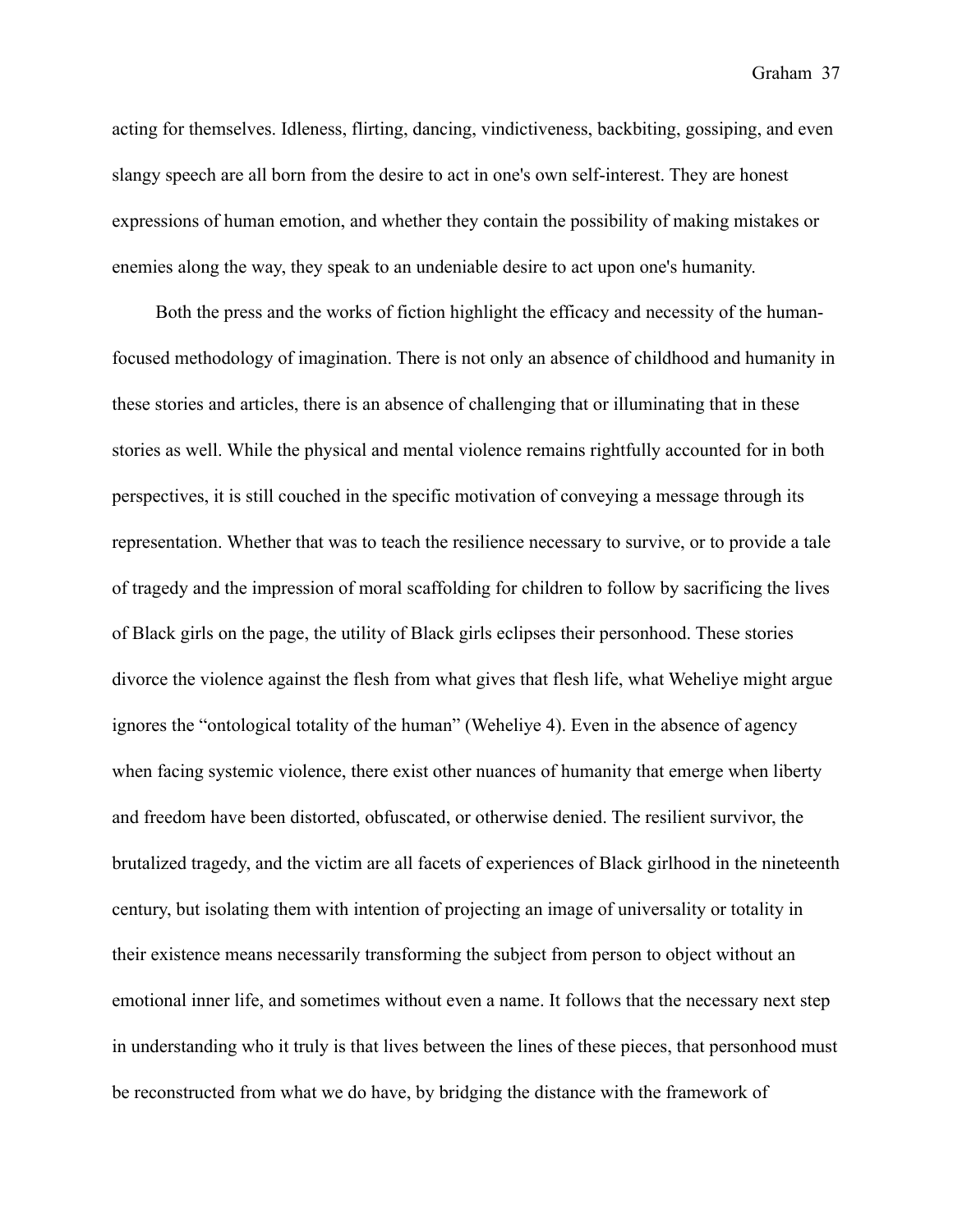acting for themselves. Idleness, flirting, dancing, vindictiveness, backbiting, gossiping, and even slangy speech are all born from the desire to act in one's own self-interest. They are honest expressions of human emotion, and whether they contain the possibility of making mistakes or enemies along the way, they speak to an undeniable desire to act upon one's humanity.

Both the press and the works of fiction highlight the efficacy and necessity of the human-focused methodology of imagination. There is not only an absence of childhood and humanity in these stories and articles, there is an absence of challenging that or illuminating that in these stories as well. While the physical and mental violence remains rightfully accounted for in both perspectives, it is still couched in the specific motivation of conveying a message through its representation. Whether that was to teach the resilience necessary to survive, or to provide a tale of tragedy and the impression of moral scaffolding for children to follow by sacrificing the lives of Black girls on the page, the utility of Black girls eclipses their personhood. These stories divorce the violence against the flesh from what gives that flesh life, what Weheliye might argue ignores the "ontological totality of the human" (Weheliye 4). Even in the absence of agency when facing systemic violence, there exist other nuances of humanity that emerge when liberty and freedom have been distorted, obfuscated, or otherwise denied. The resilient survivor, the brutalized tragedy, and the victim are all facets of experiences of Black girlhood in the nineteenth century, but isolating them with intention of projecting an image of universality or totality in their existence means necessarily transforming the subject from person to object without an emotional inner life, and sometimes without even a name. It follows that the necessary next step in understanding who it truly is that lives between the lines of these pieces, that personhood must be reconstructed from what we do have, by bridging the distance with the framework of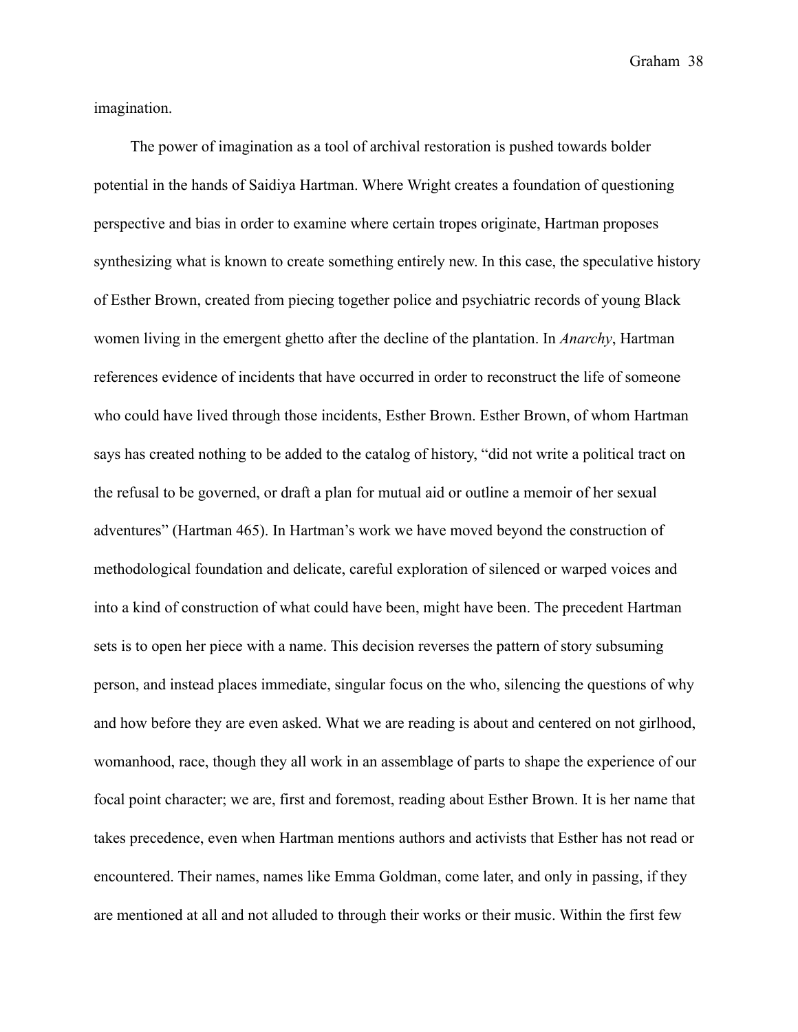imagination.

The power of imagination as a tool of archival restoration is pushed towards bolder potential in the hands of Saidiya Hartman. Where Wright creates a foundation of questioning perspective and bias in order to examine where certain tropes originate, Hartman proposes synthesizing what is known to create something entirely new. In this case, the speculative history of Esther Brown, created from piecing together police and psychiatric records of young Black women living in the emergent ghetto after the decline of the plantation. In *Anarchy*, Hartman references evidence of incidents that have occurred in order to reconstruct the life of someone who could have lived through those incidents, Esther Brown. Esther Brown, of whom Hartman says has created nothing to be added to the catalog of history, "did not write a political tract on the refusal to be governed, or draft a plan for mutual aid or outline a memoir of her sexual adventures" (Hartman 465). In Hartman's work we have moved beyond the construction of methodological foundation and delicate, careful exploration of silenced or warped voices and into a kind of construction of what could have been, might have been. The precedent Hartman sets is to open her piece with a name. This decision reverses the pattern of story subsuming person, and instead places immediate, singular focus on the who, silencing the questions of why and how before they are even asked. What we are reading is about and centered on not girlhood, womanhood, race, though they all work in an assemblage of parts to shape the experience of our focal point character; we are, first and foremost, reading about Esther Brown. It is her name that takes precedence, even when Hartman mentions authors and activists that Esther has not read or encountered. Their names, names like Emma Goldman, come later, and only in passing, if they are mentioned at all and not alluded to through their works or their music. Within the first few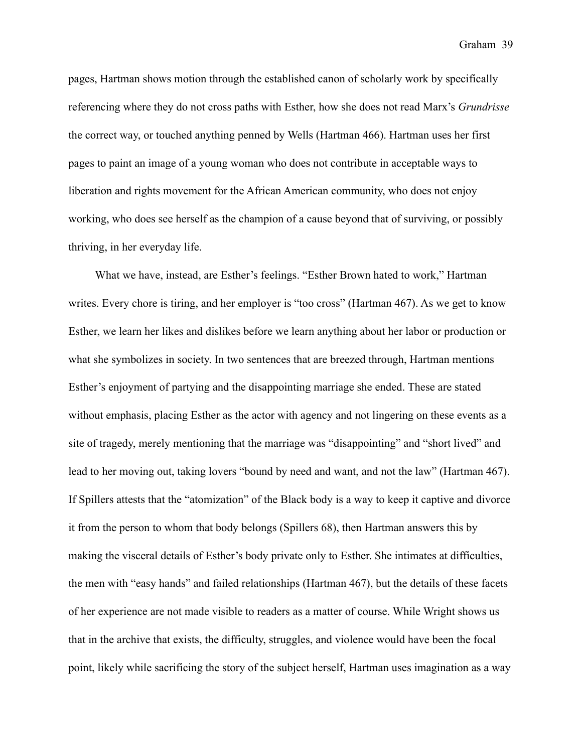pages, Hartman shows motion through the established canon of scholarly work by specifically referencing where they do not cross paths with Esther, how she does not read Marx's *Grundrisse* the correct way, or touched anything penned by Wells (Hartman 466). Hartman uses her first pages to paint an image of a young woman who does not contribute in acceptable ways to liberation and rights movement for the African American community, who does not enjoy working, who does see herself as the champion of a cause beyond that of surviving, or possibly thriving, in her everyday life.

What we have, instead, are Esther's feelings. "Esther Brown hated to work," Hartman writes. Every chore is tiring, and her employer is "too cross" (Hartman 467). As we get to know Esther, we learn her likes and dislikes before we learn anything about her labor or production or what she symbolizes in society. In two sentences that are breezed through, Hartman mentions Esther's enjoyment of partying and the disappointing marriage she ended. These are stated without emphasis, placing Esther as the actor with agency and not lingering on these events as a site of tragedy, merely mentioning that the marriage was "disappointing" and "short lived" and lead to her moving out, taking lovers "bound by need and want, and not the law" (Hartman 467). If Spillers attests that the "atomization" of the Black body is a way to keep it captive and divorce it from the person to whom that body belongs (Spillers 68), then Hartman answers this by making the visceral details of Esther's body private only to Esther. She intimates at difficulties, the men with "easy hands" and failed relationships (Hartman 467), but the details of these facets of her experience are not made visible to readers as a matter of course. While Wright shows us that in the archive that exists, the difficulty, struggles, and violence would have been the focal point, likely while sacrificing the story of the subject herself, Hartman uses imagination as a way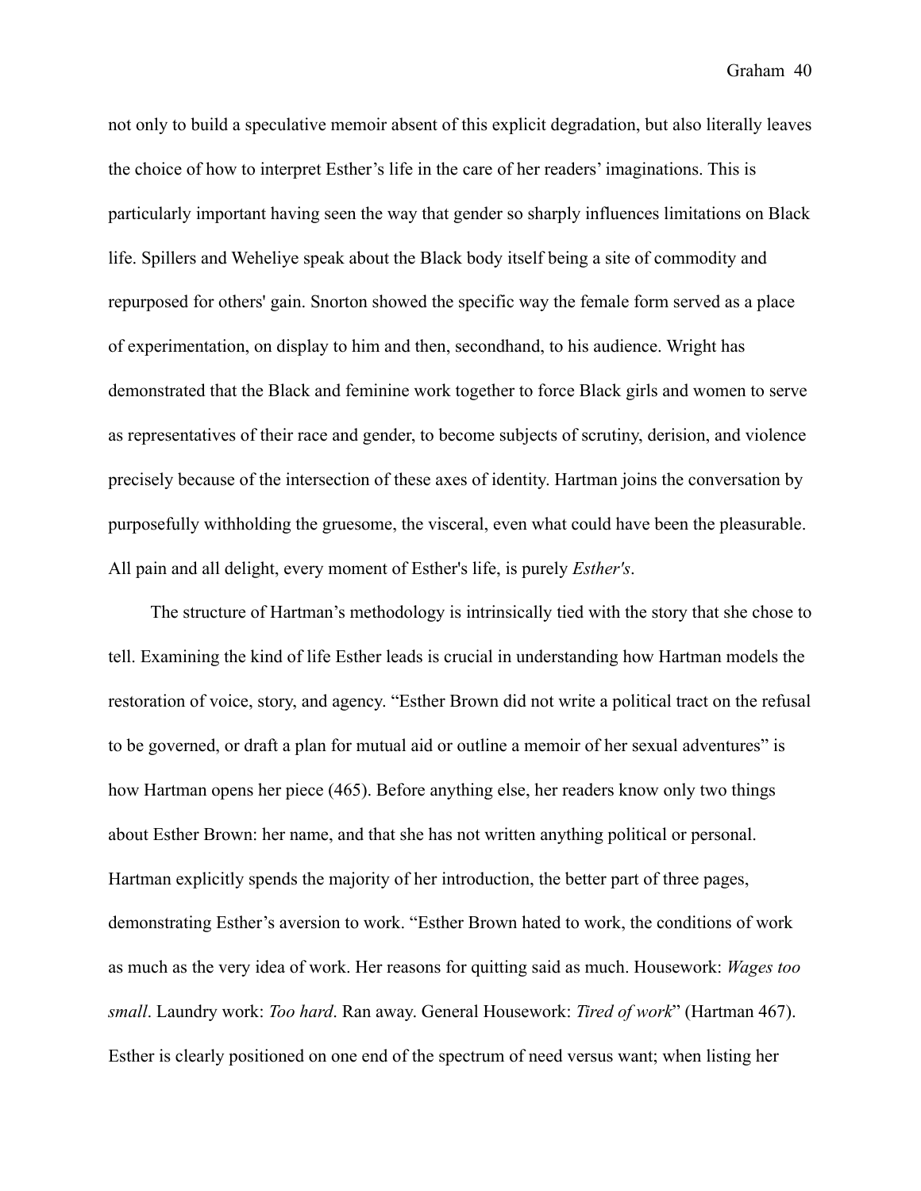not only to build a speculative memoir absent of this explicit degradation, but also literally leaves the choice of how to interpret Esther's life in the care of her readers' imaginations. This is particularly important having seen the way that gender so sharply influences limitations on Black life. Spillers and Weheliye speak about the Black body itself being a site of commodity and repurposed for others' gain. Snorton showed the specific way the female form served as a place of experimentation, on display to him and then, secondhand, to his audience. Wright has demonstrated that the Black and feminine work together to force Black girls and women to serve as representatives of their race and gender, to become subjects of scrutiny, derision, and violence precisely because of the intersection of these axes of identity. Hartman joins the conversation by purposefully withholding the gruesome, the visceral, even what could have been the pleasurable. All pain and all delight, every moment of Esther's life, is purely *Esther's*.

The structure of Hartman's methodology is intrinsically tied with the story that she chose to tell. Examining the kind of life Esther leads is crucial in understanding how Hartman models the restoration of voice, story, and agency. "Esther Brown did not write a political tract on the refusal to be governed, or draft a plan for mutual aid or outline a memoir of her sexual adventures" is how Hartman opens her piece (465). Before anything else, her readers know only two things about Esther Brown: her name, and that she has not written anything political or personal. Hartman explicitly spends the majority of her introduction, the better part of three pages, demonstrating Esther's aversion to work. "Esther Brown hated to work, the conditions of work as much as the very idea of work. Her reasons for quitting said as much. Housework: *Wages too small*. Laundry work: *Too hard*. Ran away. General Housework: *Tired of work*" (Hartman 467). Esther is clearly positioned on one end of the spectrum of need versus want; when listing her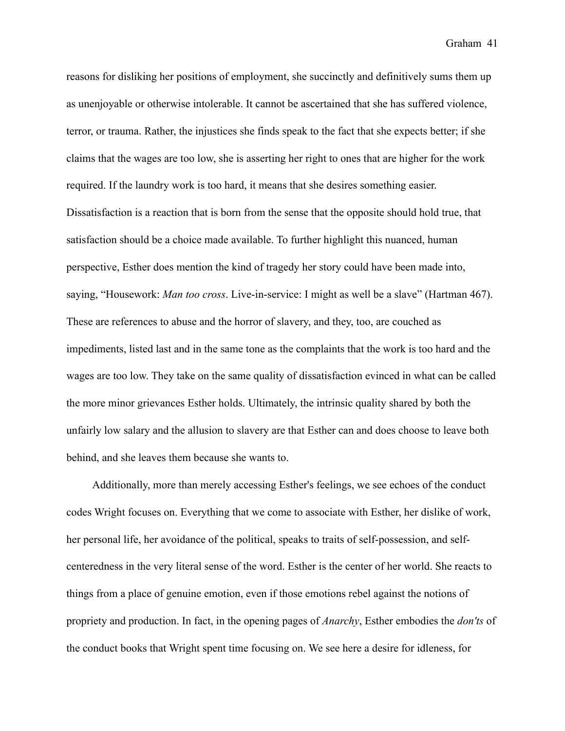reasons for disliking her positions of employment, she succinctly and definitively sums them up as unenjoyable or otherwise intolerable. It cannot be ascertained that she has suffered violence, terror, or trauma. Rather, the injustices she finds speak to the fact that she expects better; if she claims that the wages are too low, she is asserting her right to ones that are higher for the work required. If the laundry work is too hard, it means that she desires something easier. Dissatisfaction is a reaction that is born from the sense that the opposite should hold true, that satisfaction should be a choice made available. To further highlight this nuanced, human perspective, Esther does mention the kind of tragedy her story could have been made into, saying, "Housework: *Man too cross*. Live-in-service: I might as well be a slave" (Hartman 467). These are references to abuse and the horror of slavery, and they, too, are couched as impediments, listed last and in the same tone as the complaints that the work is too hard and the wages are too low. They take on the same quality of dissatisfaction evinced in what can be called the more minor grievances Esther holds. Ultimately, the intrinsic quality shared by both the unfairly low salary and the allusion to slavery are that Esther can and does choose to leave both behind, and she leaves them because she wants to.

Additionally, more than merely accessing Esther's feelings, we see echoes of the conduct codes Wright focuses on. Everything that we come to associate with Esther, her dislike of work, her personal life, her avoidance of the political, speaks to traits of self-possession, and self-centeredness in the very literal sense of the word. Esther is the center of her world. She reacts to things from a place of genuine emotion, even if those emotions rebel against the notions of propriety and production. In fact, in the opening pages of *Anarchy*, Esther embodies the *don'ts* of the conduct books that Wright spent time focusing on. We see here a desire for idleness, for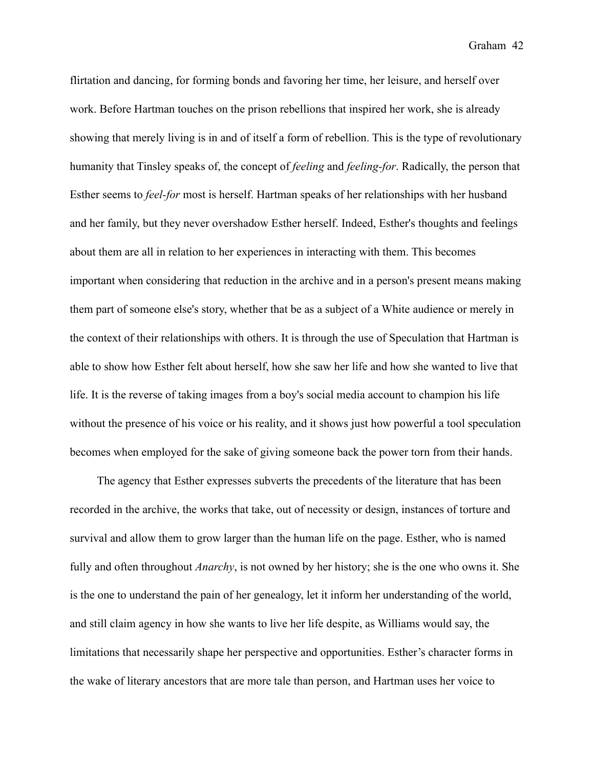flirtation and dancing, for forming bonds and favoring her time, her leisure, and herself over work. Before Hartman touches on the prison rebellions that inspired her work, she is already showing that merely living is in and of itself a form of rebellion. This is the type of revolutionary humanity that Tinsley speaks of, the concept of *feeling* and *feeling-for*. Radically, the person that Esther seems to *feel-for* most is herself. Hartman speaks of her relationships with her husband and her family, but they never overshadow Esther herself. Indeed, Esther's thoughts and feelings about them are all in relation to her experiences in interacting with them. This becomes important when considering that reduction in the archive and in a person's present means making them part of someone else's story, whether that be as a subject of a White audience or merely in the context of their relationships with others. It is through the use of Speculation that Hartman is able to show how Esther felt about herself, how she saw her life and how she wanted to live that life. It is the reverse of taking images from a boy's social media account to champion his life without the presence of his voice or his reality, and it shows just how powerful a tool speculation becomes when employed for the sake of giving someone back the power torn from their hands.

The agency that Esther expresses subverts the precedents of the literature that has been recorded in the archive, the works that take, out of necessity or design, instances of torture and survival and allow them to grow larger than the human life on the page. Esther, who is named fully and often throughout *Anarchy*, is not owned by her history; she is the one who owns it. She is the one to understand the pain of her genealogy, let it inform her understanding of the world, and still claim agency in how she wants to live her life despite, as Williams would say, the limitations that necessarily shape her perspective and opportunities. Esther's character forms in the wake of literary ancestors that are more tale than person, and Hartman uses her voice to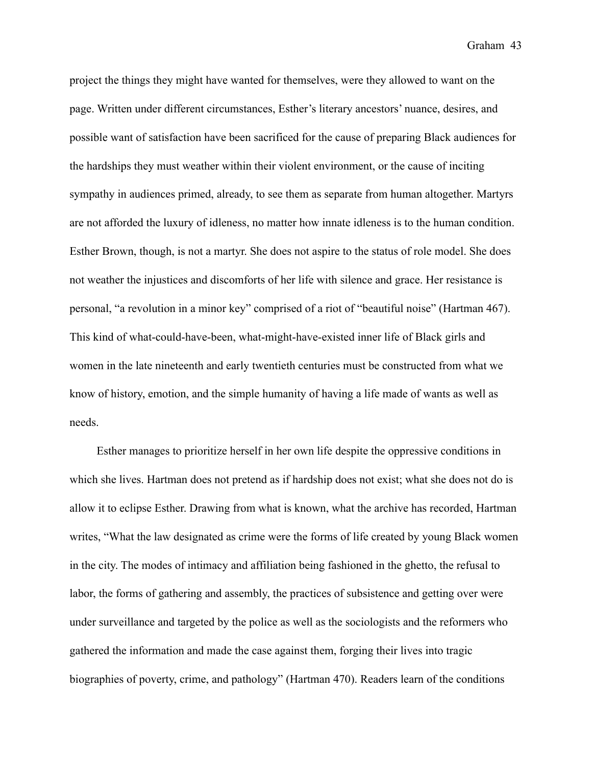project the things they might have wanted for themselves, were they allowed to want on the page. Written under different circumstances, Esther's literary ancestors' nuance, desires, and possible want of satisfaction have been sacrificed for the cause of preparing Black audiences for the hardships they must weather within their violent environment, or the cause of inciting sympathy in audiences primed, already, to see them as separate from human altogether. Martyrs are not afforded the luxury of idleness, no matter how innate idleness is to the human condition. Esther Brown, though, is not a martyr. She does not aspire to the status of role model. She does not weather the injustices and discomforts of her life with silence and grace. Her resistance is personal, "a revolution in a minor key" comprised of a riot of "beautiful noise" (Hartman 467). This kind of what-could-have-been, what-might-have-existed inner life of Black girls and women in the late nineteenth and early twentieth centuries must be constructed from what we know of history, emotion, and the simple humanity of having a life made of wants as well as needs.

Esther manages to prioritize herself in her own life despite the oppressive conditions in which she lives. Hartman does not pretend as if hardship does not exist; what she does not do is allow it to eclipse Esther. Drawing from what is known, what the archive has recorded, Hartman writes, "What the law designated as crime were the forms of life created by young Black women in the city. The modes of intimacy and affiliation being fashioned in the ghetto, the refusal to labor, the forms of gathering and assembly, the practices of subsistence and getting over were under surveillance and targeted by the police as well as the sociologists and the reformers who gathered the information and made the case against them, forging their lives into tragic biographies of poverty, crime, and pathology" (Hartman 470). Readers learn of the conditions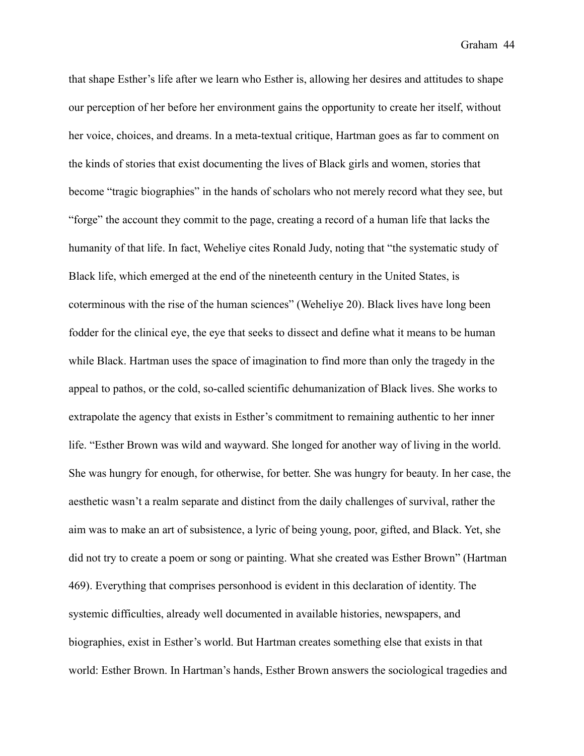that shape Esther's life after we learn who Esther is, allowing her desires and attitudes to shape our perception of her before her environment gains the opportunity to create her itself, without her voice, choices, and dreams. In a meta-textual critique, Hartman goes as far to comment on the kinds of stories that exist documenting the lives of Black girls and women, stories that become "tragic biographies" in the hands of scholars who not merely record what they see, but "forge" the account they commit to the page, creating a record of a human life that lacks the humanity of that life. In fact, Weheliye cites Ronald Judy, noting that "the systematic study of Black life, which emerged at the end of the nineteenth century in the United States, is coterminous with the rise of the human sciences" (Weheliye 20). Black lives have long been fodder for the clinical eye, the eye that seeks to dissect and define what it means to be human while Black. Hartman uses the space of imagination to find more than only the tragedy in the appeal to pathos, or the cold, so-called scientific dehumanization of Black lives. She works to extrapolate the agency that exists in Esther's commitment to remaining authentic to her inner life. "Esther Brown was wild and wayward. She longed for another way of living in the world. She was hungry for enough, for otherwise, for better. She was hungry for beauty. In her case, the aesthetic wasn't a realm separate and distinct from the daily challenges of survival, rather the aim was to make an art of subsistence, a lyric of being young, poor, gifted, and Black. Yet, she did not try to create a poem or song or painting. What she created was Esther Brown" (Hartman 469). Everything that comprises personhood is evident in this declaration of identity. The systemic difficulties, already well documented in available histories, newspapers, and biographies, exist in Esther's world. But Hartman creates something else that exists in that world: Esther Brown. In Hartman's hands, Esther Brown answers the sociological tragedies and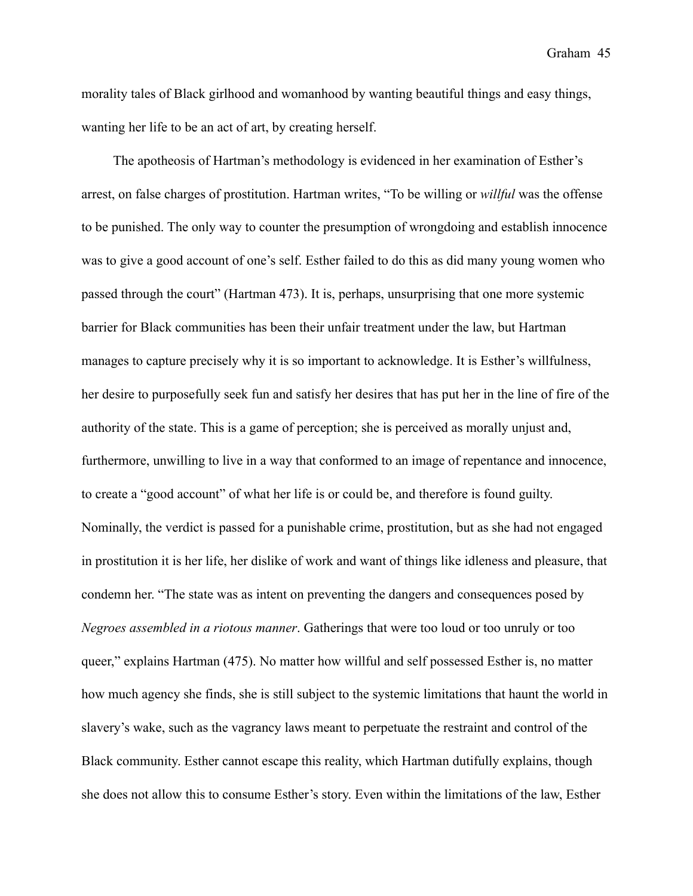morality tales of Black girlhood and womanhood by wanting beautiful things and easy things, wanting her life to be an act of art, by creating herself.

The apotheosis of Hartman's methodology is evidenced in her examination of Esther's arrest, on false charges of prostitution. Hartman writes, "To be willing or *willful* was the offense to be punished. The only way to counter the presumption of wrongdoing and establish innocence was to give a good account of one's self. Esther failed to do this as did many young women who passed through the court" (Hartman 473). It is, perhaps, unsurprising that one more systemic barrier for Black communities has been their unfair treatment under the law, but Hartman manages to capture precisely why it is so important to acknowledge. It is Esther's willfulness, her desire to purposefully seek fun and satisfy her desires that has put her in the line of fire of the authority of the state. This is a game of perception; she is perceived as morally unjust and, furthermore, unwilling to live in a way that conformed to an image of repentance and innocence, to create a "good account" of what her life is or could be, and therefore is found guilty. Nominally, the verdict is passed for a punishable crime, prostitution, but as she had not engaged in prostitution it is her life, her dislike of work and want of things like idleness and pleasure, that condemn her. "The state was as intent on preventing the dangers and consequences posed by *Negroes assembled in a riotous manner*. Gatherings that were too loud or too unruly or too queer," explains Hartman (475). No matter how willful and self possessed Esther is, no matter how much agency she finds, she is still subject to the systemic limitations that haunt the world in slavery's wake, such as the vagrancy laws meant to perpetuate the restraint and control of the Black community. Esther cannot escape this reality, which Hartman dutifully explains, though she does not allow this to consume Esther's story. Even within the limitations of the law, Esther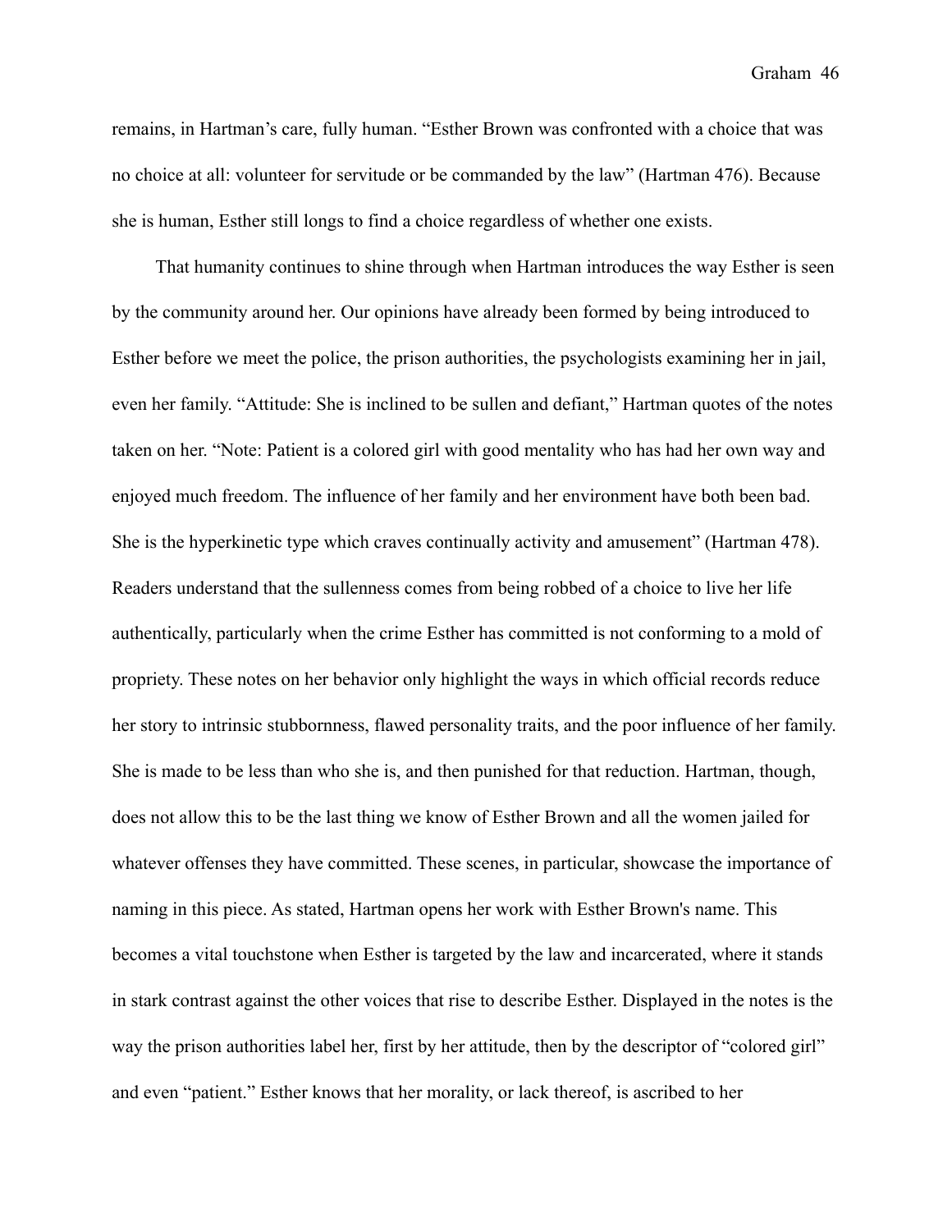remains, in Hartman's care, fully human. "Esther Brown was confronted with a choice that was no choice at all: volunteer for servitude or be commanded by the law" (Hartman 476). Because she is human, Esther still longs to find a choice regardless of whether one exists.

That humanity continues to shine through when Hartman introduces the way Esther is seen by the community around her. Our opinions have already been formed by being introduced to Esther before we meet the police, the prison authorities, the psychologists examining her in jail, even her family. "Attitude: She is inclined to be sullen and defiant," Hartman quotes of the notes taken on her. "Note: Patient is a colored girl with good mentality who has had her own way and enjoyed much freedom. The influence of her family and her environment have both been bad. She is the hyperkinetic type which craves continually activity and amusement" (Hartman 478). Readers understand that the sullenness comes from being robbed of a choice to live her life authentically, particularly when the crime Esther has committed is not conforming to a mold of propriety. These notes on her behavior only highlight the ways in which official records reduce her story to intrinsic stubbornness, flawed personality traits, and the poor influence of her family. She is made to be less than who she is, and then punished for that reduction. Hartman, though, does not allow this to be the last thing we know of Esther Brown and all the women jailed for whatever offenses they have committed. These scenes, in particular, showcase the importance of naming in this piece. As stated, Hartman opens her work with Esther Brown's name. This becomes a vital touchstone when Esther is targeted by the law and incarcerated, where it stands in stark contrast against the other voices that rise to describe Esther. Displayed in the notes is the way the prison authorities label her, first by her attitude, then by the descriptor of "colored girl" and even "patient." Esther knows that her morality, or lack thereof, is ascribed to her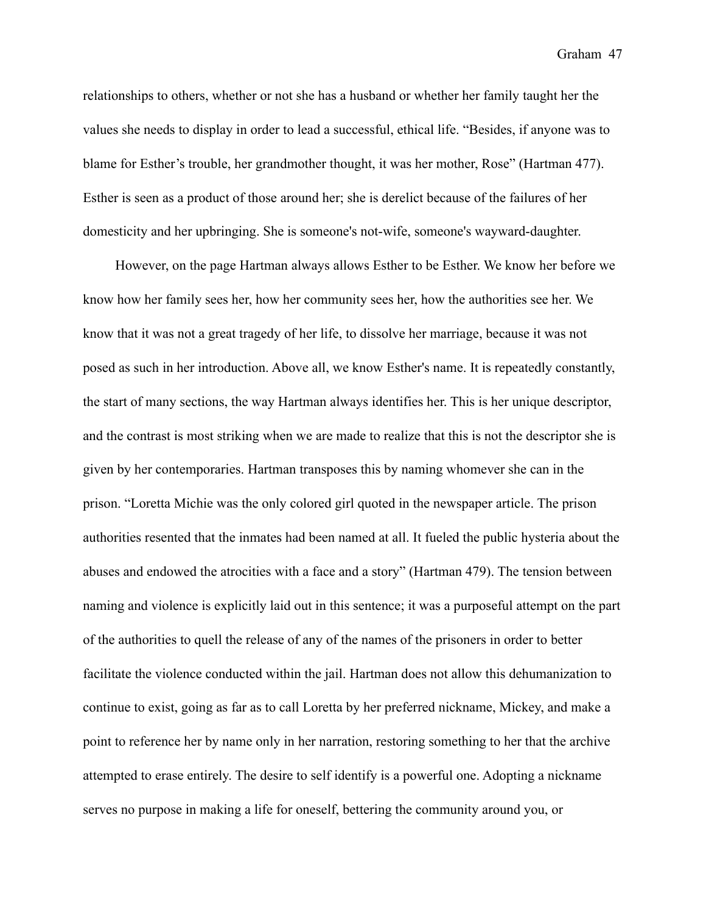relationships to others, whether or not she has a husband or whether her family taught her the values she needs to display in order to lead a successful, ethical life. "Besides, if anyone was to blame for Esther's trouble, her grandmother thought, it was her mother, Rose" (Hartman 477). Esther is seen as a product of those around her; she is derelict because of the failures of her domesticity and her upbringing. She is someone's not-wife, someone's wayward-daughter.

However, on the page Hartman always allows Esther to be Esther. We know her before we know how her family sees her, how her community sees her, how the authorities see her. We know that it was not a great tragedy of her life, to dissolve her marriage, because it was not posed as such in her introduction. Above all, we know Esther's name. It is repeatedly constantly, the start of many sections, the way Hartman always identifies her. This is her unique descriptor, and the contrast is most striking when we are made to realize that this is not the descriptor she is given by her contemporaries. Hartman transposes this by naming whomever she can in the prison. "Loretta Michie was the only colored girl quoted in the newspaper article. The prison authorities resented that the inmates had been named at all. It fueled the public hysteria about the abuses and endowed the atrocities with a face and a story" (Hartman 479). The tension between naming and violence is explicitly laid out in this sentence; it was a purposeful attempt on the part of the authorities to quell the release of any of the names of the prisoners in order to better facilitate the violence conducted within the jail. Hartman does not allow this dehumanization to continue to exist, going as far as to call Loretta by her preferred nickname, Mickey, and make a point to reference her by name only in her narration, restoring something to her that the archive attempted to erase entirely. The desire to self identify is a powerful one. Adopting a nickname serves no purpose in making a life for oneself, bettering the community around you, or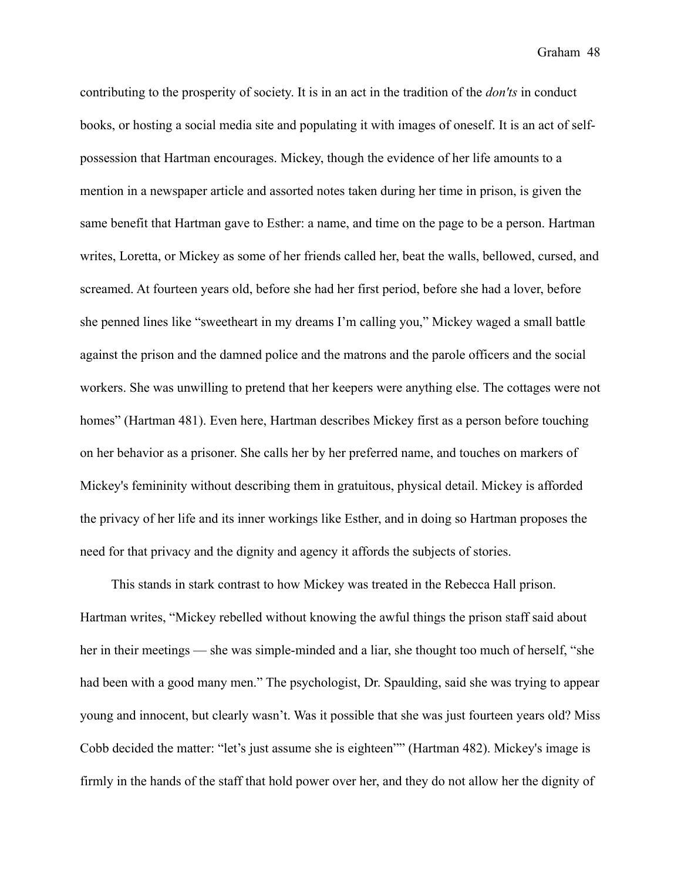contributing to the prosperity of society. It is in an act in the tradition of the *don'ts* in conduct books, or hosting a social media site and populating it with images of oneself. It is an act of self-possession that Hartman encourages. Mickey, though the evidence of her life amounts to a mention in a newspaper article and assorted notes taken during her time in prison, is given the same benefit that Hartman gave to Esther: a name, and time on the page to be a person. Hartman writes, Loretta, or Mickey as some of her friends called her, beat the walls, bellowed, cursed, and screamed. At fourteen years old, before she had her first period, before she had a lover, before she penned lines like "sweetheart in my dreams I'm calling you," Mickey waged a small battle against the prison and the damned police and the matrons and the parole officers and the social workers. She was unwilling to pretend that her keepers were anything else. The cottages were not homes" (Hartman 481). Even here, Hartman describes Mickey first as a person before touching on her behavior as a prisoner. She calls her by her preferred name, and touches on markers of Mickey's femininity without describing them in gratuitous, physical detail. Mickey is afforded the privacy of her life and its inner workings like Esther, and in doing so Hartman proposes the need for that privacy and the dignity and agency it affords the subjects of stories.

This stands in stark contrast to how Mickey was treated in the Rebecca Hall prison. Hartman writes, "Mickey rebelled without knowing the awful things the prison staff said about her in their meetings — she was simple-minded and a liar, she thought too much of herself, "she had been with a good many men." The psychologist, Dr. Spaulding, said she was trying to appear young and innocent, but clearly wasn't. Was it possible that she was just fourteen years old? Miss Cobb decided the matter: "let's just assume she is eighteen"" (Hartman 482). Mickey's image is firmly in the hands of the staff that hold power over her, and they do not allow her the dignity of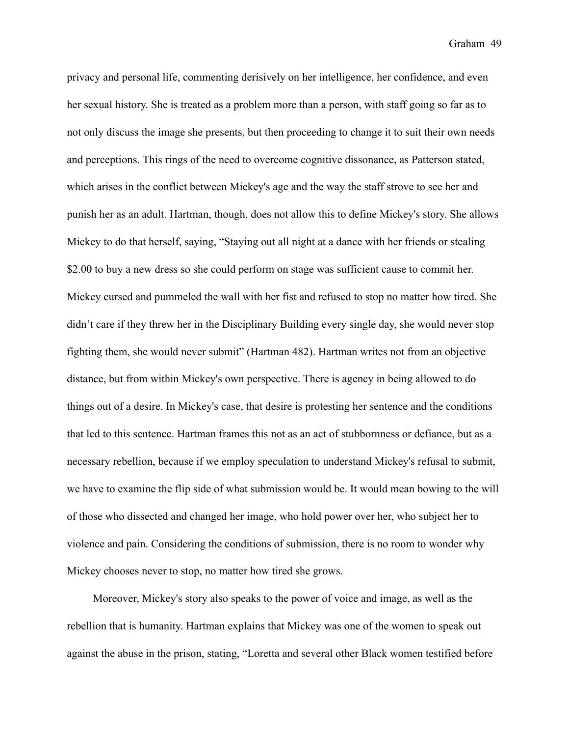privacy and personal life, commenting derisively on her intelligence, her confidence, and even her sexual history. She is treated as a problem more than a person, with staff going so far as to not only discuss the image she presents, but then proceeding to change it to suit their own needs and perceptions. This rings of the need to overcome cognitive dissonance, as Patterson stated, which arises in the conflict between Mickey's age and the way the staff strove to see her and punish her as an adult. Hartman, though, does not allow this to define Mickey's story. She allows Mickey to do that herself, saying, "Staying out all night at a dance with her friends or stealing $2.00 to buy a new dress so she could perform on stage was sufficient cause to commit her. Mickey cursed and pummeled the wall with her fist and refused to stop no matter how tired. She didn't care if they threw her in the Disciplinary Building every single day, she would never stop fighting them, she would never submit" (Hartman 482). Hartman writes not from an objective distance, but from within Mickey's own perspective. There is agency in being allowed to do things out of a desire. In Mickey's case, that desire is protesting her sentence and the conditions that led to this sentence. Hartman frames this not as an act of stubbornness or defiance, but as a necessary rebellion, because if we employ speculation to understand Mickey's refusal to submit, we have to examine the flip side of what submission would be. It would mean bowing to the will of those who dissected and changed her image, who hold power over her, who subject her to violence and pain. Considering the conditions of submission, there is no room to wonder why Mickey chooses never to stop, no matter how tired she grows.

Moreover, Mickey's story also speaks to the power of voice and image, as well as the rebellion that is humanity. Hartman explains that Mickey was one of the women to speak out against the abuse in the prison, stating, "Loretta and several other Black women testified before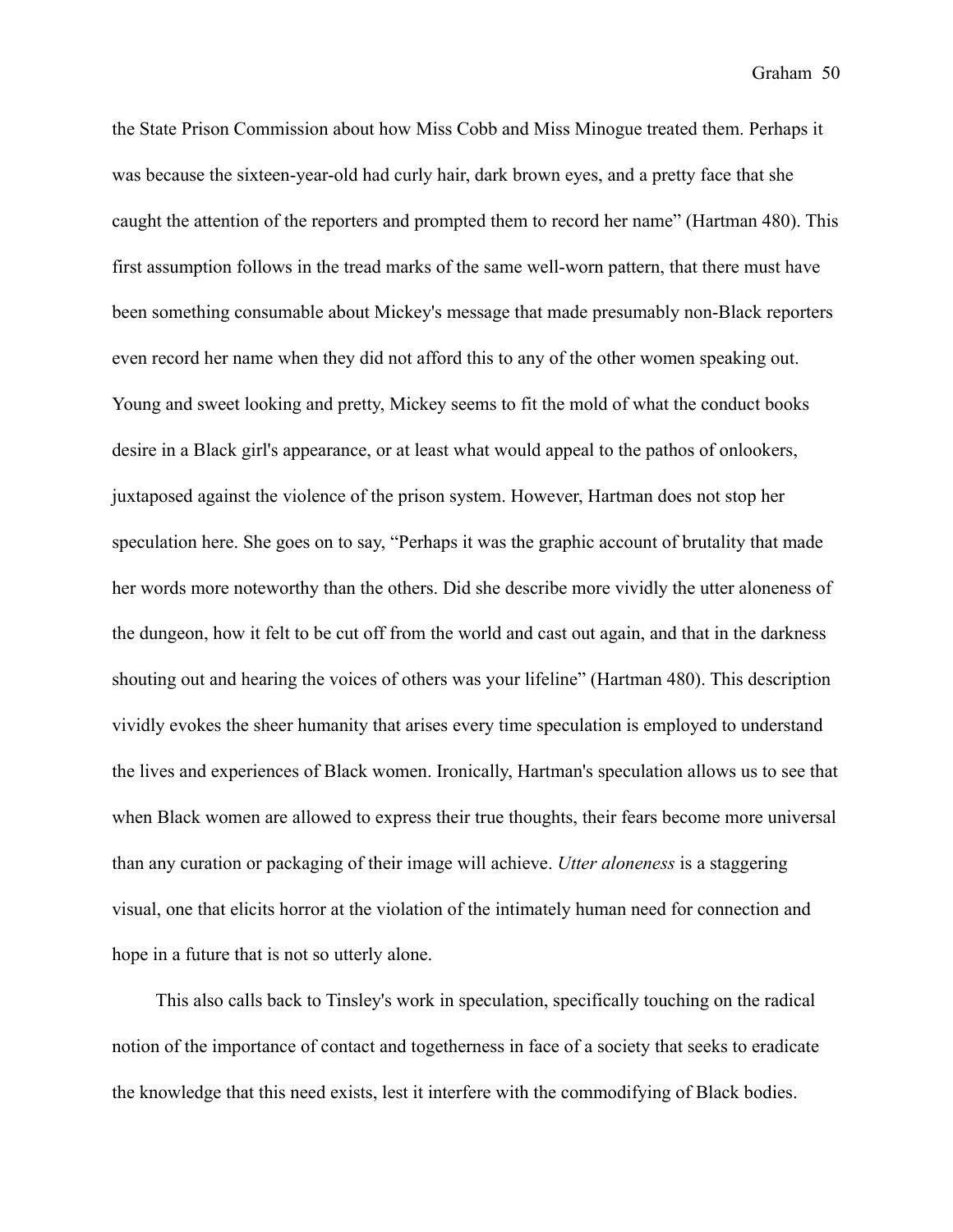the State Prison Commission about how Miss Cobb and Miss Minogue treated them. Perhaps it was because the sixteen-year-old had curly hair, dark brown eyes, and a pretty face that she caught the attention of the reporters and prompted them to record her name" (Hartman 480). This first assumption follows in the tread marks of the same well-worn pattern, that there must have been something consumable about Mickey's message that made presumably non-Black reporters even record her name when they did not afford this to any of the other women speaking out. Young and sweet looking and pretty, Mickey seems to fit the mold of what the conduct books desire in a Black girl's appearance, or at least what would appeal to the pathos of onlookers, juxtaposed against the violence of the prison system. However, Hartman does not stop her speculation here. She goes on to say, "Perhaps it was the graphic account of brutality that made her words more noteworthy than the others. Did she describe more vividly the utter aloneness of the dungeon, how it felt to be cut off from the world and cast out again, and that in the darkness shouting out and hearing the voices of others was your lifeline" (Hartman 480). This description vividly evokes the sheer humanity that arises every time speculation is employed to understand the lives and experiences of Black women. Ironically, Hartman's speculation allows us to see that when Black women are allowed to express their true thoughts, their fears become more universal than any curation or packaging of their image will achieve. *Utter aloneness* is a staggering visual, one that elicits horror at the violation of the intimately human need for connection and hope in a future that is not so utterly alone.

This also calls back to Tinsley's work in speculation, specifically touching on the radical notion of the importance of contact and togetherness in face of a society that seeks to eradicate the knowledge that this need exists, lest it interfere with the commodifying of Black bodies.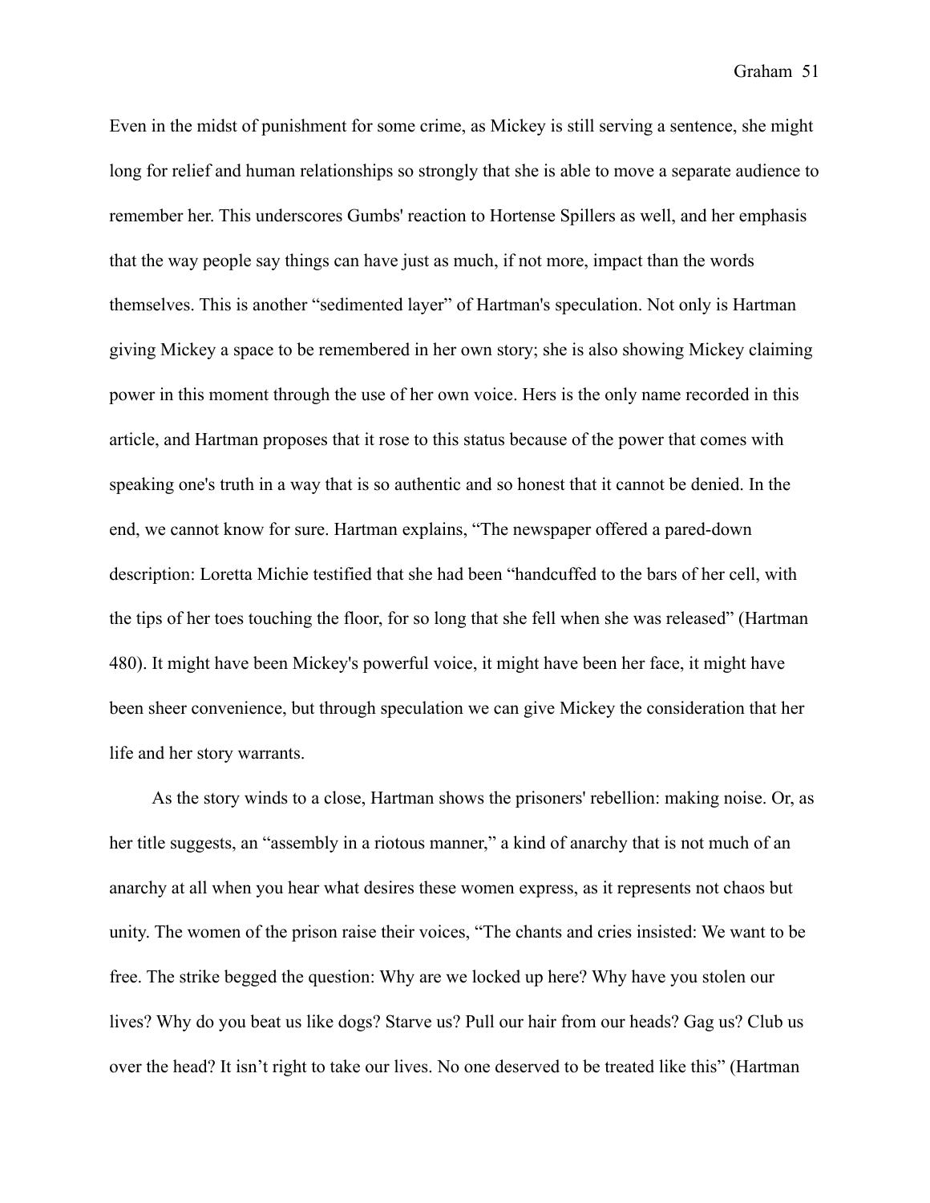Even in the midst of punishment for some crime, as Mickey is still serving a sentence, she might long for relief and human relationships so strongly that she is able to move a separate audience to remember her. This underscores Gumbs' reaction to Hortense Spillers as well, and her emphasis that the way people say things can have just as much, if not more, impact than the words themselves. This is another "sedimented layer" of Hartman's speculation. Not only is Hartman giving Mickey a space to be remembered in her own story; she is also showing Mickey claiming power in this moment through the use of her own voice. Hers is the only name recorded in this article, and Hartman proposes that it rose to this status because of the power that comes with speaking one's truth in a way that is so authentic and so honest that it cannot be denied. In the end, we cannot know for sure. Hartman explains, "The newspaper offered a pared-down description: Loretta Michie testified that she had been "handcuffed to the bars of her cell, with the tips of her toes touching the floor, for so long that she fell when she was released" (Hartman 480). It might have been Mickey's powerful voice, it might have been her face, it might have been sheer convenience, but through speculation we can give Mickey the consideration that her life and her story warrants.

As the story winds to a close, Hartman shows the prisoners' rebellion: making noise. Or, as her title suggests, an "assembly in a riotous manner," a kind of anarchy that is not much of an anarchy at all when you hear what desires these women express, as it represents not chaos but unity. The women of the prison raise their voices, "The chants and cries insisted: We want to be free. The strike begged the question: Why are we locked up here? Why have you stolen our lives? Why do you beat us like dogs? Starve us? Pull our hair from our heads? Gag us? Club us over the head? It isn't right to take our lives. No one deserved to be treated like this" (Hartman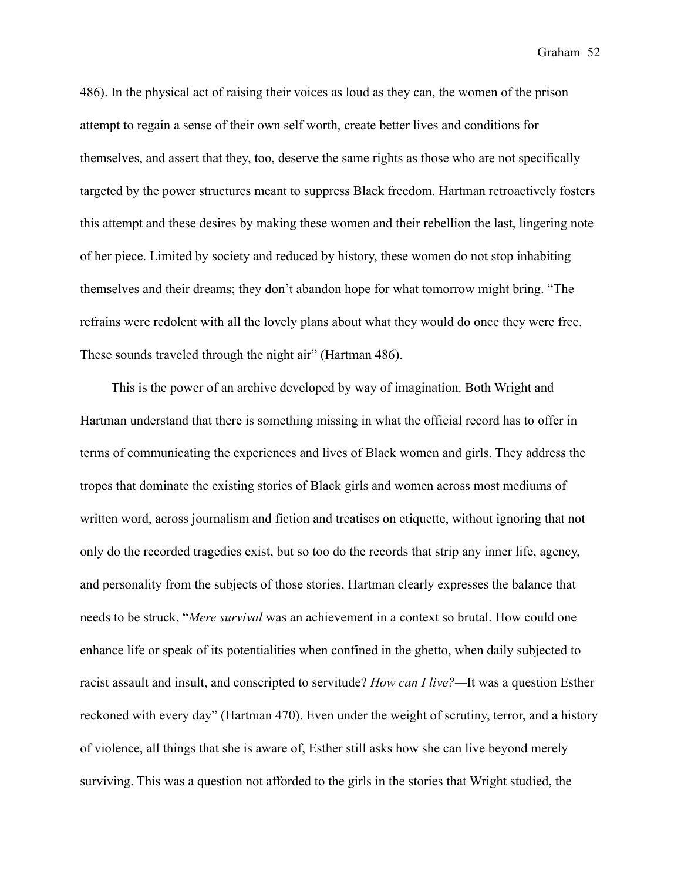486). In the physical act of raising their voices as loud as they can, the women of the prison attempt to regain a sense of their own self worth, create better lives and conditions for themselves, and assert that they, too, deserve the same rights as those who are not specifically targeted by the power structures meant to suppress Black freedom. Hartman retroactively fosters this attempt and these desires by making these women and their rebellion the last, lingering note of her piece. Limited by society and reduced by history, these women do not stop inhabiting themselves and their dreams; they don't abandon hope for what tomorrow might bring. "The refrains were redolent with all the lovely plans about what they would do once they were free. These sounds traveled through the night air" (Hartman 486).

This is the power of an archive developed by way of imagination. Both Wright and Hartman understand that there is something missing in what the official record has to offer in terms of communicating the experiences and lives of Black women and girls. They address the tropes that dominate the existing stories of Black girls and women across most mediums of written word, across journalism and fiction and treatises on etiquette, without ignoring that not only do the recorded tragedies exist, but so too do the records that strip any inner life, agency, and personality from the subjects of those stories. Hartman clearly expresses the balance that needs to be struck, "*Mere survival* was an achievement in a context so brutal. How could one enhance life or speak of its potentialities when confined in the ghetto, when daily subjected to racist assault and insult, and conscripted to servitude? *How can I live?*—It was a question Esther reckoned with every day" (Hartman 470). Even under the weight of scrutiny, terror, and a history of violence, all things that she is aware of, Esther still asks how she can live beyond merely surviving. This was a question not afforded to the girls in the stories that Wright studied, the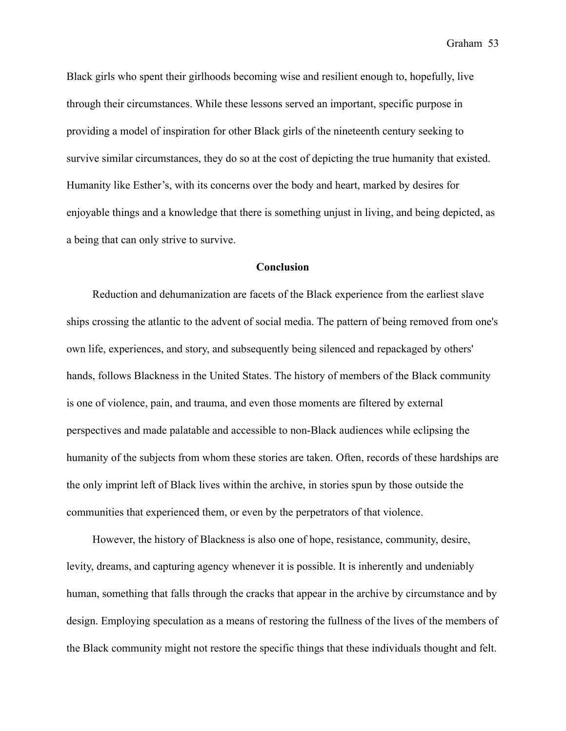Black girls who spent their girlhoods becoming wise and resilient enough to, hopefully, live through their circumstances. While these lessons served an important, specific purpose in providing a model of inspiration for other Black girls of the nineteenth century seeking to survive similar circumstances, they do so at the cost of depicting the true humanity that existed. Humanity like Esther's, with its concerns over the body and heart, marked by desires for enjoyable things and a knowledge that there is something unjust in living, and being depicted, as a being that can only strive to survive.

## Conclusion

Reduction and dehumanization are facets of the Black experience from the earliest slave ships crossing the atlantic to the advent of social media. The pattern of being removed from one's own life, experiences, and story, and subsequently being silenced and repackaged by others' hands, follows Blackness in the United States. The history of members of the Black community is one of violence, pain, and trauma, and even those moments are filtered by external perspectives and made palatable and accessible to non-Black audiences while eclipsing the humanity of the subjects from whom these stories are taken. Often, records of these hardships are the only imprint left of Black lives within the archive, in stories spun by those outside the communities that experienced them, or even by the perpetrators of that violence.

However, the history of Blackness is also one of hope, resistance, community, desire, levity, dreams, and capturing agency whenever it is possible. It is inherently and undeniably human, something that falls through the cracks that appear in the archive by circumstance and by design. Employing speculation as a means of restoring the fullness of the lives of the members of the Black community might not restore the specific things that these individuals thought and felt.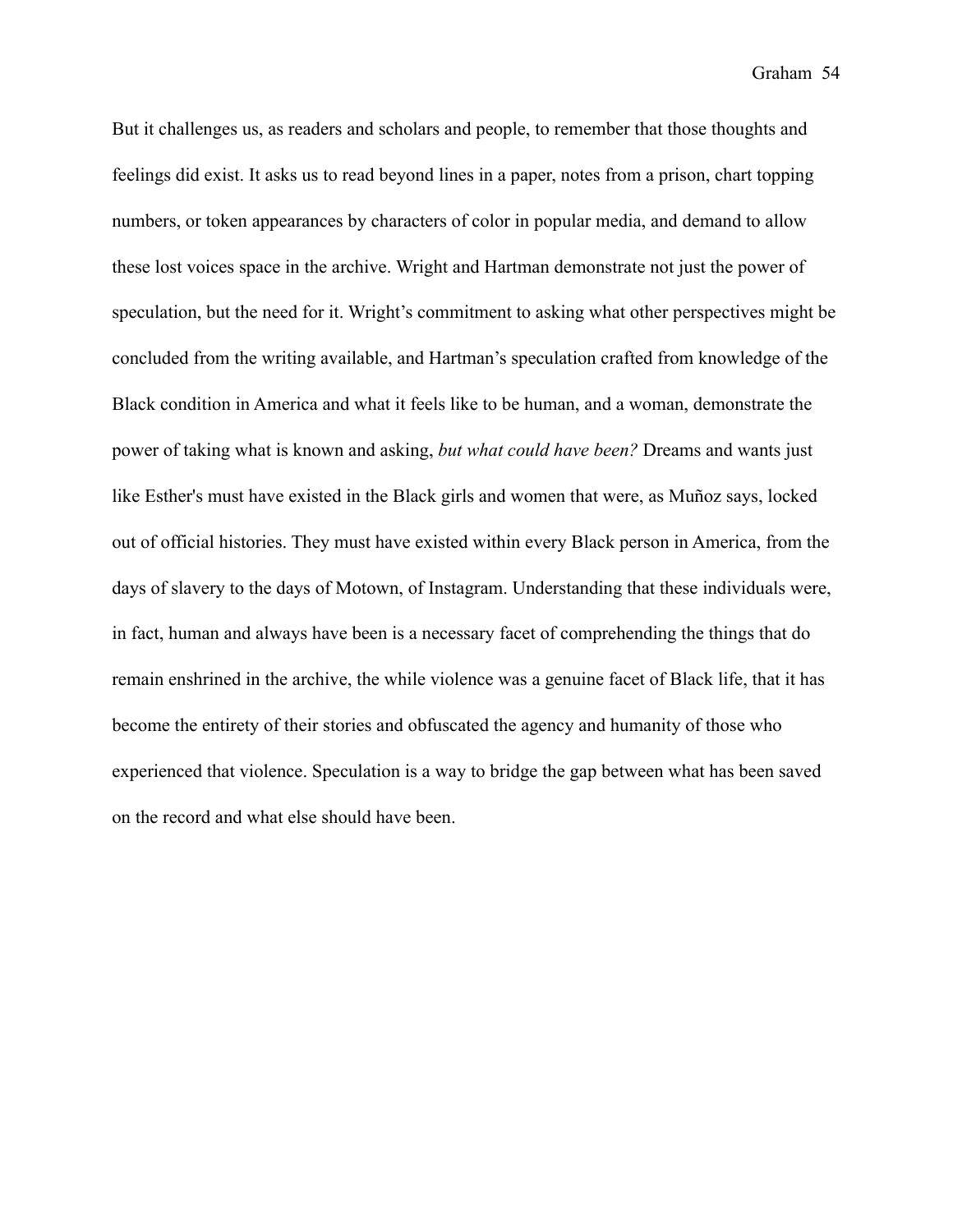But it challenges us, as readers and scholars and people, to remember that those thoughts and feelings did exist. It asks us to read beyond lines in a paper, notes from a prison, chart topping numbers, or token appearances by characters of color in popular media, and demand to allow these lost voices space in the archive. Wright and Hartman demonstrate not just the power of speculation, but the need for it. Wright's commitment to asking what other perspectives might be concluded from the writing available, and Hartman's speculation crafted from knowledge of the Black condition in America and what it feels like to be human, and a woman, demonstrate the power of taking what is known and asking, *but what could have been?* Dreams and wants just like Esther's must have existed in the Black girls and women that were, as Muñoz says, locked out of official histories. They must have existed within every Black person in America, from the days of slavery to the days of Motown, of Instagram. Understanding that these individuals were, in fact, human and always have been is a necessary facet of comprehending the things that do remain enshrined in the archive, the while violence was a genuine facet of Black life, that it has become the entirety of their stories and obfuscated the agency and humanity of those who experienced that violence. Speculation is a way to bridge the gap between what has been saved on the record and what else should have been.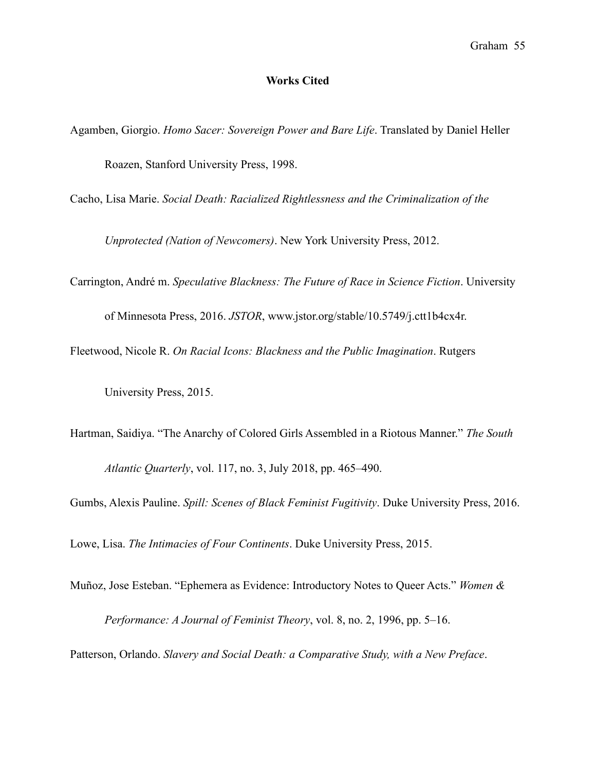# Works Cited

Agamben, Giorgio. *Homo Sacer: Sovereign Power and Bare Life*. Translated by Daniel Heller Roazen, Stanford University Press, 1998.

Cacho, Lisa Marie. *Social Death: Racialized Rightlessness and the Criminalization of the Unprotected (Nation of Newcomers)*. New York University Press, 2012.

Carrington, André m. *Speculative Blackness: The Future of Race in Science Fiction*. University of Minnesota Press, 2016. *JSTOR*, www.jstor.org/stable/10.5749/j.ctt1b4cx4r.

Fleetwood, Nicole R. *On Racial Icons: Blackness and the Public Imagination*. Rutgers University Press, 2015.

Hartman, Saidiya. "The Anarchy of Colored Girls Assembled in a Riotous Manner." *The South Atlantic Quarterly*, vol. 117, no. 3, July 2018, pp. 465–490.

Gumbs, Alexis Pauline. *Spill: Scenes of Black Feminist Fugitivity*. Duke University Press, 2016.

Lowe, Lisa. *The Intimacies of Four Continents*. Duke University Press, 2015.

Muñoz, Jose Esteban. "Ephemera as Evidence: Introductory Notes to Queer Acts." *Women & Performance: A Journal of Feminist Theory*, vol. 8, no. 2, 1996, pp. 5–16.

Patterson, Orlando. *Slavery and Social Death: a Comparative Study, with a New Preface*.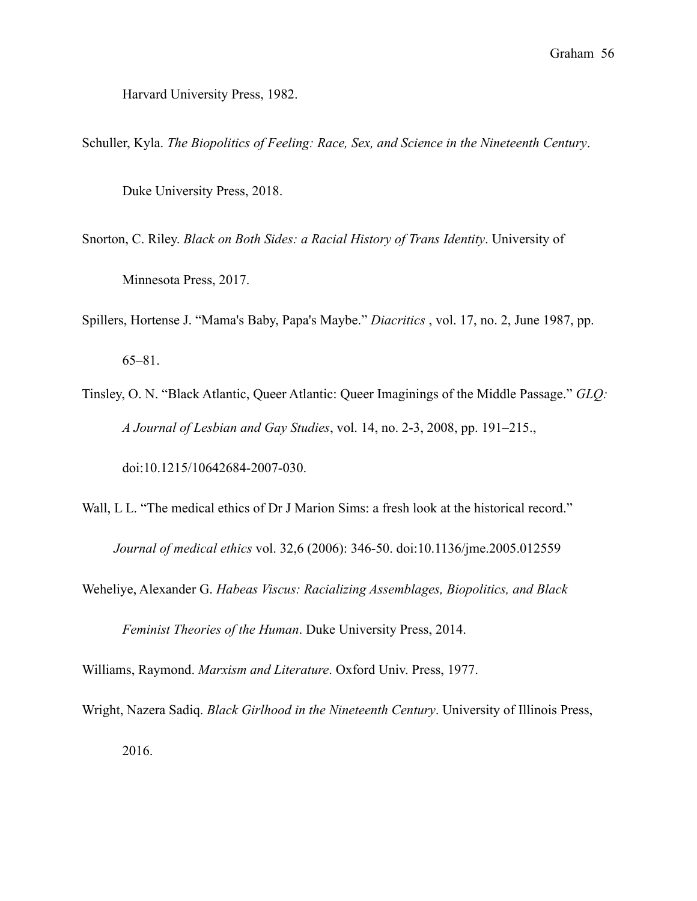Harvard University Press, 1982.

Schuller, Kyla. *The Biopolitics of Feeling: Race, Sex, and Science in the Nineteenth Century*. Duke University Press, 2018.

Snorton, C. Riley. *Black on Both Sides: a Racial History of Trans Identity*. University of Minnesota Press, 2017.

Spillers, Hortense J. "Mama's Baby, Papa's Maybe." *Diacritics* , vol. 17, no. 2, June 1987, pp. 65–81.

Tinsley, O. N. "Black Atlantic, Queer Atlantic: Queer Imaginings of the Middle Passage." *GLQ: A Journal of Lesbian and Gay Studies*, vol. 14, no. 2-3, 2008, pp. 191–215., doi:10.1215/10642684-2007-030.

Wall, L L. "The medical ethics of Dr J Marion Sims: a fresh look at the historical record." *Journal of medical ethics* vol. 32,6 (2006): 346-50. doi:10.1136/jme.2005.012559

Weheliye, Alexander G. *Habeas Viscus: Racializing Assemblages, Biopolitics, and Black Feminist Theories of the Human*. Duke University Press, 2014.

Williams, Raymond. *Marxism and Literature*. Oxford Univ. Press, 1977.

Wright, Nazera Sadiq. *Black Girlhood in the Nineteenth Century*. University of Illinois Press, 2016.